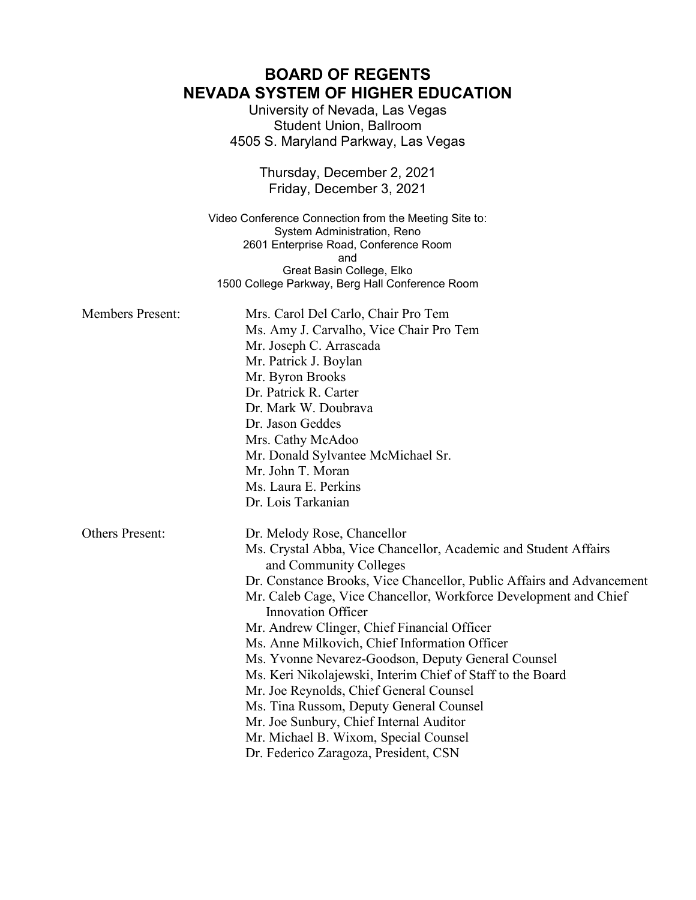# BOARD OF REGENTS
# NEVADA SYSTEM OF HIGHER EDUCATION

University of Nevada, Las Vegas
Student Union, Ballroom
4505 S. Maryland Parkway, Las Vegas

Thursday, December 2, 2021
Friday, December 3, 2021

Video Conference Connection from the Meeting Site to:
System Administration, Reno
2601 Enterprise Road, Conference Room
and
Great Basin College, Elko
1500 College Parkway, Berg Hall Conference Room

Members Present:

- Mrs. Carol Del Carlo, Chair Pro Tem
- Ms. Amy J. Carvalho, Vice Chair Pro Tem
- Mr. Joseph C. Arrascada
- Mr. Patrick J. Boylan
- Mr. Byron Brooks
- Dr. Patrick R. Carter
- Dr. Mark W. Doubrava
- Dr. Jason Geddes
- Mrs. Cathy McAdoo
- Mr. Donald Sylvantee McMichael Sr.
- Mr. John T. Moran
- Ms. Laura E. Perkins
- Dr. Lois Tarkanian

Others Present:

- Dr. Melody Rose, Chancellor
- Ms. Crystal Abba, Vice Chancellor, Academic and Student Affairs and Community Colleges
- Dr. Constance Brooks, Vice Chancellor, Public Affairs and Advancement
- Mr. Caleb Cage, Vice Chancellor, Workforce Development and Chief Innovation Officer
- Mr. Andrew Clinger, Chief Financial Officer
- Ms. Anne Milkovich, Chief Information Officer
- Ms. Yvonne Nevarez-Goodson, Deputy General Counsel
- Ms. Keri Nikolajewski, Interim Chief of Staff to the Board
- Mr. Joe Reynolds, Chief General Counsel
- Ms. Tina Russom, Deputy General Counsel
- Mr. Joe Sunbury, Chief Internal Auditor
- Mr. Michael B. Wixom, Special Counsel
- Dr. Federico Zaragoza, President, CSN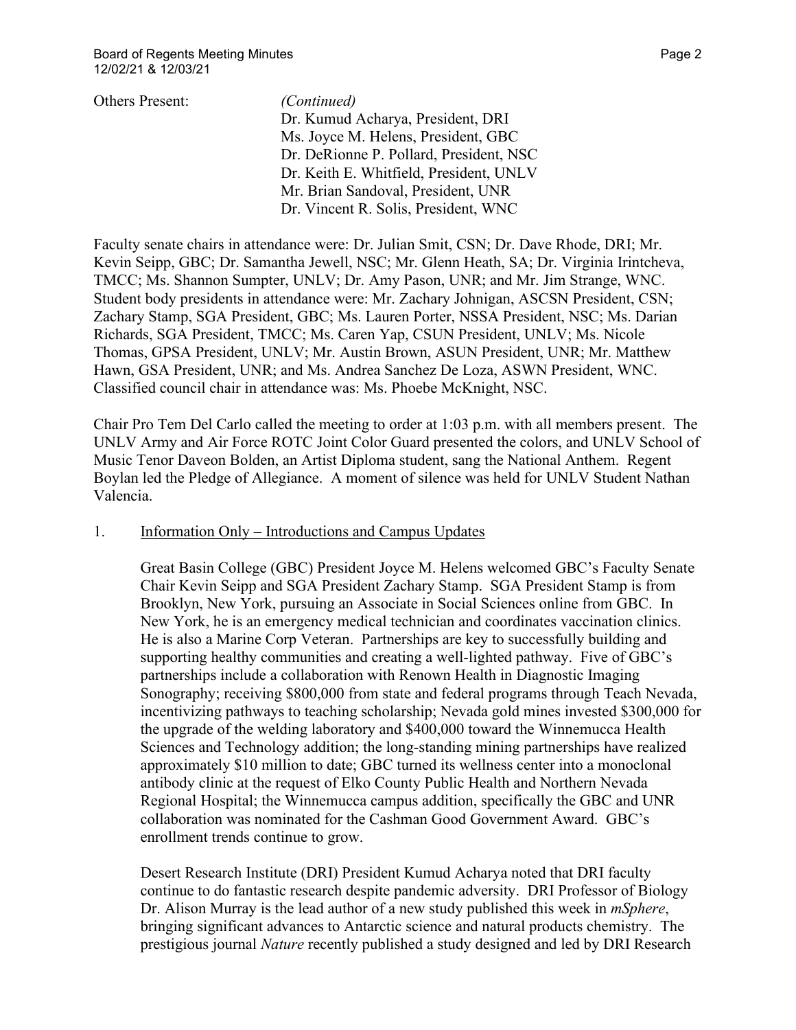Others Present: *(Continued)*
Dr. Kumud Acharya, President, DRI
Ms. Joyce M. Helens, President, GBC
Dr. DeRionne P. Pollard, President, NSC
Dr. Keith E. Whitfield, President, UNLV
Mr. Brian Sandoval, President, UNR
Dr. Vincent R. Solis, President, WNC

Faculty senate chairs in attendance were: Dr. Julian Smit, CSN; Dr. Dave Rhode, DRI; Mr. Kevin Seipp, GBC; Dr. Samantha Jewell, NSC; Mr. Glenn Heath, SA; Dr. Virginia Irintcheva, TMCC; Ms. Shannon Sumpter, UNLV; Dr. Amy Pason, UNR; and Mr. Jim Strange, WNC. Student body presidents in attendance were: Mr. Zachary Johnigan, ASCSN President, CSN; Zachary Stamp, SGA President, GBC; Ms. Lauren Porter, NSSA President, NSC; Ms. Darian Richards, SGA President, TMCC; Ms. Caren Yap, CSUN President, UNLV; Ms. Nicole Thomas, GPSA President, UNLV; Mr. Austin Brown, ASUN President, UNR; Mr. Matthew Hawn, GSA President, UNR; and Ms. Andrea Sanchez De Loza, ASWN President, WNC. Classified council chair in attendance was: Ms. Phoebe McKnight, NSC.

Chair Pro Tem Del Carlo called the meeting to order at 1:03 p.m. with all members present. The UNLV Army and Air Force ROTC Joint Color Guard presented the colors, and UNLV School of Music Tenor Daveon Bolden, an Artist Diploma student, sang the National Anthem. Regent Boylan led the Pledge of Allegiance. A moment of silence was held for UNLV Student Nathan Valencia.

1. Information Only – Introductions and Campus Updates

Great Basin College (GBC) President Joyce M. Helens welcomed GBC's Faculty Senate Chair Kevin Seipp and SGA President Zachary Stamp. SGA President Stamp is from Brooklyn, New York, pursuing an Associate in Social Sciences online from GBC. In New York, he is an emergency medical technician and coordinates vaccination clinics. He is also a Marine Corp Veteran. Partnerships are key to successfully building and supporting healthy communities and creating a well-lighted pathway. Five of GBC's partnerships include a collaboration with Renown Health in Diagnostic Imaging Sonography; receiving $800,000 from state and federal programs through Teach Nevada, incentivizing pathways to teaching scholarship; Nevada gold mines invested $300,000 for the upgrade of the welding laboratory and $400,000 toward the Winnemucca Health Sciences and Technology addition; the long-standing mining partnerships have realized approximately $10 million to date; GBC turned its wellness center into a monoclonal antibody clinic at the request of Elko County Public Health and Northern Nevada Regional Hospital; the Winnemucca campus addition, specifically the GBC and UNR collaboration was nominated for the Cashman Good Government Award. GBC's enrollment trends continue to grow.

Desert Research Institute (DRI) President Kumud Acharya noted that DRI faculty continue to do fantastic research despite pandemic adversity. DRI Professor of Biology Dr. Alison Murray is the lead author of a new study published this week in *mSphere*, bringing significant advances to Antarctic science and natural products chemistry. The prestigious journal *Nature* recently published a study designed and led by DRI Research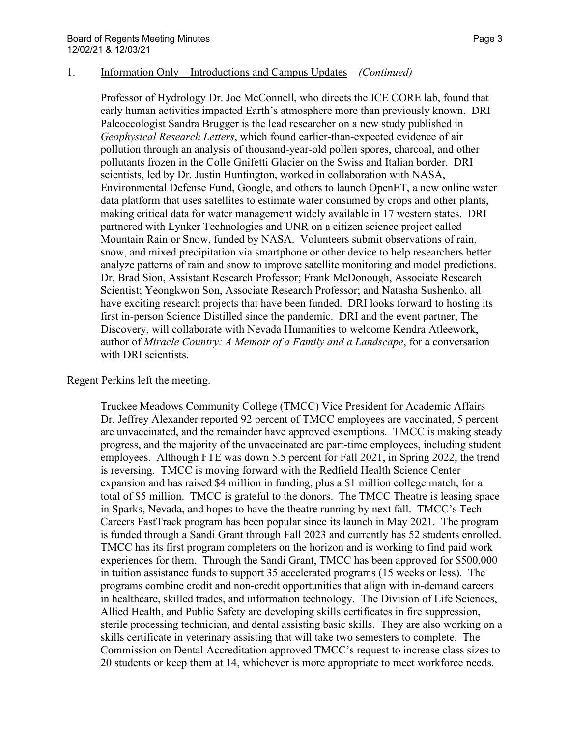1. <u>Information Only – Introductions and Campus Updates</u> – *(Continued)*

   Professor of Hydrology Dr. Joe McConnell, who directs the ICE CORE lab, found that early human activities impacted Earth's atmosphere more than previously known. DRI Paleoecologist Sandra Brugger is the lead researcher on a new study published in *Geophysical Research Letters*, which found earlier-than-expected evidence of air pollution through an analysis of thousand-year-old pollen spores, charcoal, and other pollutants frozen in the Colle Gnifetti Glacier on the Swiss and Italian border. DRI scientists, led by Dr. Justin Huntington, worked in collaboration with NASA, Environmental Defense Fund, Google, and others to launch OpenET, a new online water data platform that uses satellites to estimate water consumed by crops and other plants, making critical data for water management widely available in 17 western states. DRI partnered with Lynker Technologies and UNR on a citizen science project called Mountain Rain or Snow, funded by NASA. Volunteers submit observations of rain, snow, and mixed precipitation via smartphone or other device to help researchers better analyze patterns of rain and snow to improve satellite monitoring and model predictions. Dr. Brad Sion, Assistant Research Professor; Frank McDonough, Associate Research Scientist; Yeongkwon Son, Associate Research Professor; and Natasha Sushenko, all have exciting research projects that have been funded. DRI looks forward to hosting its first in-person Science Distilled since the pandemic. DRI and the event partner, The Discovery, will collaborate with Nevada Humanities to welcome Kendra Atleework, author of *Miracle Country: A Memoir of a Family and a Landscape*, for a conversation with DRI scientists.

Regent Perkins left the meeting.

   Truckee Meadows Community College (TMCC) Vice President for Academic Affairs Dr. Jeffrey Alexander reported 92 percent of TMCC employees are vaccinated, 5 percent are unvaccinated, and the remainder have approved exemptions. TMCC is making steady progress, and the majority of the unvaccinated are part-time employees, including student employees. Although FTE was down 5.5 percent for Fall 2021, in Spring 2022, the trend is reversing. TMCC is moving forward with the Redfield Health Science Center expansion and has raised $4 million in funding, plus a $1 million college match, for a total of $5 million. TMCC is grateful to the donors. The TMCC Theatre is leasing space in Sparks, Nevada, and hopes to have the theatre running by next fall. TMCC's Tech Careers FastTrack program has been popular since its launch in May 2021. The program is funded through a Sandi Grant through Fall 2023 and currently has 52 students enrolled. TMCC has its first program completers on the horizon and is working to find paid work experiences for them. Through the Sandi Grant, TMCC has been approved for $500,000 in tuition assistance funds to support 35 accelerated programs (15 weeks or less). The programs combine credit and non-credit opportunities that align with in-demand careers in healthcare, skilled trades, and information technology. The Division of Life Sciences, Allied Health, and Public Safety are developing skills certificates in fire suppression, sterile processing technician, and dental assisting basic skills. They are also working on a skills certificate in veterinary assisting that will take two semesters to complete. The Commission on Dental Accreditation approved TMCC's request to increase class sizes to 20 students or keep them at 14, whichever is more appropriate to meet workforce needs.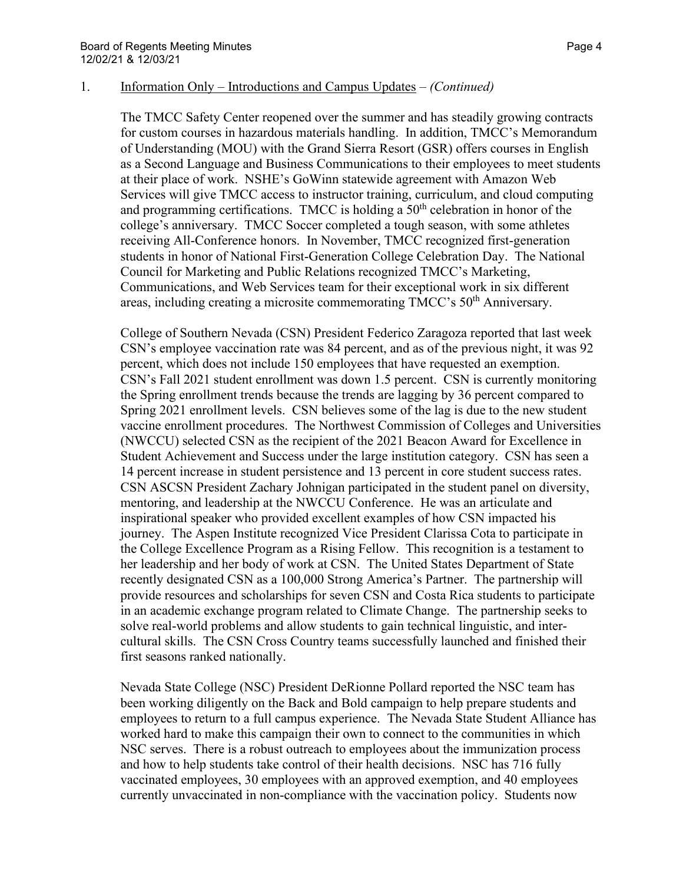1. Information Only – Introductions and Campus Updates – *(Continued)*

The TMCC Safety Center reopened over the summer and has steadily growing contracts for custom courses in hazardous materials handling. In addition, TMCC's Memorandum of Understanding (MOU) with the Grand Sierra Resort (GSR) offers courses in English as a Second Language and Business Communications to their employees to meet students at their place of work. NSHE's GoWinn statewide agreement with Amazon Web Services will give TMCC access to instructor training, curriculum, and cloud computing and programming certifications. TMCC is holding a 50th celebration in honor of the college's anniversary. TMCC Soccer completed a tough season, with some athletes receiving All-Conference honors. In November, TMCC recognized first-generation students in honor of National First-Generation College Celebration Day. The National Council for Marketing and Public Relations recognized TMCC's Marketing, Communications, and Web Services team for their exceptional work in six different areas, including creating a microsite commemorating TMCC's 50th Anniversary.

College of Southern Nevada (CSN) President Federico Zaragoza reported that last week CSN's employee vaccination rate was 84 percent, and as of the previous night, it was 92 percent, which does not include 150 employees that have requested an exemption. CSN's Fall 2021 student enrollment was down 1.5 percent. CSN is currently monitoring the Spring enrollment trends because the trends are lagging by 36 percent compared to Spring 2021 enrollment levels. CSN believes some of the lag is due to the new student vaccine enrollment procedures. The Northwest Commission of Colleges and Universities (NWCCU) selected CSN as the recipient of the 2021 Beacon Award for Excellence in Student Achievement and Success under the large institution category. CSN has seen a 14 percent increase in student persistence and 13 percent in core student success rates. CSN ASCSN President Zachary Johnigan participated in the student panel on diversity, mentoring, and leadership at the NWCCU Conference. He was an articulate and inspirational speaker who provided excellent examples of how CSN impacted his journey. The Aspen Institute recognized Vice President Clarissa Cota to participate in the College Excellence Program as a Rising Fellow. This recognition is a testament to her leadership and her body of work at CSN. The United States Department of State recently designated CSN as a 100,000 Strong America's Partner. The partnership will provide resources and scholarships for seven CSN and Costa Rica students to participate in an academic exchange program related to Climate Change. The partnership seeks to solve real-world problems and allow students to gain technical linguistic, and inter-cultural skills. The CSN Cross Country teams successfully launched and finished their first seasons ranked nationally.

Nevada State College (NSC) President DeRionne Pollard reported the NSC team has been working diligently on the Back and Bold campaign to help prepare students and employees to return to a full campus experience. The Nevada State Student Alliance has worked hard to make this campaign their own to connect to the communities in which NSC serves. There is a robust outreach to employees about the immunization process and how to help students take control of their health decisions. NSC has 716 fully vaccinated employees, 30 employees with an approved exemption, and 40 employees currently unvaccinated in non-compliance with the vaccination policy. Students now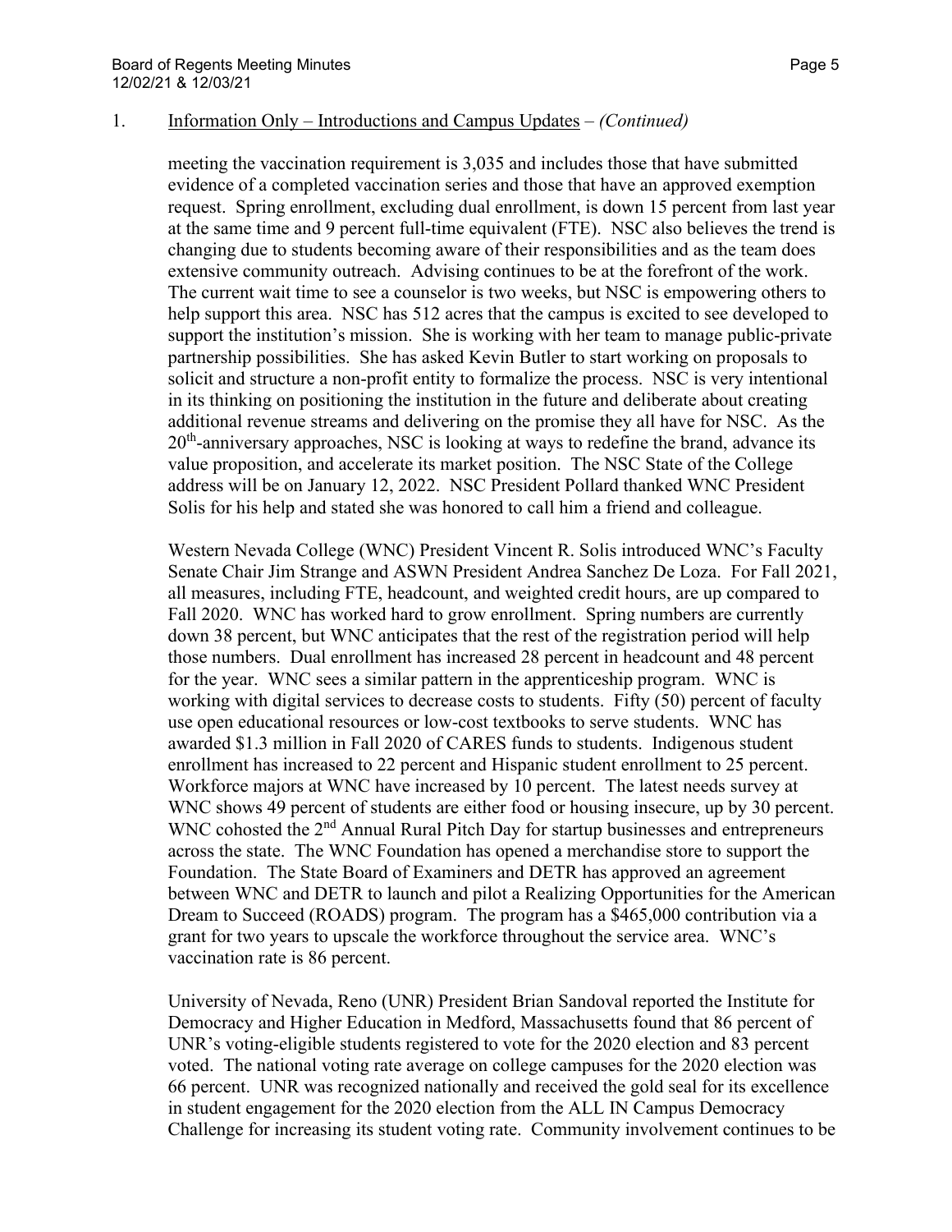1. Information Only – Introductions and Campus Updates – *(Continued)*

meeting the vaccination requirement is 3,035 and includes those that have submitted evidence of a completed vaccination series and those that have an approved exemption request. Spring enrollment, excluding dual enrollment, is down 15 percent from last year at the same time and 9 percent full-time equivalent (FTE). NSC also believes the trend is changing due to students becoming aware of their responsibilities and as the team does extensive community outreach. Advising continues to be at the forefront of the work. The current wait time to see a counselor is two weeks, but NSC is empowering others to help support this area. NSC has 512 acres that the campus is excited to see developed to support the institution's mission. She is working with her team to manage public-private partnership possibilities. She has asked Kevin Butler to start working on proposals to solicit and structure a non-profit entity to formalize the process. NSC is very intentional in its thinking on positioning the institution in the future and deliberate about creating additional revenue streams and delivering on the promise they all have for NSC. As the 20th-anniversary approaches, NSC is looking at ways to redefine the brand, advance its value proposition, and accelerate its market position. The NSC State of the College address will be on January 12, 2022. NSC President Pollard thanked WNC President Solis for his help and stated she was honored to call him a friend and colleague.

Western Nevada College (WNC) President Vincent R. Solis introduced WNC's Faculty Senate Chair Jim Strange and ASWN President Andrea Sanchez De Loza. For Fall 2021, all measures, including FTE, headcount, and weighted credit hours, are up compared to Fall 2020. WNC has worked hard to grow enrollment. Spring numbers are currently down 38 percent, but WNC anticipates that the rest of the registration period will help those numbers. Dual enrollment has increased 28 percent in headcount and 48 percent for the year. WNC sees a similar pattern in the apprenticeship program. WNC is working with digital services to decrease costs to students. Fifty (50) percent of faculty use open educational resources or low-cost textbooks to serve students. WNC has awarded $1.3 million in Fall 2020 of CARES funds to students. Indigenous student enrollment has increased to 22 percent and Hispanic student enrollment to 25 percent. Workforce majors at WNC have increased by 10 percent. The latest needs survey at WNC shows 49 percent of students are either food or housing insecure, up by 30 percent. WNC cohosted the 2nd Annual Rural Pitch Day for startup businesses and entrepreneurs across the state. The WNC Foundation has opened a merchandise store to support the Foundation. The State Board of Examiners and DETR has approved an agreement between WNC and DETR to launch and pilot a Realizing Opportunities for the American Dream to Succeed (ROADS) program. The program has a $465,000 contribution via a grant for two years to upscale the workforce throughout the service area. WNC's vaccination rate is 86 percent.

University of Nevada, Reno (UNR) President Brian Sandoval reported the Institute for Democracy and Higher Education in Medford, Massachusetts found that 86 percent of UNR's voting-eligible students registered to vote for the 2020 election and 83 percent voted. The national voting rate average on college campuses for the 2020 election was 66 percent. UNR was recognized nationally and received the gold seal for its excellence in student engagement for the 2020 election from the ALL IN Campus Democracy Challenge for increasing its student voting rate. Community involvement continues to be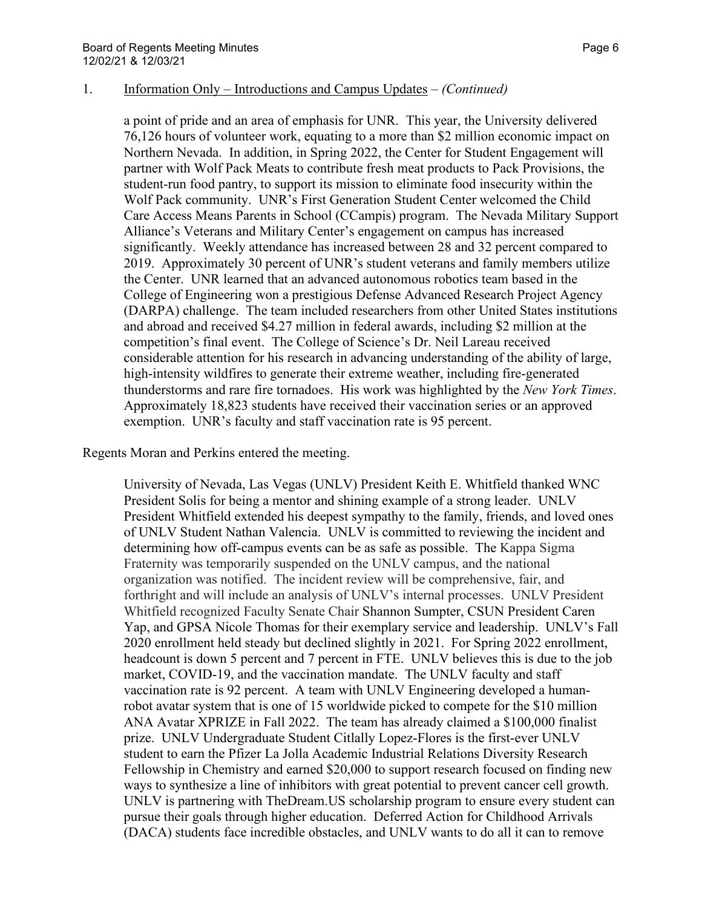1. Information Only – Introductions and Campus Updates – *(Continued)*

a point of pride and an area of emphasis for UNR. This year, the University delivered 76,126 hours of volunteer work, equating to a more than $2 million economic impact on Northern Nevada. In addition, in Spring 2022, the Center for Student Engagement will partner with Wolf Pack Meats to contribute fresh meat products to Pack Provisions, the student-run food pantry, to support its mission to eliminate food insecurity within the Wolf Pack community. UNR's First Generation Student Center welcomed the Child Care Access Means Parents in School (CCampis) program. The Nevada Military Support Alliance's Veterans and Military Center's engagement on campus has increased significantly. Weekly attendance has increased between 28 and 32 percent compared to 2019. Approximately 30 percent of UNR's student veterans and family members utilize the Center. UNR learned that an advanced autonomous robotics team based in the College of Engineering won a prestigious Defense Advanced Research Project Agency (DARPA) challenge. The team included researchers from other United States institutions and abroad and received $4.27 million in federal awards, including $2 million at the competition's final event. The College of Science's Dr. Neil Lareau received considerable attention for his research in advancing understanding of the ability of large, high-intensity wildfires to generate their extreme weather, including fire-generated thunderstorms and rare fire tornadoes. His work was highlighted by the *New York Times*. Approximately 18,823 students have received their vaccination series or an approved exemption. UNR's faculty and staff vaccination rate is 95 percent.

Regents Moran and Perkins entered the meeting.

University of Nevada, Las Vegas (UNLV) President Keith E. Whitfield thanked WNC President Solis for being a mentor and shining example of a strong leader. UNLV President Whitfield extended his deepest sympathy to the family, friends, and loved ones of UNLV Student Nathan Valencia. UNLV is committed to reviewing the incident and determining how off-campus events can be as safe as possible. The Kappa Sigma Fraternity was temporarily suspended on the UNLV campus, and the national organization was notified. The incident review will be comprehensive, fair, and forthright and will include an analysis of UNLV's internal processes. UNLV President Whitfield recognized Faculty Senate Chair Shannon Sumpter, CSUN President Caren Yap, and GPSA Nicole Thomas for their exemplary service and leadership. UNLV's Fall 2020 enrollment held steady but declined slightly in 2021. For Spring 2022 enrollment, headcount is down 5 percent and 7 percent in FTE. UNLV believes this is due to the job market, COVID-19, and the vaccination mandate. The UNLV faculty and staff vaccination rate is 92 percent. A team with UNLV Engineering developed a human-robot avatar system that is one of 15 worldwide picked to compete for the $10 million ANA Avatar XPRIZE in Fall 2022. The team has already claimed a $100,000 finalist prize. UNLV Undergraduate Student Citlally Lopez-Flores is the first-ever UNLV student to earn the Pfizer La Jolla Academic Industrial Relations Diversity Research Fellowship in Chemistry and earned $20,000 to support research focused on finding new ways to synthesize a line of inhibitors with great potential to prevent cancer cell growth. UNLV is partnering with TheDream.US scholarship program to ensure every student can pursue their goals through higher education. Deferred Action for Childhood Arrivals (DACA) students face incredible obstacles, and UNLV wants to do all it can to remove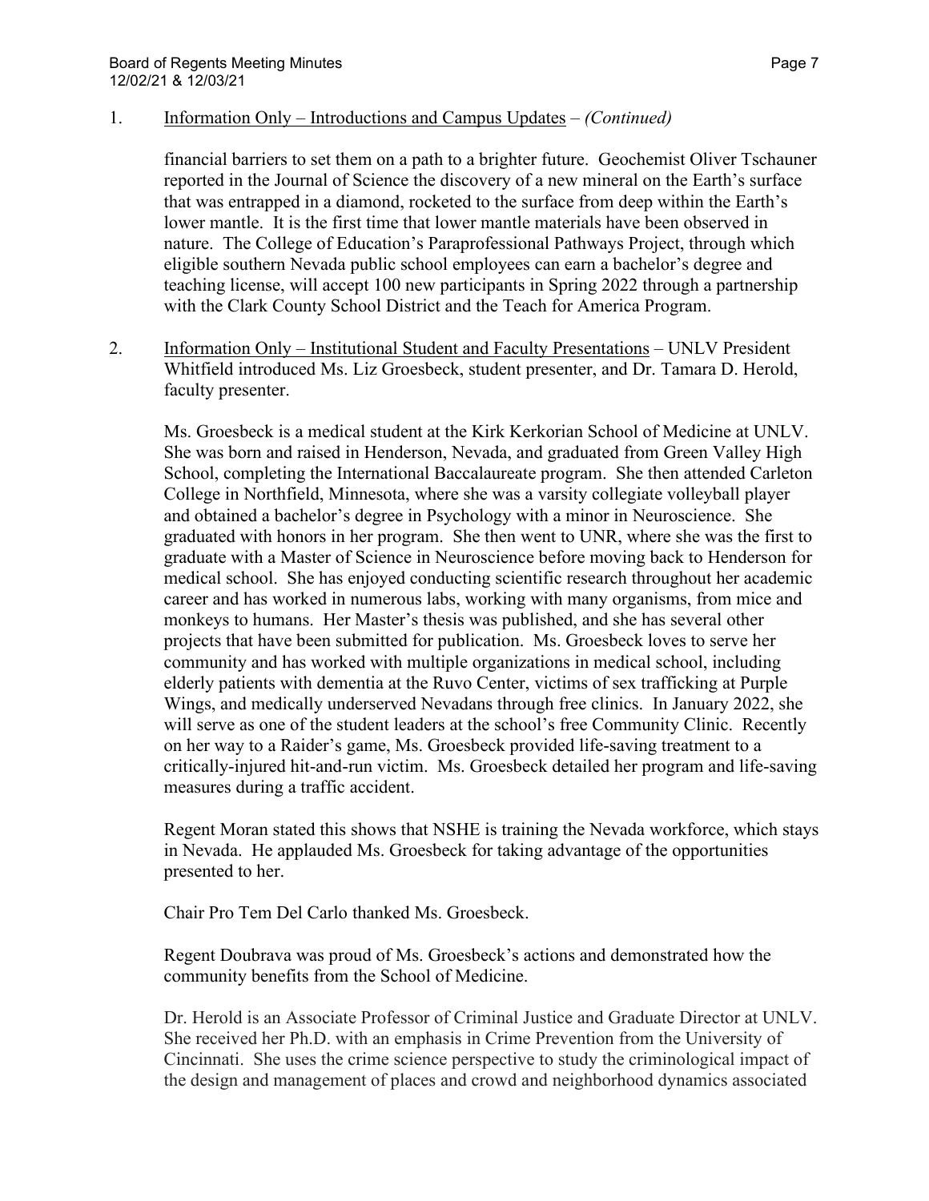1. <u>Information Only – Introductions and Campus Updates</u> – *(Continued)*

   financial barriers to set them on a path to a brighter future. Geochemist Oliver Tschauner reported in the Journal of Science the discovery of a new mineral on the Earth's surface that was entrapped in a diamond, rocketed to the surface from deep within the Earth's lower mantle. It is the first time that lower mantle materials have been observed in nature. The College of Education's Paraprofessional Pathways Project, through which eligible southern Nevada public school employees can earn a bachelor's degree and teaching license, will accept 100 new participants in Spring 2022 through a partnership with the Clark County School District and the Teach for America Program.

2. <u>Information Only – Institutional Student and Faculty Presentations</u> – UNLV President Whitfield introduced Ms. Liz Groesbeck, student presenter, and Dr. Tamara D. Herold, faculty presenter.

   Ms. Groesbeck is a medical student at the Kirk Kerkorian School of Medicine at UNLV. She was born and raised in Henderson, Nevada, and graduated from Green Valley High School, completing the International Baccalaureate program. She then attended Carleton College in Northfield, Minnesota, where she was a varsity collegiate volleyball player and obtained a bachelor's degree in Psychology with a minor in Neuroscience. She graduated with honors in her program. She then went to UNR, where she was the first to graduate with a Master of Science in Neuroscience before moving back to Henderson for medical school. She has enjoyed conducting scientific research throughout her academic career and has worked in numerous labs, working with many organisms, from mice and monkeys to humans. Her Master's thesis was published, and she has several other projects that have been submitted for publication. Ms. Groesbeck loves to serve her community and has worked with multiple organizations in medical school, including elderly patients with dementia at the Ruvo Center, victims of sex trafficking at Purple Wings, and medically underserved Nevadans through free clinics. In January 2022, she will serve as one of the student leaders at the school's free Community Clinic. Recently on her way to a Raider's game, Ms. Groesbeck provided life-saving treatment to a critically-injured hit-and-run victim. Ms. Groesbeck detailed her program and life-saving measures during a traffic accident.

   Regent Moran stated this shows that NSHE is training the Nevada workforce, which stays in Nevada. He applauded Ms. Groesbeck for taking advantage of the opportunities presented to her.

   Chair Pro Tem Del Carlo thanked Ms. Groesbeck.

   Regent Doubrava was proud of Ms. Groesbeck's actions and demonstrated how the community benefits from the School of Medicine.

   Dr. Herold is an Associate Professor of Criminal Justice and Graduate Director at UNLV. She received her Ph.D. with an emphasis in Crime Prevention from the University of Cincinnati. She uses the crime science perspective to study the criminological impact of the design and management of places and crowd and neighborhood dynamics associated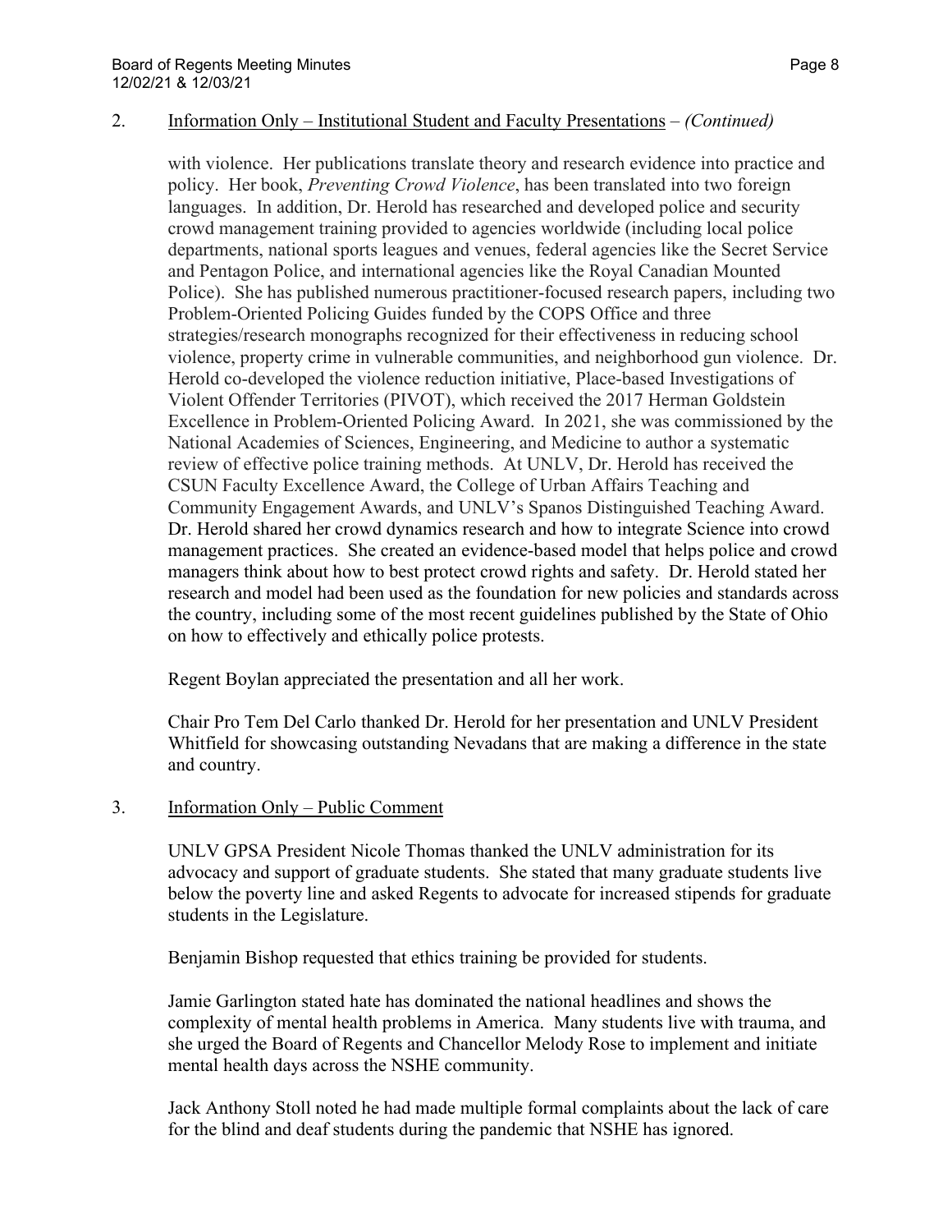2. Information Only – Institutional Student and Faculty Presentations – *(Continued)*

with violence. Her publications translate theory and research evidence into practice and policy. Her book, *Preventing Crowd Violence*, has been translated into two foreign languages. In addition, Dr. Herold has researched and developed police and security crowd management training provided to agencies worldwide (including local police departments, national sports leagues and venues, federal agencies like the Secret Service and Pentagon Police, and international agencies like the Royal Canadian Mounted Police). She has published numerous practitioner-focused research papers, including two Problem-Oriented Policing Guides funded by the COPS Office and three strategies/research monographs recognized for their effectiveness in reducing school violence, property crime in vulnerable communities, and neighborhood gun violence. Dr. Herold co-developed the violence reduction initiative, Place-based Investigations of Violent Offender Territories (PIVOT), which received the 2017 Herman Goldstein Excellence in Problem-Oriented Policing Award. In 2021, she was commissioned by the National Academies of Sciences, Engineering, and Medicine to author a systematic review of effective police training methods. At UNLV, Dr. Herold has received the CSUN Faculty Excellence Award, the College of Urban Affairs Teaching and Community Engagement Awards, and UNLV's Spanos Distinguished Teaching Award. Dr. Herold shared her crowd dynamics research and how to integrate Science into crowd management practices. She created an evidence-based model that helps police and crowd managers think about how to best protect crowd rights and safety. Dr. Herold stated her research and model had been used as the foundation for new policies and standards across the country, including some of the most recent guidelines published by the State of Ohio on how to effectively and ethically police protests.

Regent Boylan appreciated the presentation and all her work.

Chair Pro Tem Del Carlo thanked Dr. Herold for her presentation and UNLV President Whitfield for showcasing outstanding Nevadans that are making a difference in the state and country.

3. Information Only – Public Comment

UNLV GPSA President Nicole Thomas thanked the UNLV administration for its advocacy and support of graduate students. She stated that many graduate students live below the poverty line and asked Regents to advocate for increased stipends for graduate students in the Legislature.

Benjamin Bishop requested that ethics training be provided for students.

Jamie Garlington stated hate has dominated the national headlines and shows the complexity of mental health problems in America. Many students live with trauma, and she urged the Board of Regents and Chancellor Melody Rose to implement and initiate mental health days across the NSHE community.

Jack Anthony Stoll noted he had made multiple formal complaints about the lack of care for the blind and deaf students during the pandemic that NSHE has ignored.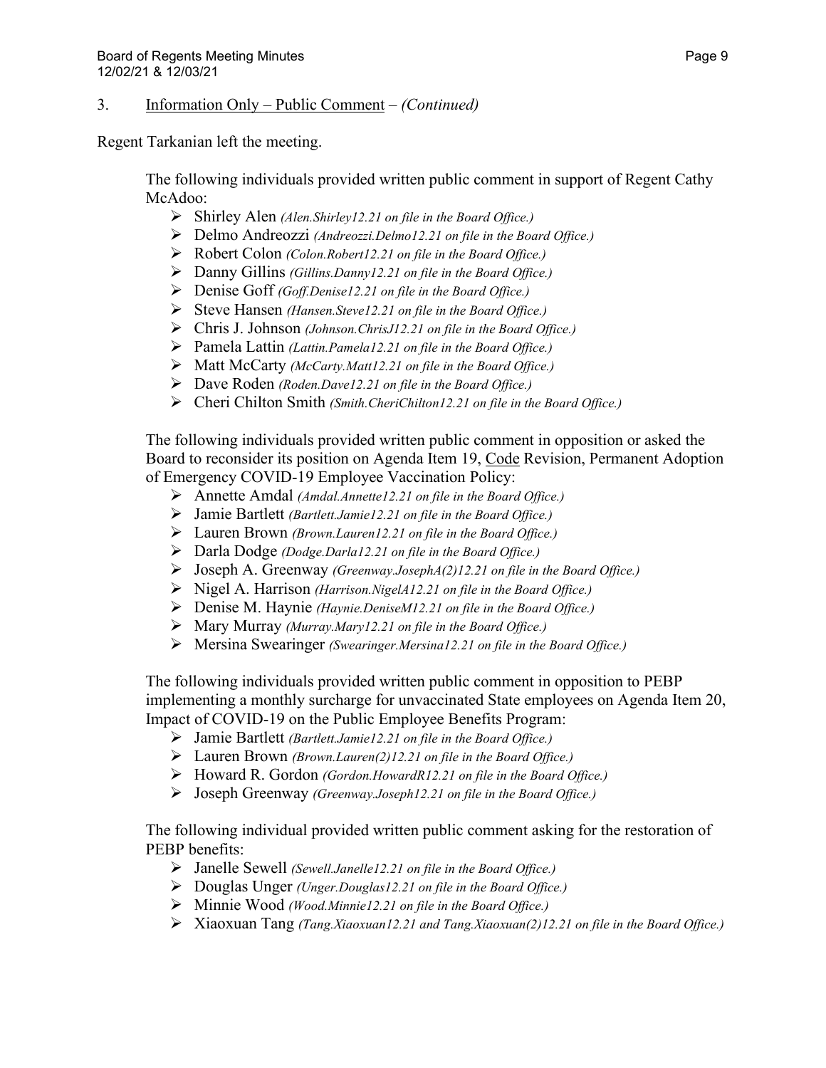3. Information Only – Public Comment – *(Continued)*

Regent Tarkanian left the meeting.

The following individuals provided written public comment in support of Regent Cathy McAdoo:

- Shirley Alen *(Alen.Shirley12.21 on file in the Board Office.)*
- Delmo Andreozzi *(Andreozzi.Delmo12.21 on file in the Board Office.)*
- Robert Colon *(Colon.Robert12.21 on file in the Board Office.)*
- Danny Gillins *(Gillins.Danny12.21 on file in the Board Office.)*
- Denise Goff *(Goff.Denise12.21 on file in the Board Office.)*
- Steve Hansen *(Hansen.Steve12.21 on file in the Board Office.)*
- Chris J. Johnson *(Johnson.ChrisJ12.21 on file in the Board Office.)*
- Pamela Lattin *(Lattin.Pamela12.21 on file in the Board Office.)*
- Matt McCarty *(McCarty.Matt12.21 on file in the Board Office.)*
- Dave Roden *(Roden.Dave12.21 on file in the Board Office.)*
- Cheri Chilton Smith *(Smith.CheriChilton12.21 on file in the Board Office.)*

The following individuals provided written public comment in opposition or asked the Board to reconsider its position on Agenda Item 19, Code Revision, Permanent Adoption of Emergency COVID-19 Employee Vaccination Policy:

- Annette Amdal *(Amdal.Annette12.21 on file in the Board Office.)*
- Jamie Bartlett *(Bartlett.Jamie12.21 on file in the Board Office.)*
- Lauren Brown *(Brown.Lauren12.21 on file in the Board Office.)*
- Darla Dodge *(Dodge.Darla12.21 on file in the Board Office.)*
- Joseph A. Greenway *(Greenway.JosephA(2)12.21 on file in the Board Office.)*
- Nigel A. Harrison *(Harrison.NigelA12.21 on file in the Board Office.)*
- Denise M. Haynie *(Haynie.DeniseM12.21 on file in the Board Office.)*
- Mary Murray *(Murray.Mary12.21 on file in the Board Office.)*
- Mersina Swearinger *(Swearinger.Mersina12.21 on file in the Board Office.)*

The following individuals provided written public comment in opposition to PEBP implementing a monthly surcharge for unvaccinated State employees on Agenda Item 20, Impact of COVID-19 on the Public Employee Benefits Program:

- Jamie Bartlett *(Bartlett.Jamie12.21 on file in the Board Office.)*
- Lauren Brown *(Brown.Lauren(2)12.21 on file in the Board Office.)*
- Howard R. Gordon *(Gordon.HowardR12.21 on file in the Board Office.)*
- Joseph Greenway *(Greenway.Joseph12.21 on file in the Board Office.)*

The following individual provided written public comment asking for the restoration of PEBP benefits:

- Janelle Sewell *(Sewell.Janelle12.21 on file in the Board Office.)*
- Douglas Unger *(Unger.Douglas12.21 on file in the Board Office.)*
- Minnie Wood *(Wood.Minnie12.21 on file in the Board Office.)*
- Xiaoxuan Tang *(Tang.Xiaoxuan12.21 and Tang.Xiaoxuan(2)12.21 on file in the Board Office.)*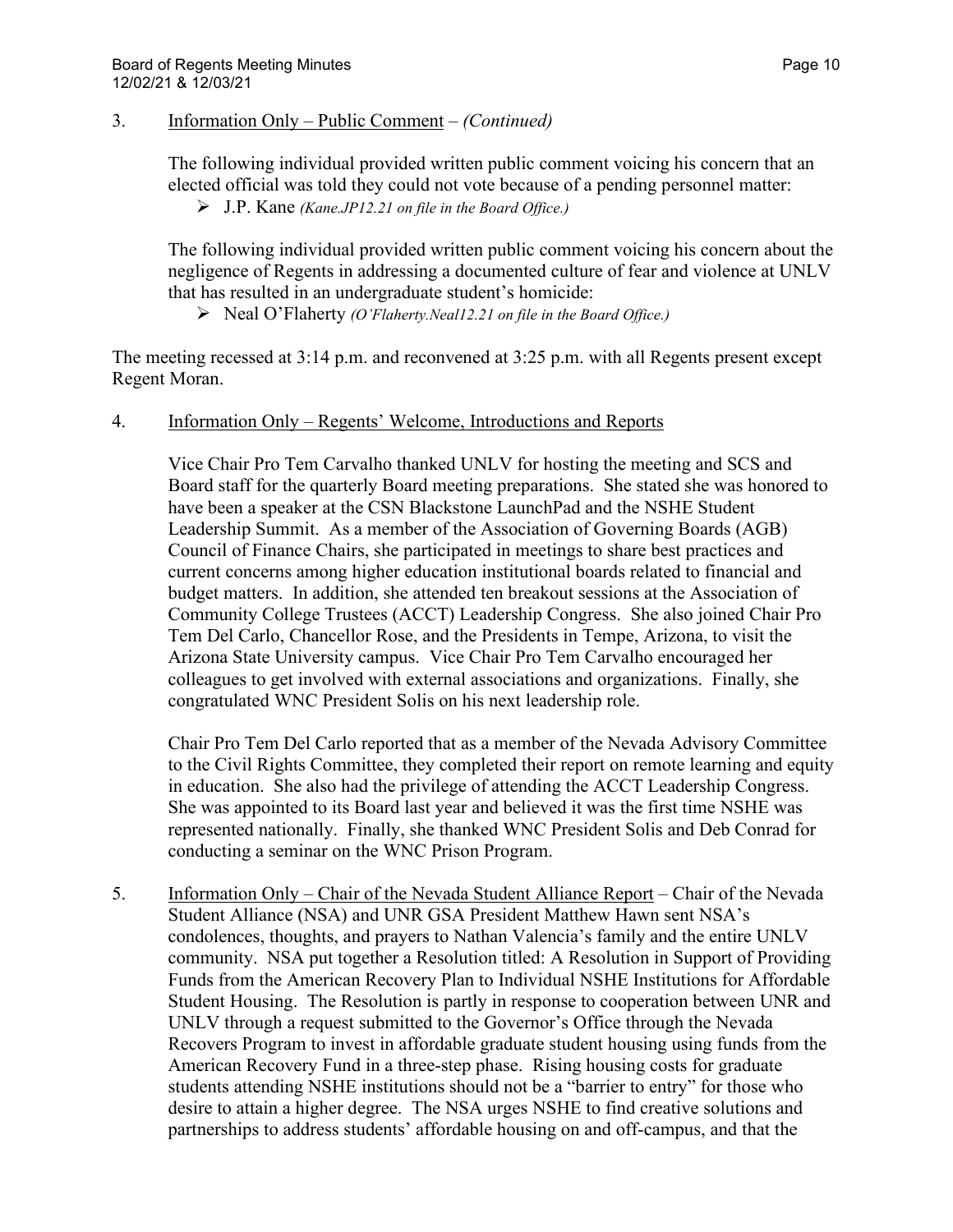3. Information Only – Public Comment – *(Continued)*

The following individual provided written public comment voicing his concern that an elected official was told they could not vote because of a pending personnel matter:

- J.P. Kane *(Kane.JP12.21 on file in the Board Office.)*

The following individual provided written public comment voicing his concern about the negligence of Regents in addressing a documented culture of fear and violence at UNLV that has resulted in an undergraduate student's homicide:

- Neal O'Flaherty *(O'Flaherty.Neal12.21 on file in the Board Office.)*

The meeting recessed at 3:14 p.m. and reconvened at 3:25 p.m. with all Regents present except Regent Moran.

4. Information Only – Regents' Welcome, Introductions and Reports

Vice Chair Pro Tem Carvalho thanked UNLV for hosting the meeting and SCS and Board staff for the quarterly Board meeting preparations. She stated she was honored to have been a speaker at the CSN Blackstone LaunchPad and the NSHE Student Leadership Summit. As a member of the Association of Governing Boards (AGB) Council of Finance Chairs, she participated in meetings to share best practices and current concerns among higher education institutional boards related to financial and budget matters. In addition, she attended ten breakout sessions at the Association of Community College Trustees (ACCT) Leadership Congress. She also joined Chair Pro Tem Del Carlo, Chancellor Rose, and the Presidents in Tempe, Arizona, to visit the Arizona State University campus. Vice Chair Pro Tem Carvalho encouraged her colleagues to get involved with external associations and organizations. Finally, she congratulated WNC President Solis on his next leadership role.

Chair Pro Tem Del Carlo reported that as a member of the Nevada Advisory Committee to the Civil Rights Committee, they completed their report on remote learning and equity in education. She also had the privilege of attending the ACCT Leadership Congress. She was appointed to its Board last year and believed it was the first time NSHE was represented nationally. Finally, she thanked WNC President Solis and Deb Conrad for conducting a seminar on the WNC Prison Program.

5. Information Only – Chair of the Nevada Student Alliance Report – Chair of the Nevada Student Alliance (NSA) and UNR GSA President Matthew Hawn sent NSA's condolences, thoughts, and prayers to Nathan Valencia's family and the entire UNLV community. NSA put together a Resolution titled: A Resolution in Support of Providing Funds from the American Recovery Plan to Individual NSHE Institutions for Affordable Student Housing. The Resolution is partly in response to cooperation between UNR and UNLV through a request submitted to the Governor's Office through the Nevada Recovers Program to invest in affordable graduate student housing using funds from the American Recovery Fund in a three-step phase. Rising housing costs for graduate students attending NSHE institutions should not be a "barrier to entry" for those who desire to attain a higher degree. The NSA urges NSHE to find creative solutions and partnerships to address students' affordable housing on and off-campus, and that the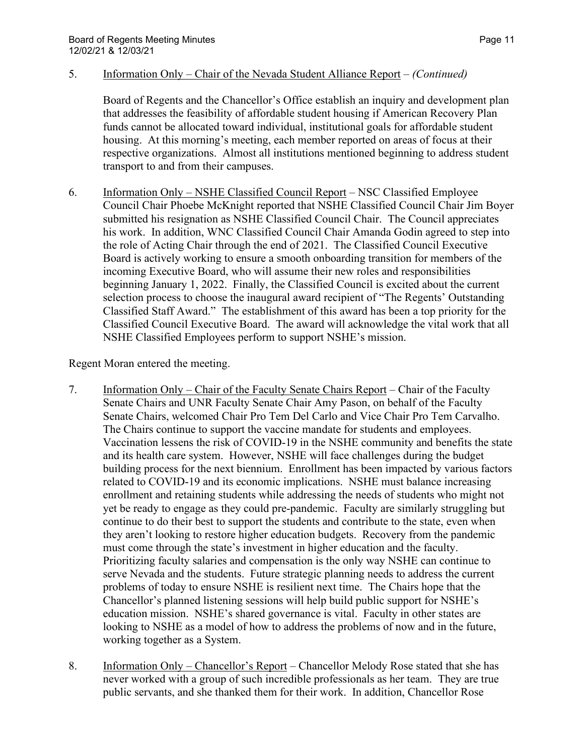5. Information Only – Chair of the Nevada Student Alliance Report – *(Continued)*

   Board of Regents and the Chancellor's Office establish an inquiry and development plan that addresses the feasibility of affordable student housing if American Recovery Plan funds cannot be allocated toward individual, institutional goals for affordable student housing. At this morning's meeting, each member reported on areas of focus at their respective organizations. Almost all institutions mentioned beginning to address student transport to and from their campuses.

6. Information Only – NSHE Classified Council Report – NSC Classified Employee Council Chair Phoebe McKnight reported that NSHE Classified Council Chair Jim Boyer submitted his resignation as NSHE Classified Council Chair. The Council appreciates his work. In addition, WNC Classified Council Chair Amanda Godin agreed to step into the role of Acting Chair through the end of 2021. The Classified Council Executive Board is actively working to ensure a smooth onboarding transition for members of the incoming Executive Board, who will assume their new roles and responsibilities beginning January 1, 2022. Finally, the Classified Council is excited about the current selection process to choose the inaugural award recipient of "The Regents' Outstanding Classified Staff Award." The establishment of this award has been a top priority for the Classified Council Executive Board. The award will acknowledge the vital work that all NSHE Classified Employees perform to support NSHE's mission.

Regent Moran entered the meeting.

7. Information Only – Chair of the Faculty Senate Chairs Report – Chair of the Faculty Senate Chairs and UNR Faculty Senate Chair Amy Pason, on behalf of the Faculty Senate Chairs, welcomed Chair Pro Tem Del Carlo and Vice Chair Pro Tem Carvalho. The Chairs continue to support the vaccine mandate for students and employees. Vaccination lessens the risk of COVID-19 in the NSHE community and benefits the state and its health care system. However, NSHE will face challenges during the budget building process for the next biennium. Enrollment has been impacted by various factors related to COVID-19 and its economic implications. NSHE must balance increasing enrollment and retaining students while addressing the needs of students who might not yet be ready to engage as they could pre-pandemic. Faculty are similarly struggling but continue to do their best to support the students and contribute to the state, even when they aren't looking to restore higher education budgets. Recovery from the pandemic must come through the state's investment in higher education and the faculty. Prioritizing faculty salaries and compensation is the only way NSHE can continue to serve Nevada and the students. Future strategic planning needs to address the current problems of today to ensure NSHE is resilient next time. The Chairs hope that the Chancellor's planned listening sessions will help build public support for NSHE's education mission. NSHE's shared governance is vital. Faculty in other states are looking to NSHE as a model of how to address the problems of now and in the future, working together as a System.

8. Information Only – Chancellor's Report – Chancellor Melody Rose stated that she has never worked with a group of such incredible professionals as her team. They are true public servants, and she thanked them for their work. In addition, Chancellor Rose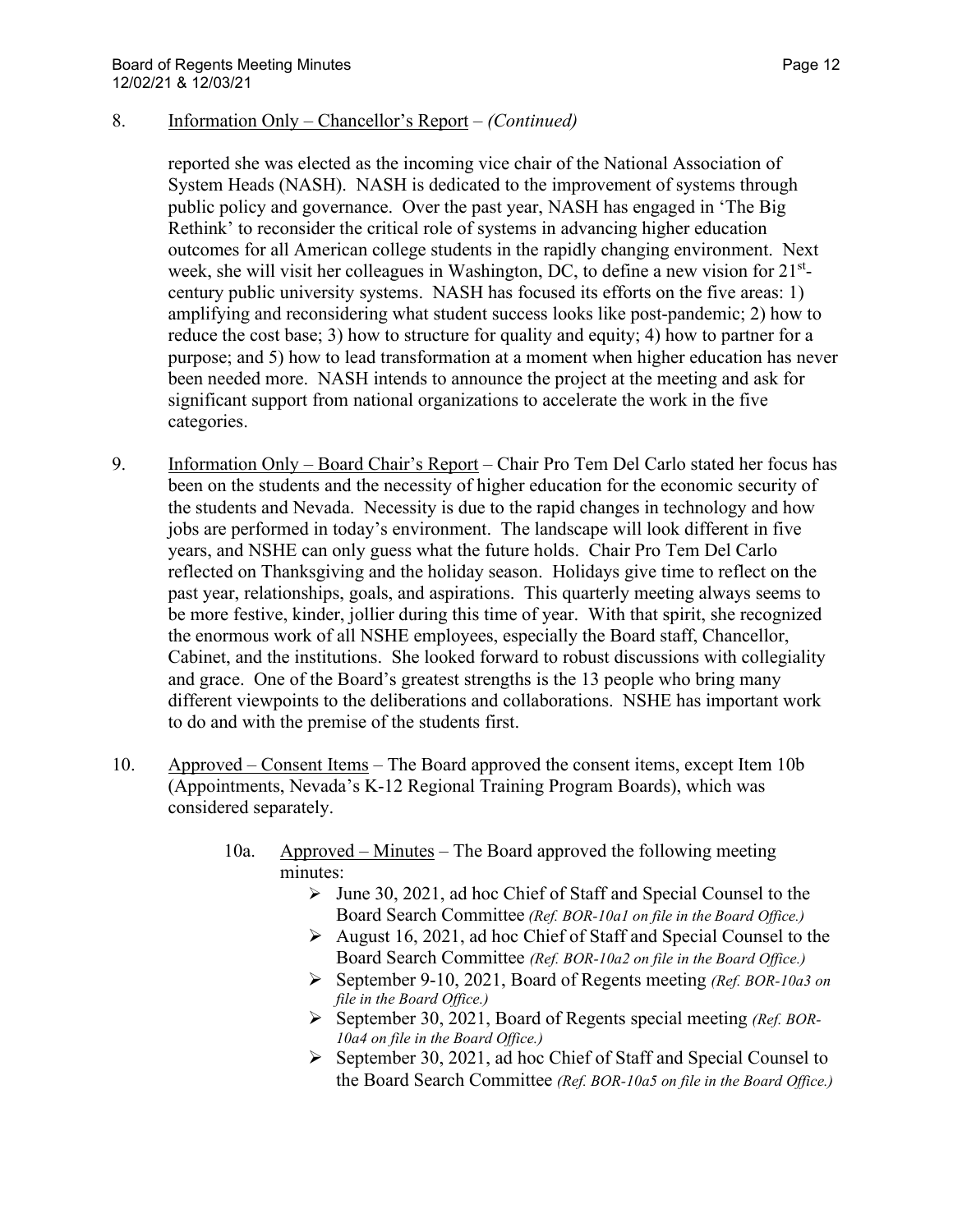8. Information Only – Chancellor's Report – *(Continued)*

reported she was elected as the incoming vice chair of the National Association of System Heads (NASH). NASH is dedicated to the improvement of systems through public policy and governance. Over the past year, NASH has engaged in 'The Big Rethink' to reconsider the critical role of systems in advancing higher education outcomes for all American college students in the rapidly changing environment. Next week, she will visit her colleagues in Washington, DC, to define a new vision for 21st-century public university systems. NASH has focused its efforts on the five areas: 1) amplifying and reconsidering what student success looks like post-pandemic; 2) how to reduce the cost base; 3) how to structure for quality and equity; 4) how to partner for a purpose; and 5) how to lead transformation at a moment when higher education has never been needed more. NASH intends to announce the project at the meeting and ask for significant support from national organizations to accelerate the work in the five categories.

9. Information Only – Board Chair's Report – Chair Pro Tem Del Carlo stated her focus has been on the students and the necessity of higher education for the economic security of the students and Nevada. Necessity is due to the rapid changes in technology and how jobs are performed in today's environment. The landscape will look different in five years, and NSHE can only guess what the future holds. Chair Pro Tem Del Carlo reflected on Thanksgiving and the holiday season. Holidays give time to reflect on the past year, relationships, goals, and aspirations. This quarterly meeting always seems to be more festive, kinder, jollier during this time of year. With that spirit, she recognized the enormous work of all NSHE employees, especially the Board staff, Chancellor, Cabinet, and the institutions. She looked forward to robust discussions with collegiality and grace. One of the Board's greatest strengths is the 13 people who bring many different viewpoints to the deliberations and collaborations. NSHE has important work to do and with the premise of the students first.

10. Approved – Consent Items – The Board approved the consent items, except Item 10b (Appointments, Nevada's K-12 Regional Training Program Boards), which was considered separately.

   10a. Approved – Minutes – The Board approved the following meeting minutes:
   - June 30, 2021, ad hoc Chief of Staff and Special Counsel to the Board Search Committee *(Ref. BOR-10a1 on file in the Board Office.)*
   - August 16, 2021, ad hoc Chief of Staff and Special Counsel to the Board Search Committee *(Ref. BOR-10a2 on file in the Board Office.)*
   - September 9-10, 2021, Board of Regents meeting *(Ref. BOR-10a3 on file in the Board Office.)*
   - September 30, 2021, Board of Regents special meeting *(Ref. BOR-10a4 on file in the Board Office.)*
   - September 30, 2021, ad hoc Chief of Staff and Special Counsel to the Board Search Committee *(Ref. BOR-10a5 on file in the Board Office.)*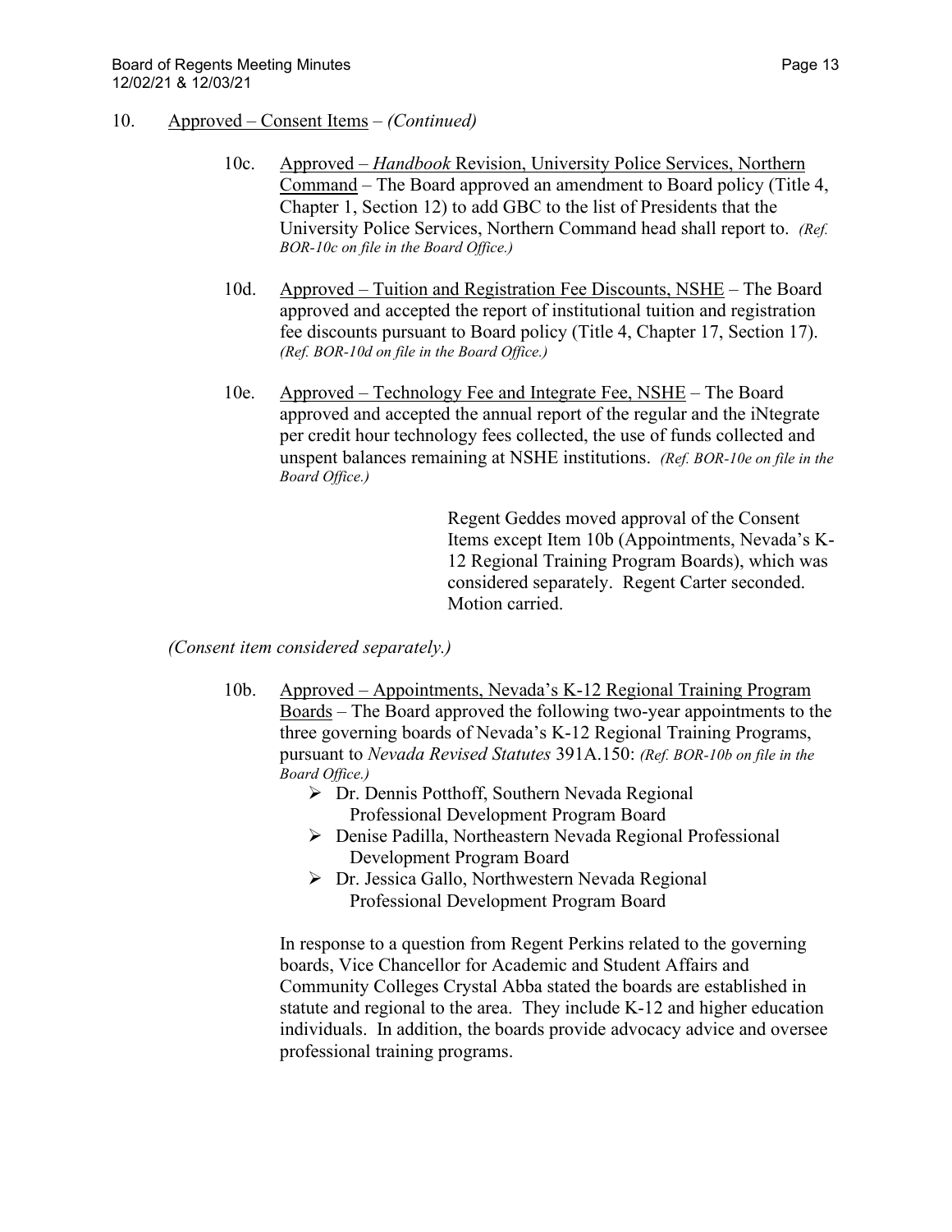10. Approved – Consent Items – *(Continued)*

10c. Approved – *Handbook* Revision, University Police Services, Northern Command – The Board approved an amendment to Board policy (Title 4, Chapter 1, Section 12) to add GBC to the list of Presidents that the University Police Services, Northern Command head shall report to. *(Ref. BOR-10c on file in the Board Office.)*

10d. Approved – Tuition and Registration Fee Discounts, NSHE – The Board approved and accepted the report of institutional tuition and registration fee discounts pursuant to Board policy (Title 4, Chapter 17, Section 17). *(Ref. BOR-10d on file in the Board Office.)*

10e. Approved – Technology Fee and Integrate Fee, NSHE – The Board approved and accepted the annual report of the regular and the iNtegrate per credit hour technology fees collected, the use of funds collected and unspent balances remaining at NSHE institutions. *(Ref. BOR-10e on file in the Board Office.)*

Regent Geddes moved approval of the Consent Items except Item 10b (Appointments, Nevada's K-12 Regional Training Program Boards), which was considered separately. Regent Carter seconded. Motion carried.

*(Consent item considered separately.)*

10b. Approved – Appointments, Nevada's K-12 Regional Training Program Boards – The Board approved the following two-year appointments to the three governing boards of Nevada's K-12 Regional Training Programs, pursuant to *Nevada Revised Statutes* 391A.150: *(Ref. BOR-10b on file in the Board Office.)*

- Dr. Dennis Potthoff, Southern Nevada Regional Professional Development Program Board
- Denise Padilla, Northeastern Nevada Regional Professional Development Program Board
- Dr. Jessica Gallo, Northwestern Nevada Regional Professional Development Program Board

In response to a question from Regent Perkins related to the governing boards, Vice Chancellor for Academic and Student Affairs and Community Colleges Crystal Abba stated the boards are established in statute and regional to the area. They include K-12 and higher education individuals. In addition, the boards provide advocacy advice and oversee professional training programs.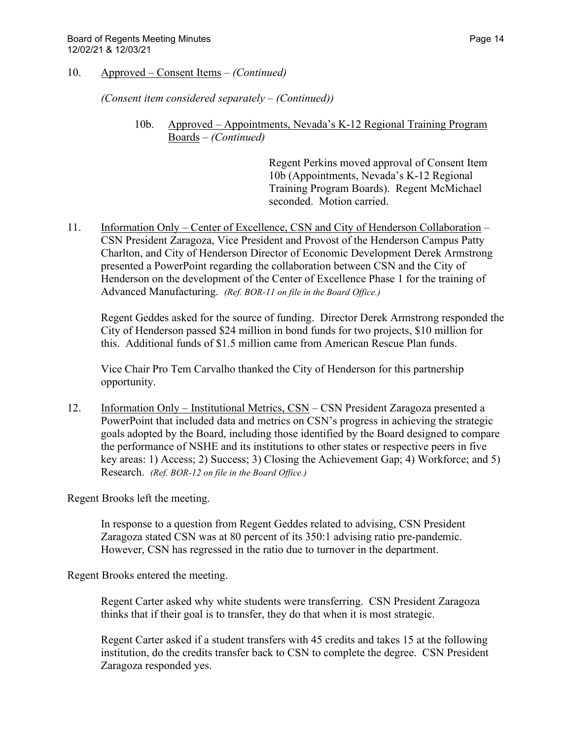10. Approved – Consent Items – *(Continued)*

*(Consent item considered separately – (Continued))*

10b. Approved – Appointments, Nevada's K-12 Regional Training Program Boards – *(Continued)*

Regent Perkins moved approval of Consent Item 10b (Appointments, Nevada's K-12 Regional Training Program Boards). Regent McMichael seconded. Motion carried.

11. Information Only – Center of Excellence, CSN and City of Henderson Collaboration – CSN President Zaragoza, Vice President and Provost of the Henderson Campus Patty Charlton, and City of Henderson Director of Economic Development Derek Armstrong presented a PowerPoint regarding the collaboration between CSN and the City of Henderson on the development of the Center of Excellence Phase 1 for the training of Advanced Manufacturing. *(Ref. BOR-11 on file in the Board Office.)*

Regent Geddes asked for the source of funding. Director Derek Armstrong responded the City of Henderson passed $24 million in bond funds for two projects, $10 million for this. Additional funds of $1.5 million came from American Rescue Plan funds.

Vice Chair Pro Tem Carvalho thanked the City of Henderson for this partnership opportunity.

12. Information Only – Institutional Metrics, CSN – CSN President Zaragoza presented a PowerPoint that included data and metrics on CSN's progress in achieving the strategic goals adopted by the Board, including those identified by the Board designed to compare the performance of NSHE and its institutions to other states or respective peers in five key areas: 1) Access; 2) Success; 3) Closing the Achievement Gap; 4) Workforce; and 5) Research. *(Ref. BOR-12 on file in the Board Office.)*

Regent Brooks left the meeting.

In response to a question from Regent Geddes related to advising, CSN President Zaragoza stated CSN was at 80 percent of its 350:1 advising ratio pre-pandemic. However, CSN has regressed in the ratio due to turnover in the department.

Regent Brooks entered the meeting.

Regent Carter asked why white students were transferring. CSN President Zaragoza thinks that if their goal is to transfer, they do that when it is most strategic.

Regent Carter asked if a student transfers with 45 credits and takes 15 at the following institution, do the credits transfer back to CSN to complete the degree. CSN President Zaragoza responded yes.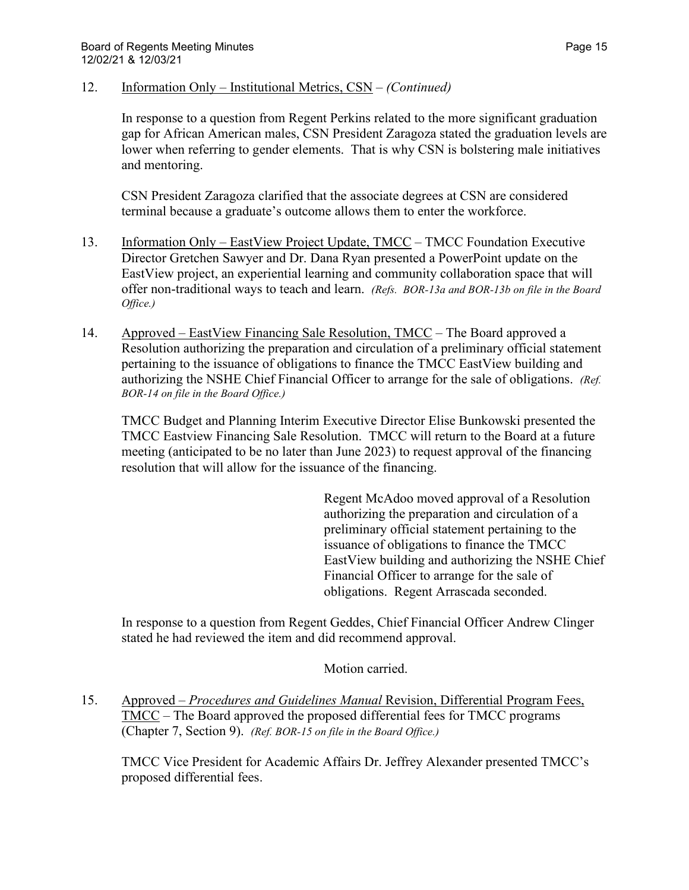12. Information Only – Institutional Metrics, CSN – *(Continued)*

    In response to a question from Regent Perkins related to the more significant graduation gap for African American males, CSN President Zaragoza stated the graduation levels are lower when referring to gender elements. That is why CSN is bolstering male initiatives and mentoring.

    CSN President Zaragoza clarified that the associate degrees at CSN are considered terminal because a graduate's outcome allows them to enter the workforce.

13. Information Only – EastView Project Update, TMCC – TMCC Foundation Executive Director Gretchen Sawyer and Dr. Dana Ryan presented a PowerPoint update on the EastView project, an experiential learning and community collaboration space that will offer non-traditional ways to teach and learn. *(Refs. BOR-13a and BOR-13b on file in the Board Office.)*

14. Approved – EastView Financing Sale Resolution, TMCC – The Board approved a Resolution authorizing the preparation and circulation of a preliminary official statement pertaining to the issuance of obligations to finance the TMCC EastView building and authorizing the NSHE Chief Financial Officer to arrange for the sale of obligations. *(Ref. BOR-14 on file in the Board Office.)*

    TMCC Budget and Planning Interim Executive Director Elise Bunkowski presented the TMCC Eastview Financing Sale Resolution. TMCC will return to the Board at a future meeting (anticipated to be no later than June 2023) to request approval of the financing resolution that will allow for the issuance of the financing.

    > Regent McAdoo moved approval of a Resolution authorizing the preparation and circulation of a preliminary official statement pertaining to the issuance of obligations to finance the TMCC EastView building and authorizing the NSHE Chief Financial Officer to arrange for the sale of obligations. Regent Arrascada seconded.

    In response to a question from Regent Geddes, Chief Financial Officer Andrew Clinger stated he had reviewed the item and did recommend approval.

    > Motion carried.

15. Approved – *Procedures and Guidelines Manual* Revision, Differential Program Fees, TMCC – The Board approved the proposed differential fees for TMCC programs (Chapter 7, Section 9). *(Ref. BOR-15 on file in the Board Office.)*

    TMCC Vice President for Academic Affairs Dr. Jeffrey Alexander presented TMCC's proposed differential fees.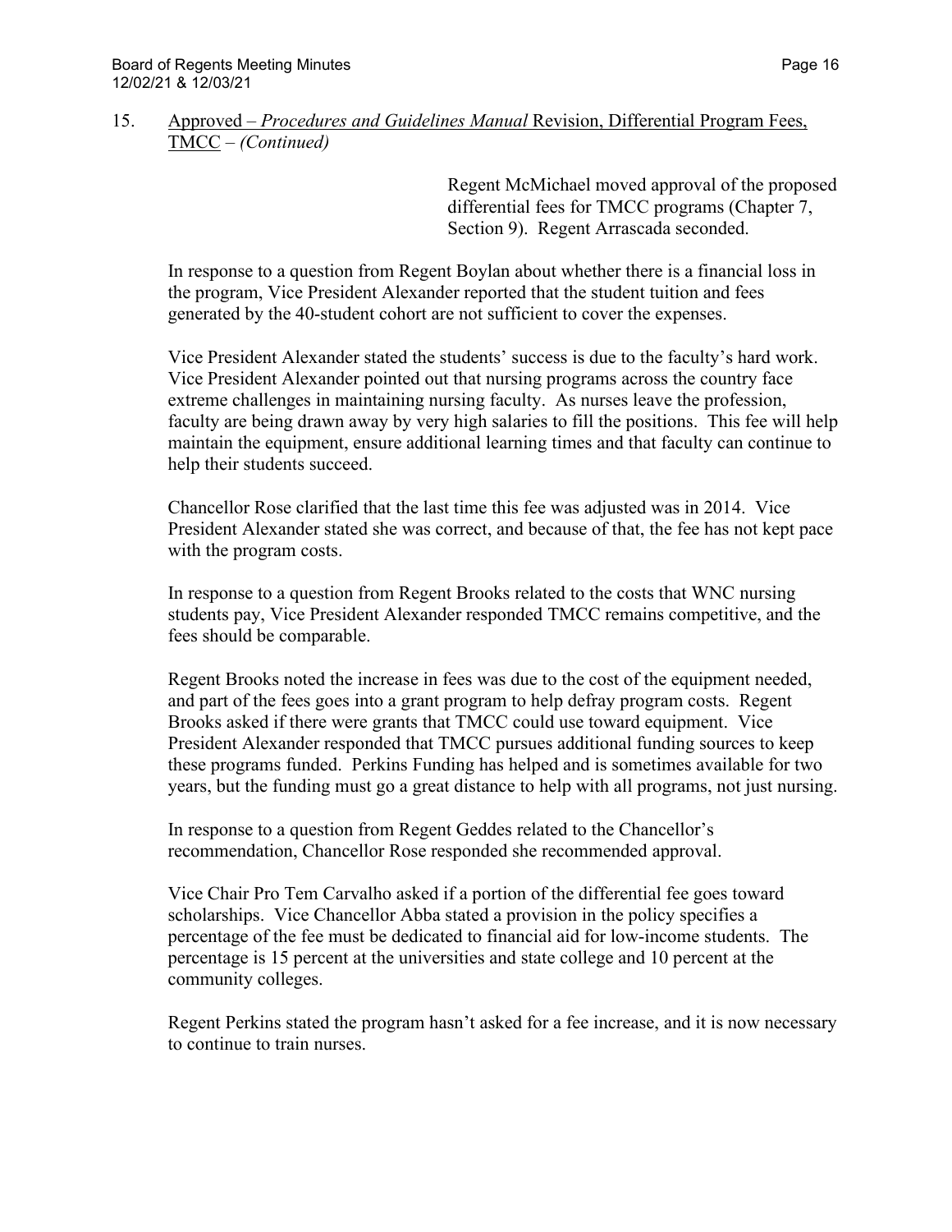15. Approved – *Procedures and Guidelines Manual* Revision, Differential Program Fees, TMCC – *(Continued)*

> Regent McMichael moved approval of the proposed differential fees for TMCC programs (Chapter 7, Section 9). Regent Arrascada seconded.

In response to a question from Regent Boylan about whether there is a financial loss in the program, Vice President Alexander reported that the student tuition and fees generated by the 40-student cohort are not sufficient to cover the expenses.

Vice President Alexander stated the students' success is due to the faculty's hard work. Vice President Alexander pointed out that nursing programs across the country face extreme challenges in maintaining nursing faculty. As nurses leave the profession, faculty are being drawn away by very high salaries to fill the positions. This fee will help maintain the equipment, ensure additional learning times and that faculty can continue to help their students succeed.

Chancellor Rose clarified that the last time this fee was adjusted was in 2014. Vice President Alexander stated she was correct, and because of that, the fee has not kept pace with the program costs.

In response to a question from Regent Brooks related to the costs that WNC nursing students pay, Vice President Alexander responded TMCC remains competitive, and the fees should be comparable.

Regent Brooks noted the increase in fees was due to the cost of the equipment needed, and part of the fees goes into a grant program to help defray program costs. Regent Brooks asked if there were grants that TMCC could use toward equipment. Vice President Alexander responded that TMCC pursues additional funding sources to keep these programs funded. Perkins Funding has helped and is sometimes available for two years, but the funding must go a great distance to help with all programs, not just nursing.

In response to a question from Regent Geddes related to the Chancellor's recommendation, Chancellor Rose responded she recommended approval.

Vice Chair Pro Tem Carvalho asked if a portion of the differential fee goes toward scholarships. Vice Chancellor Abba stated a provision in the policy specifies a percentage of the fee must be dedicated to financial aid for low-income students. The percentage is 15 percent at the universities and state college and 10 percent at the community colleges.

Regent Perkins stated the program hasn't asked for a fee increase, and it is now necessary to continue to train nurses.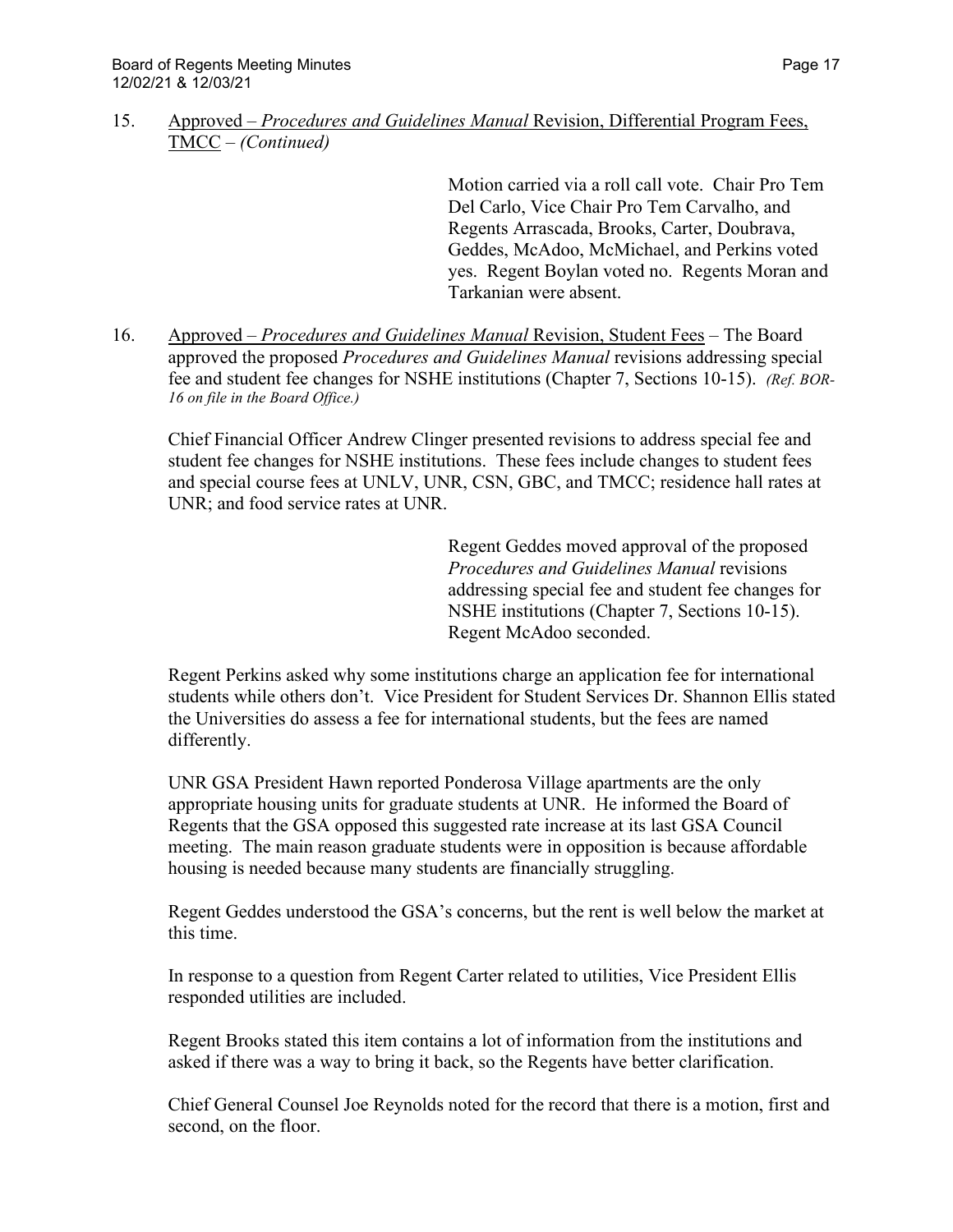15. Approved – *Procedures and Guidelines Manual* Revision, Differential Program Fees, TMCC – *(Continued)*

Motion carried via a roll call vote. Chair Pro Tem Del Carlo, Vice Chair Pro Tem Carvalho, and Regents Arrascada, Brooks, Carter, Doubrava, Geddes, McAdoo, McMichael, and Perkins voted yes. Regent Boylan voted no. Regents Moran and Tarkanian were absent.

16. Approved – *Procedures and Guidelines Manual* Revision, Student Fees – The Board approved the proposed *Procedures and Guidelines Manual* revisions addressing special fee and student fee changes for NSHE institutions (Chapter 7, Sections 10-15). *(Ref. BOR-16 on file in the Board Office.)*

Chief Financial Officer Andrew Clinger presented revisions to address special fee and student fee changes for NSHE institutions. These fees include changes to student fees and special course fees at UNLV, UNR, CSN, GBC, and TMCC; residence hall rates at UNR; and food service rates at UNR.

Regent Geddes moved approval of the proposed *Procedures and Guidelines Manual* revisions addressing special fee and student fee changes for NSHE institutions (Chapter 7, Sections 10-15). Regent McAdoo seconded.

Regent Perkins asked why some institutions charge an application fee for international students while others don't. Vice President for Student Services Dr. Shannon Ellis stated the Universities do assess a fee for international students, but the fees are named differently.

UNR GSA President Hawn reported Ponderosa Village apartments are the only appropriate housing units for graduate students at UNR. He informed the Board of Regents that the GSA opposed this suggested rate increase at its last GSA Council meeting. The main reason graduate students were in opposition is because affordable housing is needed because many students are financially struggling.

Regent Geddes understood the GSA's concerns, but the rent is well below the market at this time.

In response to a question from Regent Carter related to utilities, Vice President Ellis responded utilities are included.

Regent Brooks stated this item contains a lot of information from the institutions and asked if there was a way to bring it back, so the Regents have better clarification.

Chief General Counsel Joe Reynolds noted for the record that there is a motion, first and second, on the floor.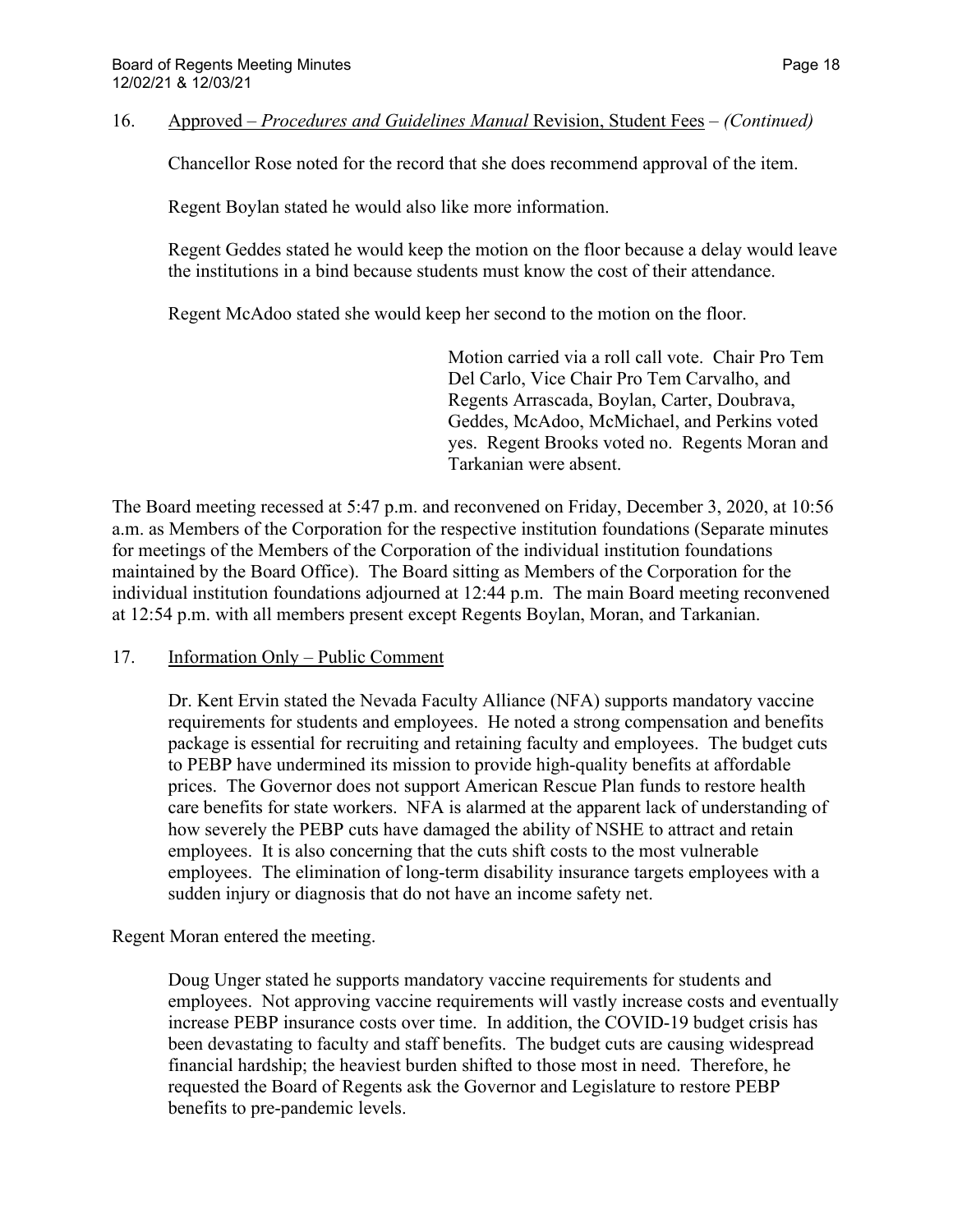16. Approved – *Procedures and Guidelines Manual* Revision, Student Fees – *(Continued)*

Chancellor Rose noted for the record that she does recommend approval of the item.

Regent Boylan stated he would also like more information.

Regent Geddes stated he would keep the motion on the floor because a delay would leave the institutions in a bind because students must know the cost of their attendance.

Regent McAdoo stated she would keep her second to the motion on the floor.

> Motion carried via a roll call vote. Chair Pro Tem Del Carlo, Vice Chair Pro Tem Carvalho, and Regents Arrascada, Boylan, Carter, Doubrava, Geddes, McAdoo, McMichael, and Perkins voted yes. Regent Brooks voted no. Regents Moran and Tarkanian were absent.

The Board meeting recessed at 5:47 p.m. and reconvened on Friday, December 3, 2020, at 10:56 a.m. as Members of the Corporation for the respective institution foundations (Separate minutes for meetings of the Members of the Corporation of the individual institution foundations maintained by the Board Office). The Board sitting as Members of the Corporation for the individual institution foundations adjourned at 12:44 p.m. The main Board meeting reconvened at 12:54 p.m. with all members present except Regents Boylan, Moran, and Tarkanian.

17. Information Only – Public Comment

Dr. Kent Ervin stated the Nevada Faculty Alliance (NFA) supports mandatory vaccine requirements for students and employees. He noted a strong compensation and benefits package is essential for recruiting and retaining faculty and employees. The budget cuts to PEBP have undermined its mission to provide high-quality benefits at affordable prices. The Governor does not support American Rescue Plan funds to restore health care benefits for state workers. NFA is alarmed at the apparent lack of understanding of how severely the PEBP cuts have damaged the ability of NSHE to attract and retain employees. It is also concerning that the cuts shift costs to the most vulnerable employees. The elimination of long-term disability insurance targets employees with a sudden injury or diagnosis that do not have an income safety net.

Regent Moran entered the meeting.

Doug Unger stated he supports mandatory vaccine requirements for students and employees. Not approving vaccine requirements will vastly increase costs and eventually increase PEBP insurance costs over time. In addition, the COVID-19 budget crisis has been devastating to faculty and staff benefits. The budget cuts are causing widespread financial hardship; the heaviest burden shifted to those most in need. Therefore, he requested the Board of Regents ask the Governor and Legislature to restore PEBP benefits to pre-pandemic levels.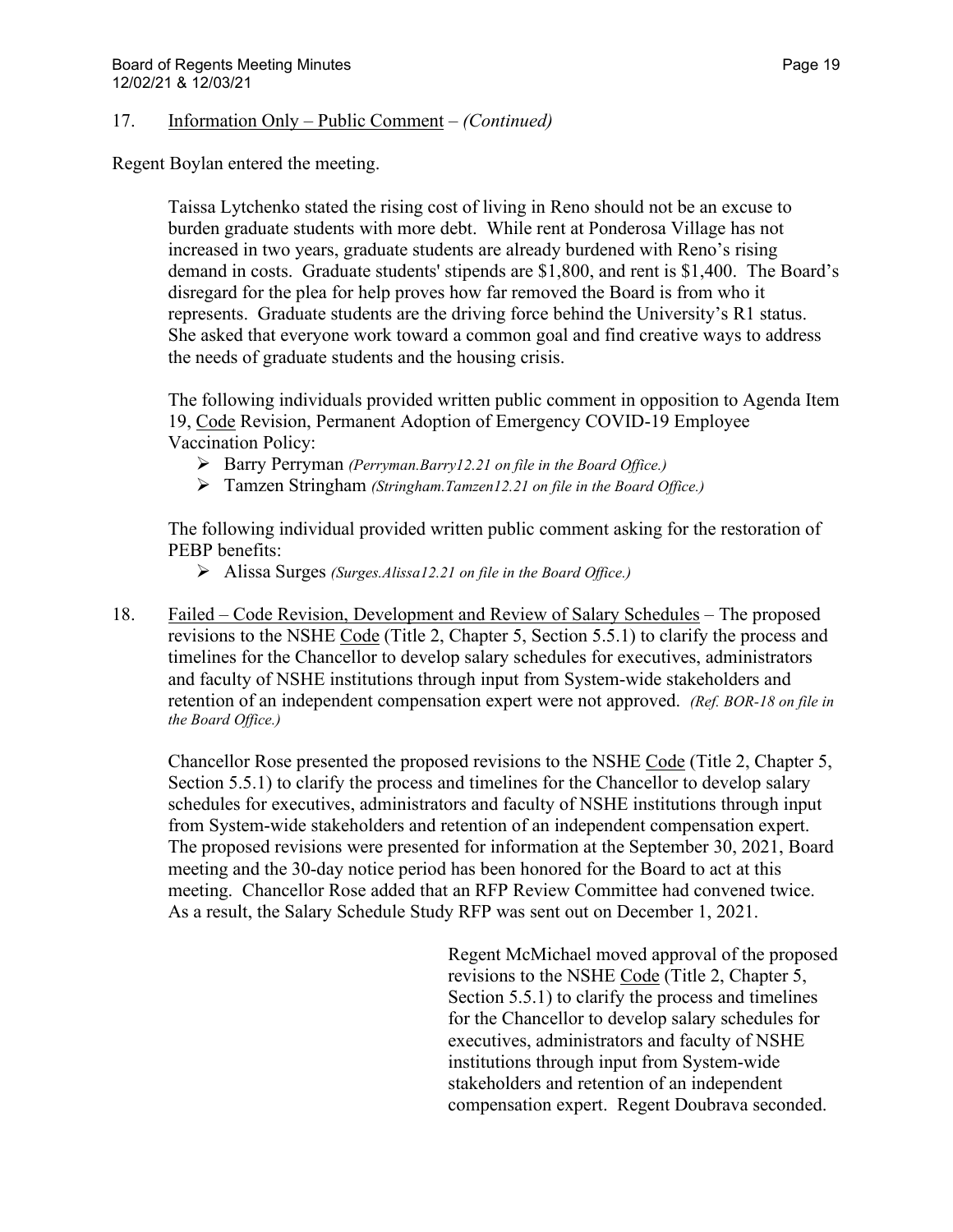17. Information Only – Public Comment – *(Continued)*

Regent Boylan entered the meeting.

Taissa Lytchenko stated the rising cost of living in Reno should not be an excuse to burden graduate students with more debt. While rent at Ponderosa Village has not increased in two years, graduate students are already burdened with Reno's rising demand in costs. Graduate students' stipends are $1,800, and rent is $1,400. The Board's disregard for the plea for help proves how far removed the Board is from who it represents. Graduate students are the driving force behind the University's R1 status. She asked that everyone work toward a common goal and find creative ways to address the needs of graduate students and the housing crisis.

The following individuals provided written public comment in opposition to Agenda Item 19, Code Revision, Permanent Adoption of Emergency COVID-19 Employee Vaccination Policy:

- Barry Perryman *(Perryman.Barry12.21 on file in the Board Office.)*
- Tamzen Stringham *(Stringham.Tamzen12.21 on file in the Board Office.)*

The following individual provided written public comment asking for the restoration of PEBP benefits:

- Alissa Surges *(Surges.Alissa12.21 on file in the Board Office.)*

18. Failed – Code Revision, Development and Review of Salary Schedules – The proposed revisions to the NSHE Code (Title 2, Chapter 5, Section 5.5.1) to clarify the process and timelines for the Chancellor to develop salary schedules for executives, administrators and faculty of NSHE institutions through input from System-wide stakeholders and retention of an independent compensation expert were not approved. *(Ref. BOR-18 on file in the Board Office.)*

Chancellor Rose presented the proposed revisions to the NSHE Code (Title 2, Chapter 5, Section 5.5.1) to clarify the process and timelines for the Chancellor to develop salary schedules for executives, administrators and faculty of NSHE institutions through input from System-wide stakeholders and retention of an independent compensation expert. The proposed revisions were presented for information at the September 30, 2021, Board meeting and the 30-day notice period has been honored for the Board to act at this meeting. Chancellor Rose added that an RFP Review Committee had convened twice. As a result, the Salary Schedule Study RFP was sent out on December 1, 2021.

Regent McMichael moved approval of the proposed revisions to the NSHE Code (Title 2, Chapter 5, Section 5.5.1) to clarify the process and timelines for the Chancellor to develop salary schedules for executives, administrators and faculty of NSHE institutions through input from System-wide stakeholders and retention of an independent compensation expert. Regent Doubrava seconded.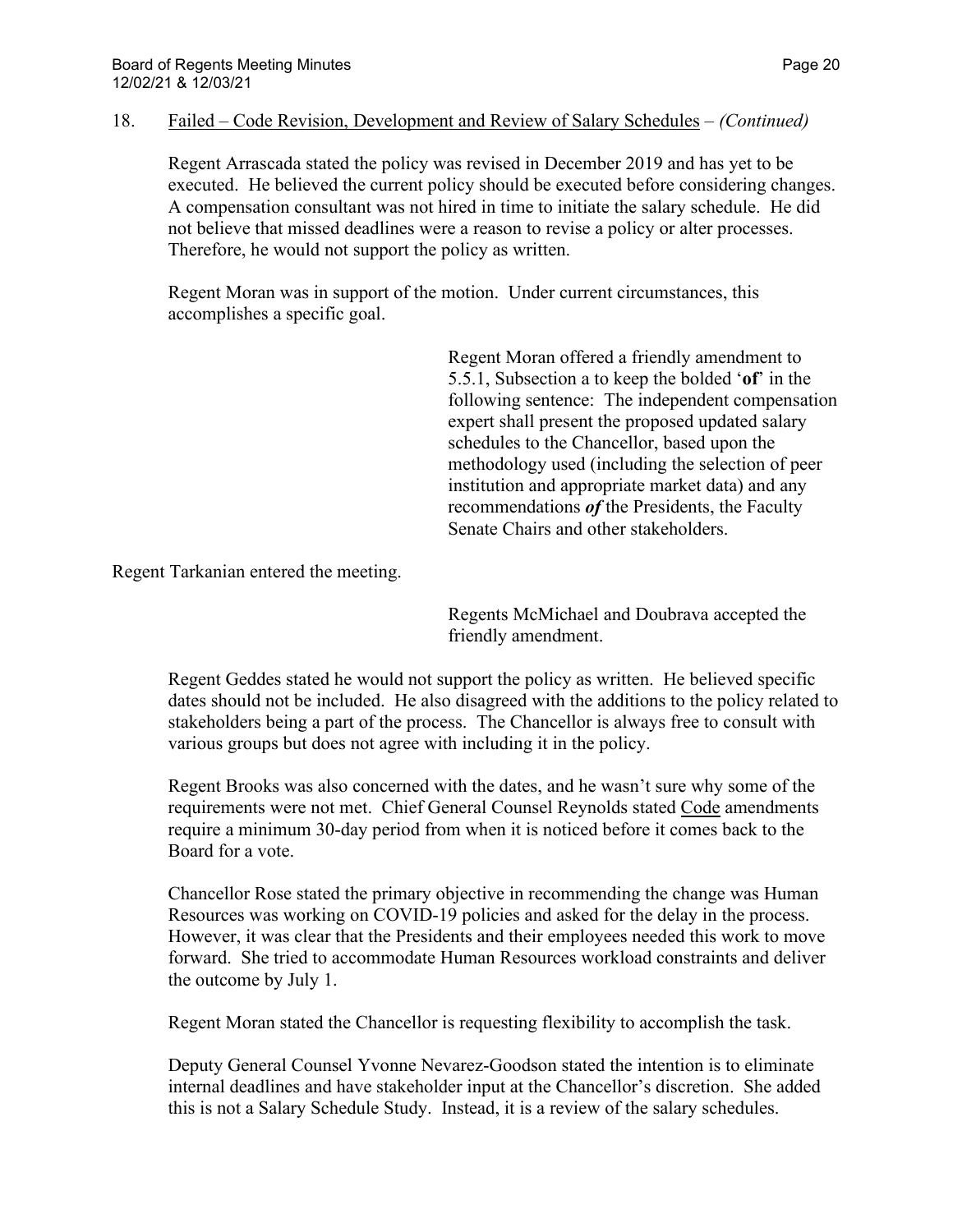18. Failed – Code Revision, Development and Review of Salary Schedules – *(Continued)*

Regent Arrascada stated the policy was revised in December 2019 and has yet to be executed. He believed the current policy should be executed before considering changes. A compensation consultant was not hired in time to initiate the salary schedule. He did not believe that missed deadlines were a reason to revise a policy or alter processes. Therefore, he would not support the policy as written.

Regent Moran was in support of the motion. Under current circumstances, this accomplishes a specific goal.

Regent Moran offered a friendly amendment to 5.5.1, Subsection a to keep the bolded '**of**' in the following sentence: The independent compensation expert shall present the proposed updated salary schedules to the Chancellor, based upon the methodology used (including the selection of peer institution and appropriate market data) and any recommendations ***of*** the Presidents, the Faculty Senate Chairs and other stakeholders.

Regent Tarkanian entered the meeting.

Regents McMichael and Doubrava accepted the friendly amendment.

Regent Geddes stated he would not support the policy as written. He believed specific dates should not be included. He also disagreed with the additions to the policy related to stakeholders being a part of the process. The Chancellor is always free to consult with various groups but does not agree with including it in the policy.

Regent Brooks was also concerned with the dates, and he wasn't sure why some of the requirements were not met. Chief General Counsel Reynolds stated Code amendments require a minimum 30-day period from when it is noticed before it comes back to the Board for a vote.

Chancellor Rose stated the primary objective in recommending the change was Human Resources was working on COVID-19 policies and asked for the delay in the process. However, it was clear that the Presidents and their employees needed this work to move forward. She tried to accommodate Human Resources workload constraints and deliver the outcome by July 1.

Regent Moran stated the Chancellor is requesting flexibility to accomplish the task.

Deputy General Counsel Yvonne Nevarez-Goodson stated the intention is to eliminate internal deadlines and have stakeholder input at the Chancellor's discretion. She added this is not a Salary Schedule Study. Instead, it is a review of the salary schedules.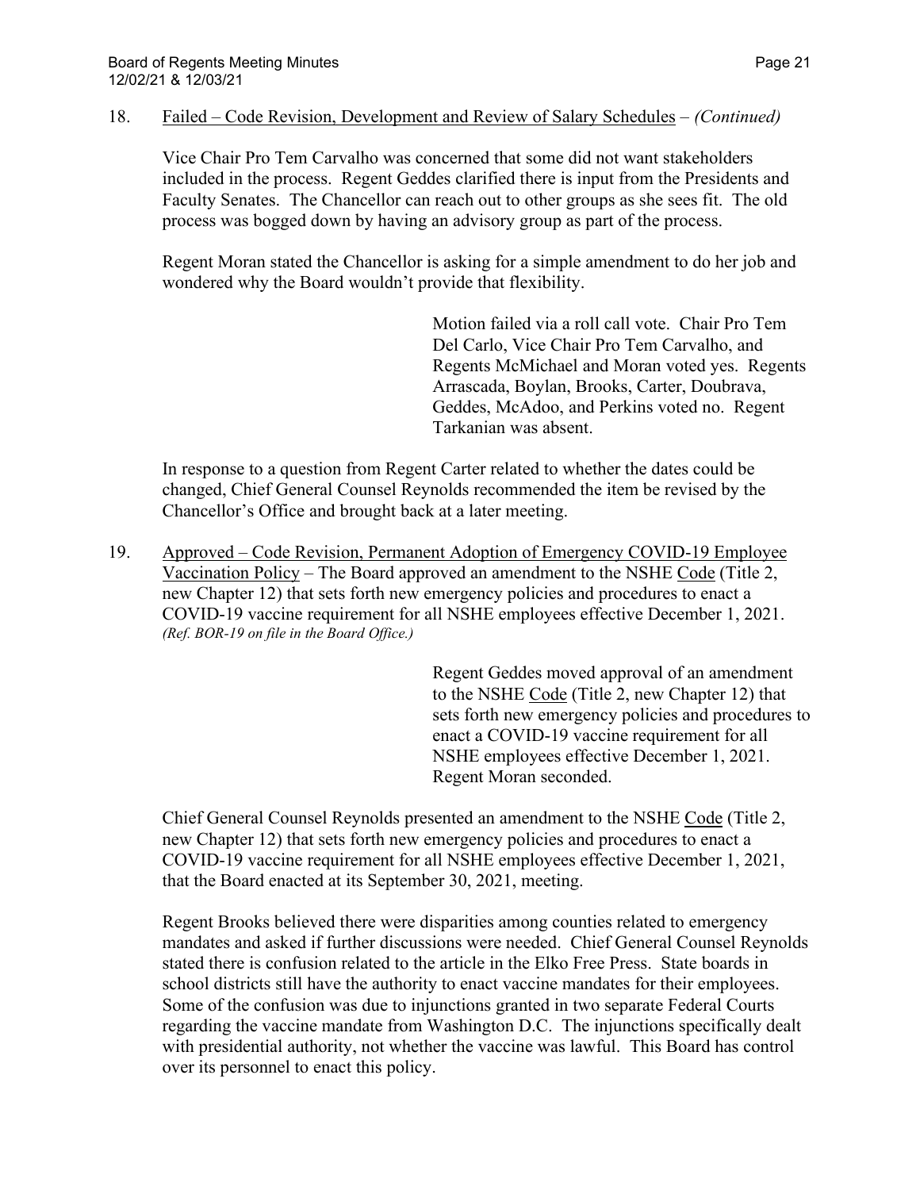18. Failed – Code Revision, Development and Review of Salary Schedules – *(Continued)*

Vice Chair Pro Tem Carvalho was concerned that some did not want stakeholders included in the process. Regent Geddes clarified there is input from the Presidents and Faculty Senates. The Chancellor can reach out to other groups as she sees fit. The old process was bogged down by having an advisory group as part of the process.

Regent Moran stated the Chancellor is asking for a simple amendment to do her job and wondered why the Board wouldn't provide that flexibility.

> Motion failed via a roll call vote. Chair Pro Tem Del Carlo, Vice Chair Pro Tem Carvalho, and Regents McMichael and Moran voted yes. Regents Arrascada, Boylan, Brooks, Carter, Doubrava, Geddes, McAdoo, and Perkins voted no. Regent Tarkanian was absent.

In response to a question from Regent Carter related to whether the dates could be changed, Chief General Counsel Reynolds recommended the item be revised by the Chancellor's Office and brought back at a later meeting.

19. Approved – Code Revision, Permanent Adoption of Emergency COVID-19 Employee Vaccination Policy – The Board approved an amendment to the NSHE Code (Title 2, new Chapter 12) that sets forth new emergency policies and procedures to enact a COVID-19 vaccine requirement for all NSHE employees effective December 1, 2021. *(Ref. BOR-19 on file in the Board Office.)*

> Regent Geddes moved approval of an amendment to the NSHE Code (Title 2, new Chapter 12) that sets forth new emergency policies and procedures to enact a COVID-19 vaccine requirement for all NSHE employees effective December 1, 2021. Regent Moran seconded.

Chief General Counsel Reynolds presented an amendment to the NSHE Code (Title 2, new Chapter 12) that sets forth new emergency policies and procedures to enact a COVID-19 vaccine requirement for all NSHE employees effective December 1, 2021, that the Board enacted at its September 30, 2021, meeting.

Regent Brooks believed there were disparities among counties related to emergency mandates and asked if further discussions were needed. Chief General Counsel Reynolds stated there is confusion related to the article in the Elko Free Press. State boards in school districts still have the authority to enact vaccine mandates for their employees. Some of the confusion was due to injunctions granted in two separate Federal Courts regarding the vaccine mandate from Washington D.C. The injunctions specifically dealt with presidential authority, not whether the vaccine was lawful. This Board has control over its personnel to enact this policy.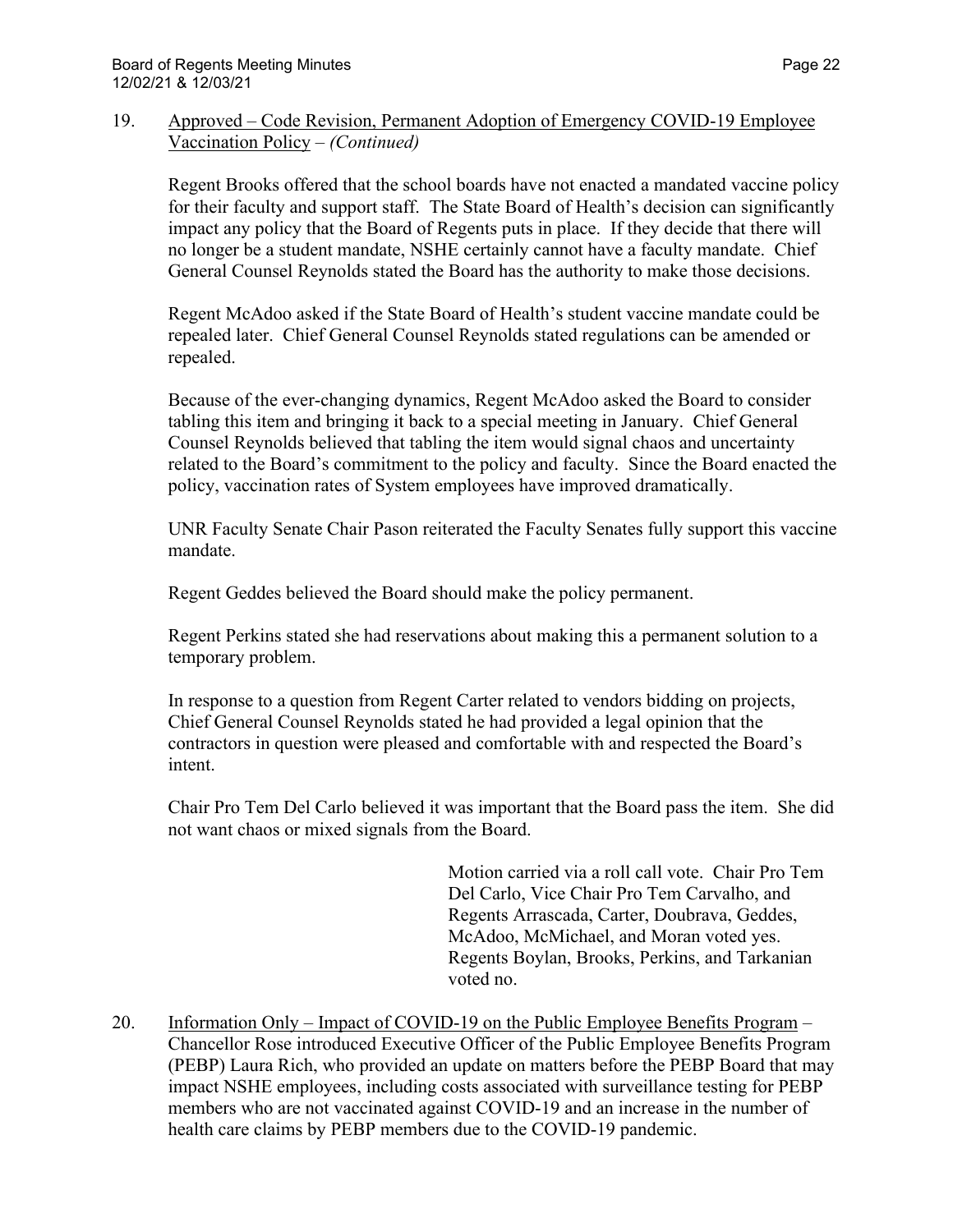19. Approved – Code Revision, Permanent Adoption of Emergency COVID-19 Employee Vaccination Policy – *(Continued)*

    Regent Brooks offered that the school boards have not enacted a mandated vaccine policy for their faculty and support staff. The State Board of Health's decision can significantly impact any policy that the Board of Regents puts in place. If they decide that there will no longer be a student mandate, NSHE certainly cannot have a faculty mandate. Chief General Counsel Reynolds stated the Board has the authority to make those decisions.

    Regent McAdoo asked if the State Board of Health's student vaccine mandate could be repealed later. Chief General Counsel Reynolds stated regulations can be amended or repealed.

    Because of the ever-changing dynamics, Regent McAdoo asked the Board to consider tabling this item and bringing it back to a special meeting in January. Chief General Counsel Reynolds believed that tabling the item would signal chaos and uncertainty related to the Board's commitment to the policy and faculty. Since the Board enacted the policy, vaccination rates of System employees have improved dramatically.

    UNR Faculty Senate Chair Pason reiterated the Faculty Senates fully support this vaccine mandate.

    Regent Geddes believed the Board should make the policy permanent.

    Regent Perkins stated she had reservations about making this a permanent solution to a temporary problem.

    In response to a question from Regent Carter related to vendors bidding on projects, Chief General Counsel Reynolds stated he had provided a legal opinion that the contractors in question were pleased and comfortable with and respected the Board's intent.

    Chair Pro Tem Del Carlo believed it was important that the Board pass the item. She did not want chaos or mixed signals from the Board.

    > Motion carried via a roll call vote. Chair Pro Tem Del Carlo, Vice Chair Pro Tem Carvalho, and Regents Arrascada, Carter, Doubrava, Geddes, McAdoo, McMichael, and Moran voted yes. Regents Boylan, Brooks, Perkins, and Tarkanian voted no.

20. Information Only – Impact of COVID-19 on the Public Employee Benefits Program – Chancellor Rose introduced Executive Officer of the Public Employee Benefits Program (PEBP) Laura Rich, who provided an update on matters before the PEBP Board that may impact NSHE employees, including costs associated with surveillance testing for PEBP members who are not vaccinated against COVID-19 and an increase in the number of health care claims by PEBP members due to the COVID-19 pandemic.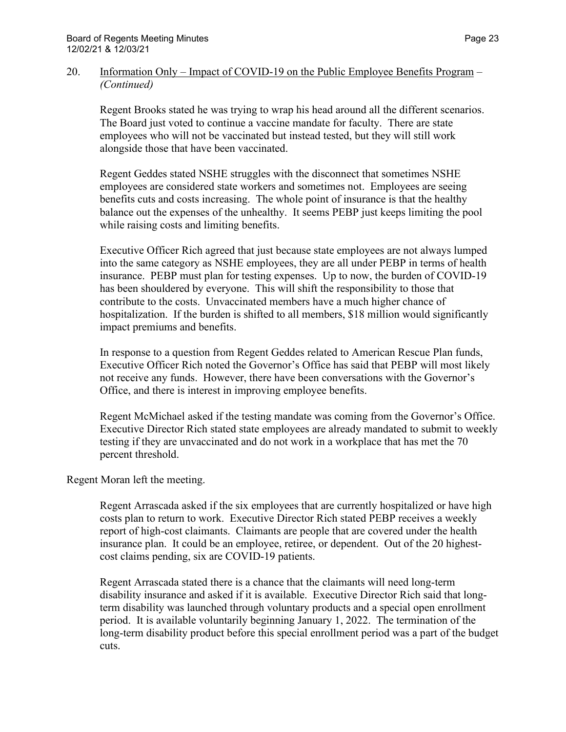20. Information Only – Impact of COVID-19 on the Public Employee Benefits Program – *(Continued)*

    Regent Brooks stated he was trying to wrap his head around all the different scenarios. The Board just voted to continue a vaccine mandate for faculty. There are state employees who will not be vaccinated but instead tested, but they will still work alongside those that have been vaccinated.

    Regent Geddes stated NSHE struggles with the disconnect that sometimes NSHE employees are considered state workers and sometimes not. Employees are seeing benefits cuts and costs increasing. The whole point of insurance is that the healthy balance out the expenses of the unhealthy. It seems PEBP just keeps limiting the pool while raising costs and limiting benefits.

    Executive Officer Rich agreed that just because state employees are not always lumped into the same category as NSHE employees, they are all under PEBP in terms of health insurance. PEBP must plan for testing expenses. Up to now, the burden of COVID-19 has been shouldered by everyone. This will shift the responsibility to those that contribute to the costs. Unvaccinated members have a much higher chance of hospitalization. If the burden is shifted to all members, $18 million would significantly impact premiums and benefits.

    In response to a question from Regent Geddes related to American Rescue Plan funds, Executive Officer Rich noted the Governor's Office has said that PEBP will most likely not receive any funds. However, there have been conversations with the Governor's Office, and there is interest in improving employee benefits.

    Regent McMichael asked if the testing mandate was coming from the Governor's Office. Executive Director Rich stated state employees are already mandated to submit to weekly testing if they are unvaccinated and do not work in a workplace that has met the 70 percent threshold.

Regent Moran left the meeting.

    Regent Arrascada asked if the six employees that are currently hospitalized or have high costs plan to return to work. Executive Director Rich stated PEBP receives a weekly report of high-cost claimants. Claimants are people that are covered under the health insurance plan. It could be an employee, retiree, or dependent. Out of the 20 highest-cost claims pending, six are COVID-19 patients.

    Regent Arrascada stated there is a chance that the claimants will need long-term disability insurance and asked if it is available. Executive Director Rich said that long-term disability was launched through voluntary products and a special open enrollment period. It is available voluntarily beginning January 1, 2022. The termination of the long-term disability product before this special enrollment period was a part of the budget cuts.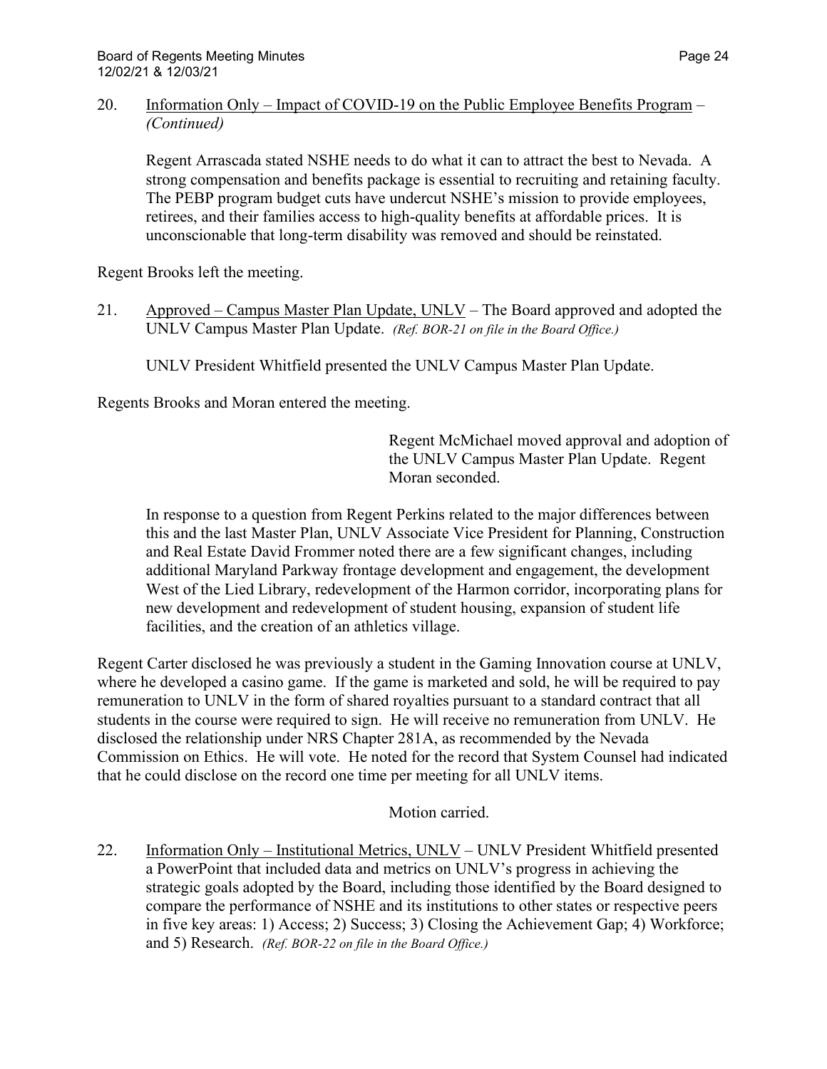20. Information Only – Impact of COVID-19 on the Public Employee Benefits Program – *(Continued)*

    Regent Arrascada stated NSHE needs to do what it can to attract the best to Nevada. A strong compensation and benefits package is essential to recruiting and retaining faculty. The PEBP program budget cuts have undercut NSHE's mission to provide employees, retirees, and their families access to high-quality benefits at affordable prices. It is unconscionable that long-term disability was removed and should be reinstated.

Regent Brooks left the meeting.

21. Approved – Campus Master Plan Update, UNLV – The Board approved and adopted the UNLV Campus Master Plan Update. *(Ref. BOR-21 on file in the Board Office.)*

    UNLV President Whitfield presented the UNLV Campus Master Plan Update.

Regents Brooks and Moran entered the meeting.

> Regent McMichael moved approval and adoption of the UNLV Campus Master Plan Update. Regent Moran seconded.

In response to a question from Regent Perkins related to the major differences between this and the last Master Plan, UNLV Associate Vice President for Planning, Construction and Real Estate David Frommer noted there are a few significant changes, including additional Maryland Parkway frontage development and engagement, the development West of the Lied Library, redevelopment of the Harmon corridor, incorporating plans for new development and redevelopment of student housing, expansion of student life facilities, and the creation of an athletics village.

Regent Carter disclosed he was previously a student in the Gaming Innovation course at UNLV, where he developed a casino game. If the game is marketed and sold, he will be required to pay remuneration to UNLV in the form of shared royalties pursuant to a standard contract that all students in the course were required to sign. He will receive no remuneration from UNLV. He disclosed the relationship under NRS Chapter 281A, as recommended by the Nevada Commission on Ethics. He will vote. He noted for the record that System Counsel had indicated that he could disclose on the record one time per meeting for all UNLV items.

Motion carried.

22. Information Only – Institutional Metrics, UNLV – UNLV President Whitfield presented a PowerPoint that included data and metrics on UNLV's progress in achieving the strategic goals adopted by the Board, including those identified by the Board designed to compare the performance of NSHE and its institutions to other states or respective peers in five key areas: 1) Access; 2) Success; 3) Closing the Achievement Gap; 4) Workforce; and 5) Research. *(Ref. BOR-22 on file in the Board Office.)*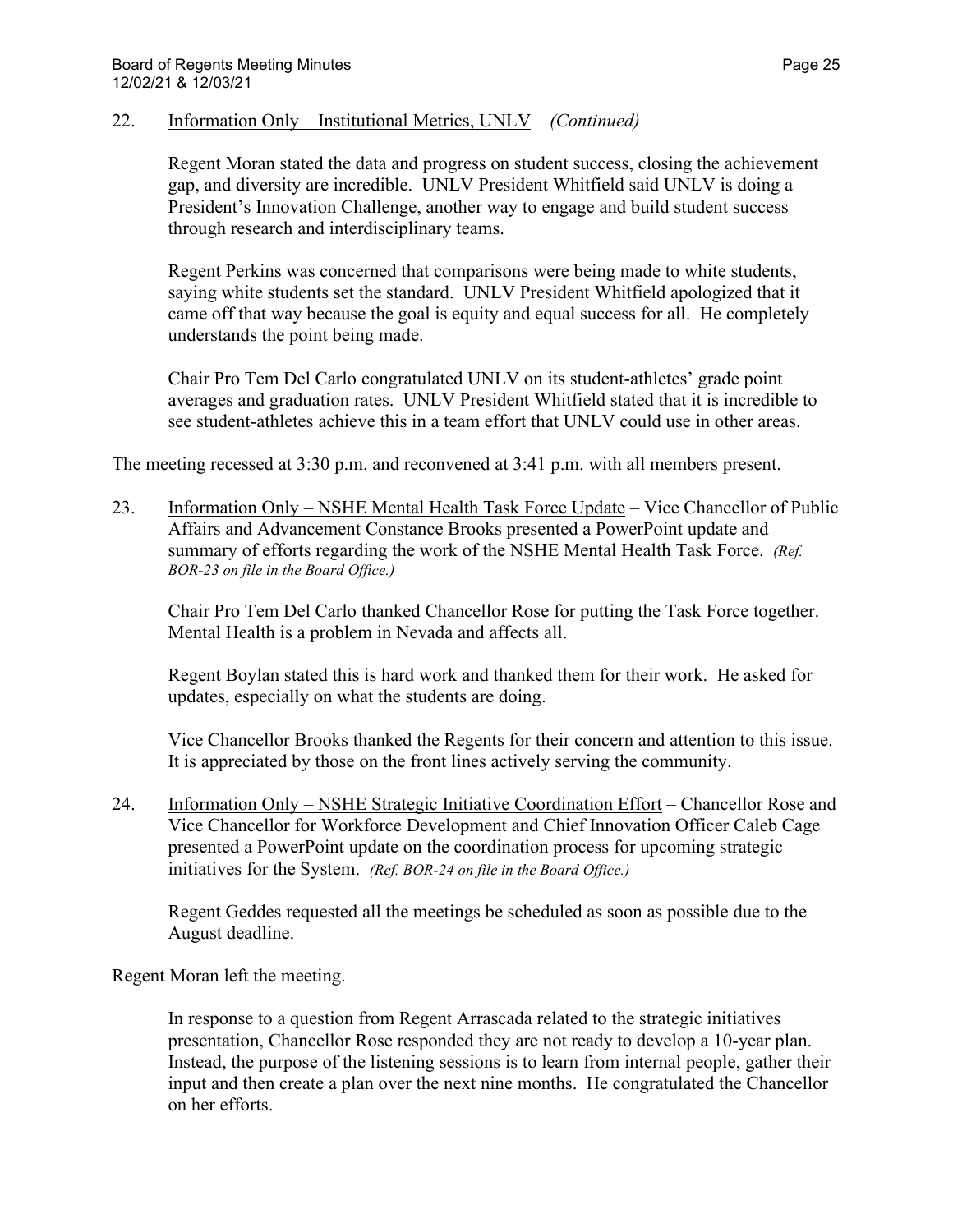22. Information Only – Institutional Metrics, UNLV – *(Continued)*

Regent Moran stated the data and progress on student success, closing the achievement gap, and diversity are incredible. UNLV President Whitfield said UNLV is doing a President's Innovation Challenge, another way to engage and build student success through research and interdisciplinary teams.

Regent Perkins was concerned that comparisons were being made to white students, saying white students set the standard. UNLV President Whitfield apologized that it came off that way because the goal is equity and equal success for all. He completely understands the point being made.

Chair Pro Tem Del Carlo congratulated UNLV on its student-athletes' grade point averages and graduation rates. UNLV President Whitfield stated that it is incredible to see student-athletes achieve this in a team effort that UNLV could use in other areas.

The meeting recessed at 3:30 p.m. and reconvened at 3:41 p.m. with all members present.

23. Information Only – NSHE Mental Health Task Force Update – Vice Chancellor of Public Affairs and Advancement Constance Brooks presented a PowerPoint update and summary of efforts regarding the work of the NSHE Mental Health Task Force. *(Ref. BOR-23 on file in the Board Office.)*

Chair Pro Tem Del Carlo thanked Chancellor Rose for putting the Task Force together. Mental Health is a problem in Nevada and affects all.

Regent Boylan stated this is hard work and thanked them for their work. He asked for updates, especially on what the students are doing.

Vice Chancellor Brooks thanked the Regents for their concern and attention to this issue. It is appreciated by those on the front lines actively serving the community.

24. Information Only – NSHE Strategic Initiative Coordination Effort – Chancellor Rose and Vice Chancellor for Workforce Development and Chief Innovation Officer Caleb Cage presented a PowerPoint update on the coordination process for upcoming strategic initiatives for the System. *(Ref. BOR-24 on file in the Board Office.)*

Regent Geddes requested all the meetings be scheduled as soon as possible due to the August deadline.

Regent Moran left the meeting.

In response to a question from Regent Arrascada related to the strategic initiatives presentation, Chancellor Rose responded they are not ready to develop a 10-year plan. Instead, the purpose of the listening sessions is to learn from internal people, gather their input and then create a plan over the next nine months. He congratulated the Chancellor on her efforts.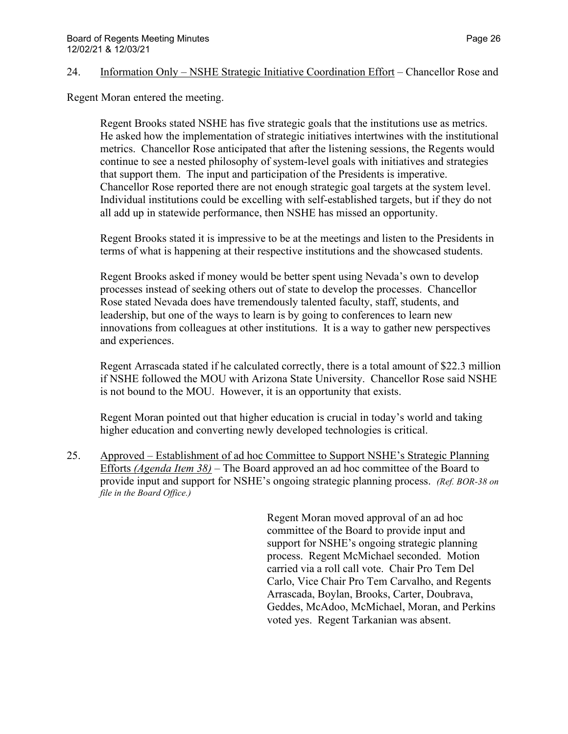24. Information Only – NSHE Strategic Initiative Coordination Effort – Chancellor Rose and Regent Moran entered the meeting.

Regent Brooks stated NSHE has five strategic goals that the institutions use as metrics. He asked how the implementation of strategic initiatives intertwines with the institutional metrics. Chancellor Rose anticipated that after the listening sessions, the Regents would continue to see a nested philosophy of system-level goals with initiatives and strategies that support them. The input and participation of the Presidents is imperative. Chancellor Rose reported there are not enough strategic goal targets at the system level. Individual institutions could be excelling with self-established targets, but if they do not all add up in statewide performance, then NSHE has missed an opportunity.

Regent Brooks stated it is impressive to be at the meetings and listen to the Presidents in terms of what is happening at their respective institutions and the showcased students.

Regent Brooks asked if money would be better spent using Nevada's own to develop processes instead of seeking others out of state to develop the processes. Chancellor Rose stated Nevada does have tremendously talented faculty, staff, students, and leadership, but one of the ways to learn is by going to conferences to learn new innovations from colleagues at other institutions. It is a way to gather new perspectives and experiences.

Regent Arrascada stated if he calculated correctly, there is a total amount of $22.3 million if NSHE followed the MOU with Arizona State University. Chancellor Rose said NSHE is not bound to the MOU. However, it is an opportunity that exists.

Regent Moran pointed out that higher education is crucial in today's world and taking higher education and converting newly developed technologies is critical.

25. Approved – Establishment of ad hoc Committee to Support NSHE's Strategic Planning Efforts *(Agenda Item 38)* – The Board approved an ad hoc committee of the Board to provide input and support for NSHE's ongoing strategic planning process. *(Ref. BOR-38 on file in the Board Office.)*

Regent Moran moved approval of an ad hoc committee of the Board to provide input and support for NSHE's ongoing strategic planning process. Regent McMichael seconded. Motion carried via a roll call vote. Chair Pro Tem Del Carlo, Vice Chair Pro Tem Carvalho, and Regents Arrascada, Boylan, Brooks, Carter, Doubrava, Geddes, McAdoo, McMichael, Moran, and Perkins voted yes. Regent Tarkanian was absent.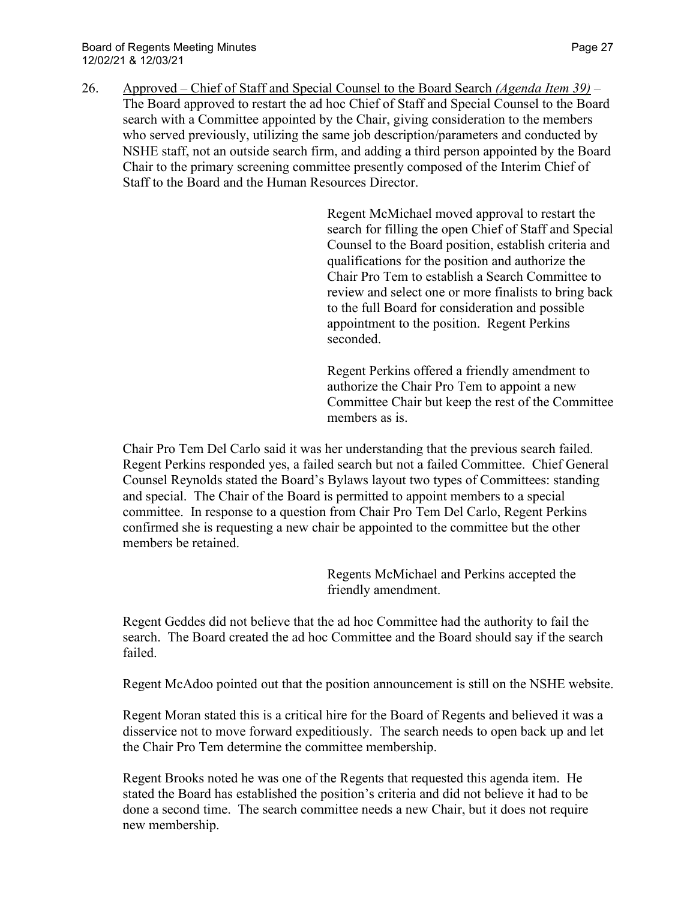26. Approved – Chief of Staff and Special Counsel to the Board Search *(Agenda Item 39)* – The Board approved to restart the ad hoc Chief of Staff and Special Counsel to the Board search with a Committee appointed by the Chair, giving consideration to the members who served previously, utilizing the same job description/parameters and conducted by NSHE staff, not an outside search firm, and adding a third person appointed by the Board Chair to the primary screening committee presently composed of the Interim Chief of Staff to the Board and the Human Resources Director.

> Regent McMichael moved approval to restart the search for filling the open Chief of Staff and Special Counsel to the Board position, establish criteria and qualifications for the position and authorize the Chair Pro Tem to establish a Search Committee to review and select one or more finalists to bring back to the full Board for consideration and possible appointment to the position. Regent Perkins seconded.
>
> Regent Perkins offered a friendly amendment to authorize the Chair Pro Tem to appoint a new Committee Chair but keep the rest of the Committee members as is.

Chair Pro Tem Del Carlo said it was her understanding that the previous search failed. Regent Perkins responded yes, a failed search but not a failed Committee. Chief General Counsel Reynolds stated the Board's Bylaws layout two types of Committees: standing and special. The Chair of the Board is permitted to appoint members to a special committee. In response to a question from Chair Pro Tem Del Carlo, Regent Perkins confirmed she is requesting a new chair be appointed to the committee but the other members be retained.

> Regents McMichael and Perkins accepted the friendly amendment.

Regent Geddes did not believe that the ad hoc Committee had the authority to fail the search. The Board created the ad hoc Committee and the Board should say if the search failed.

Regent McAdoo pointed out that the position announcement is still on the NSHE website.

Regent Moran stated this is a critical hire for the Board of Regents and believed it was a disservice not to move forward expeditiously. The search needs to open back up and let the Chair Pro Tem determine the committee membership.

Regent Brooks noted he was one of the Regents that requested this agenda item. He stated the Board has established the position's criteria and did not believe it had to be done a second time. The search committee needs a new Chair, but it does not require new membership.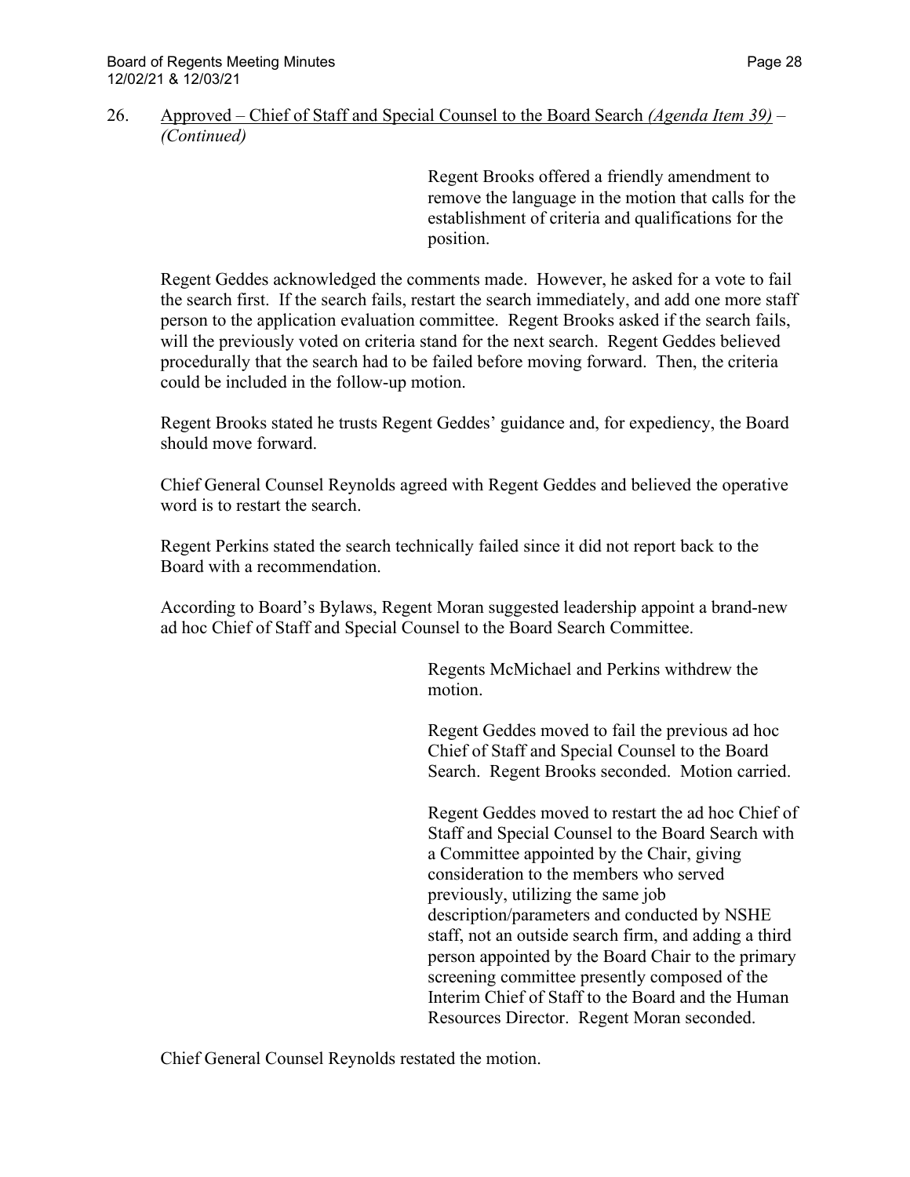26. Approved – Chief of Staff and Special Counsel to the Board Search *(Agenda Item 39)* – *(Continued)*

> Regent Brooks offered a friendly amendment to remove the language in the motion that calls for the establishment of criteria and qualifications for the position.

Regent Geddes acknowledged the comments made. However, he asked for a vote to fail the search first. If the search fails, restart the search immediately, and add one more staff person to the application evaluation committee. Regent Brooks asked if the search fails, will the previously voted on criteria stand for the next search. Regent Geddes believed procedurally that the search had to be failed before moving forward. Then, the criteria could be included in the follow-up motion.

Regent Brooks stated he trusts Regent Geddes' guidance and, for expediency, the Board should move forward.

Chief General Counsel Reynolds agreed with Regent Geddes and believed the operative word is to restart the search.

Regent Perkins stated the search technically failed since it did not report back to the Board with a recommendation.

According to Board's Bylaws, Regent Moran suggested leadership appoint a brand-new ad hoc Chief of Staff and Special Counsel to the Board Search Committee.

> Regents McMichael and Perkins withdrew the motion.
>
> Regent Geddes moved to fail the previous ad hoc Chief of Staff and Special Counsel to the Board Search. Regent Brooks seconded. Motion carried.
>
> Regent Geddes moved to restart the ad hoc Chief of Staff and Special Counsel to the Board Search with a Committee appointed by the Chair, giving consideration to the members who served previously, utilizing the same job description/parameters and conducted by NSHE staff, not an outside search firm, and adding a third person appointed by the Board Chair to the primary screening committee presently composed of the Interim Chief of Staff to the Board and the Human Resources Director. Regent Moran seconded.

Chief General Counsel Reynolds restated the motion.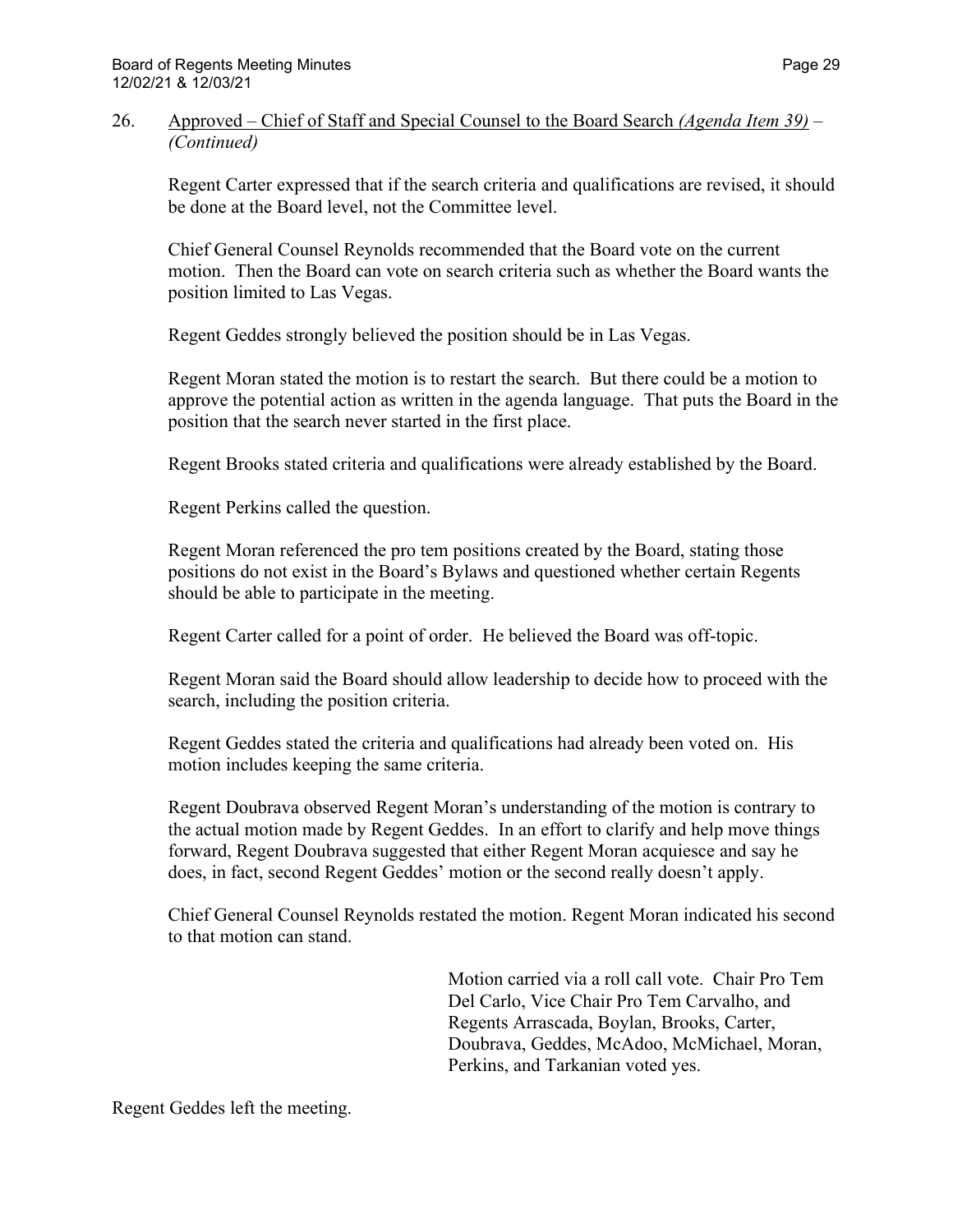26. Approved – Chief of Staff and Special Counsel to the Board Search *(Agenda Item 39)* – *(Continued)*

Regent Carter expressed that if the search criteria and qualifications are revised, it should be done at the Board level, not the Committee level.

Chief General Counsel Reynolds recommended that the Board vote on the current motion. Then the Board can vote on search criteria such as whether the Board wants the position limited to Las Vegas.

Regent Geddes strongly believed the position should be in Las Vegas.

Regent Moran stated the motion is to restart the search. But there could be a motion to approve the potential action as written in the agenda language. That puts the Board in the position that the search never started in the first place.

Regent Brooks stated criteria and qualifications were already established by the Board.

Regent Perkins called the question.

Regent Moran referenced the pro tem positions created by the Board, stating those positions do not exist in the Board's Bylaws and questioned whether certain Regents should be able to participate in the meeting.

Regent Carter called for a point of order. He believed the Board was off-topic.

Regent Moran said the Board should allow leadership to decide how to proceed with the search, including the position criteria.

Regent Geddes stated the criteria and qualifications had already been voted on. His motion includes keeping the same criteria.

Regent Doubrava observed Regent Moran's understanding of the motion is contrary to the actual motion made by Regent Geddes. In an effort to clarify and help move things forward, Regent Doubrava suggested that either Regent Moran acquiesce and say he does, in fact, second Regent Geddes' motion or the second really doesn't apply.

Chief General Counsel Reynolds restated the motion. Regent Moran indicated his second to that motion can stand.

> Motion carried via a roll call vote. Chair Pro Tem Del Carlo, Vice Chair Pro Tem Carvalho, and Regents Arrascada, Boylan, Brooks, Carter, Doubrava, Geddes, McAdoo, McMichael, Moran, Perkins, and Tarkanian voted yes.

Regent Geddes left the meeting.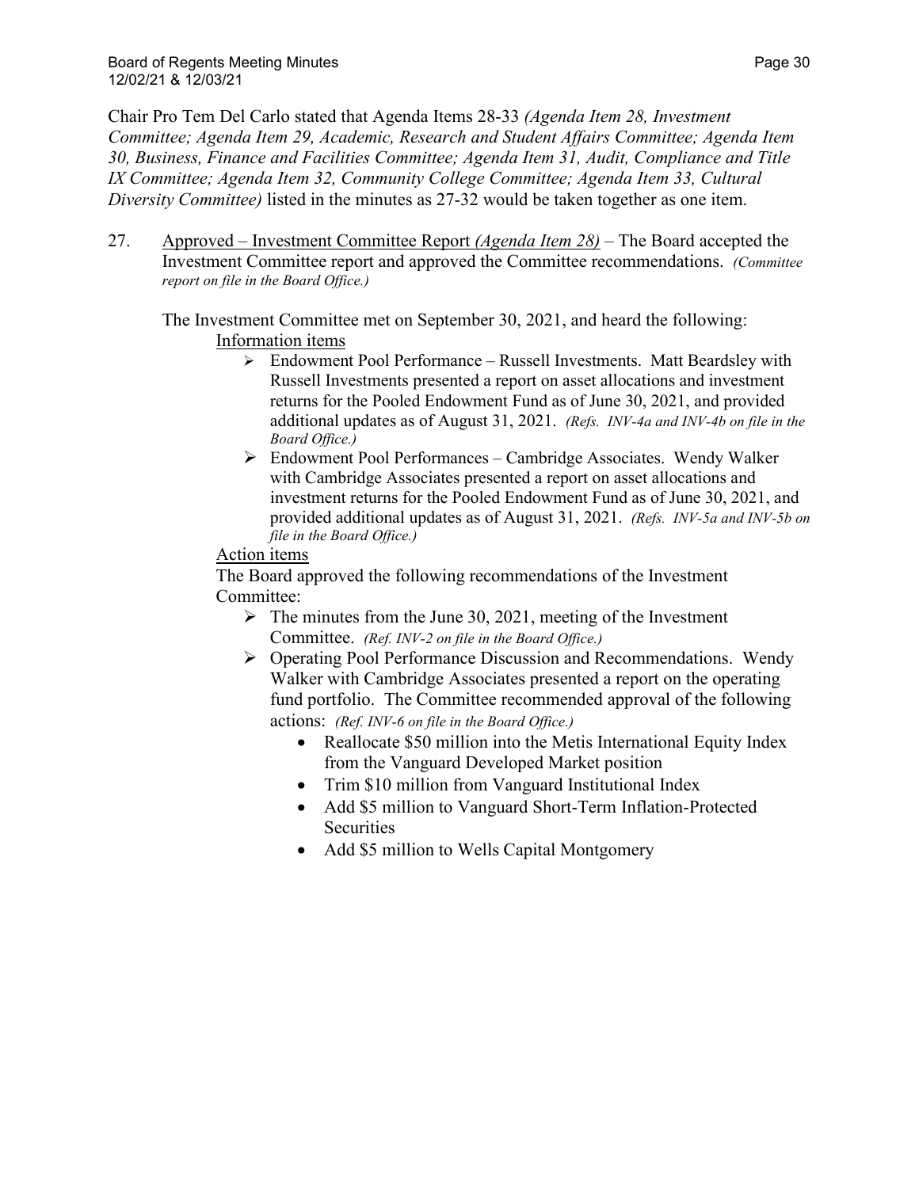Chair Pro Tem Del Carlo stated that Agenda Items 28-33 *(Agenda Item 28, Investment Committee; Agenda Item 29, Academic, Research and Student Affairs Committee; Agenda Item 30, Business, Finance and Facilities Committee; Agenda Item 31, Audit, Compliance and Title IX Committee; Agenda Item 32, Community College Committee; Agenda Item 33, Cultural Diversity Committee)* listed in the minutes as 27-32 would be taken together as one item.

27. Approved – Investment Committee Report *(Agenda Item 28)* – The Board accepted the Investment Committee report and approved the Committee recommendations. *(Committee report on file in the Board Office.)*

    The Investment Committee met on September 30, 2021, and heard the following:

    Information items

    - Endowment Pool Performance – Russell Investments. Matt Beardsley with Russell Investments presented a report on asset allocations and investment returns for the Pooled Endowment Fund as of June 30, 2021, and provided additional updates as of August 31, 2021. *(Refs. INV-4a and INV-4b on file in the Board Office.)*
    - Endowment Pool Performances – Cambridge Associates. Wendy Walker with Cambridge Associates presented a report on asset allocations and investment returns for the Pooled Endowment Fund as of June 30, 2021, and provided additional updates as of August 31, 2021. *(Refs. INV-5a and INV-5b on file in the Board Office.)*

    Action items

    The Board approved the following recommendations of the Investment Committee:

    - The minutes from the June 30, 2021, meeting of the Investment Committee. *(Ref. INV-2 on file in the Board Office.)*
    - Operating Pool Performance Discussion and Recommendations. Wendy Walker with Cambridge Associates presented a report on the operating fund portfolio. The Committee recommended approval of the following actions: *(Ref. INV-6 on file in the Board Office.)*
        - Reallocate $50 million into the Metis International Equity Index from the Vanguard Developed Market position
        - Trim $10 million from Vanguard Institutional Index
        - Add $5 million to Vanguard Short-Term Inflation-Protected Securities
        - Add $5 million to Wells Capital Montgomery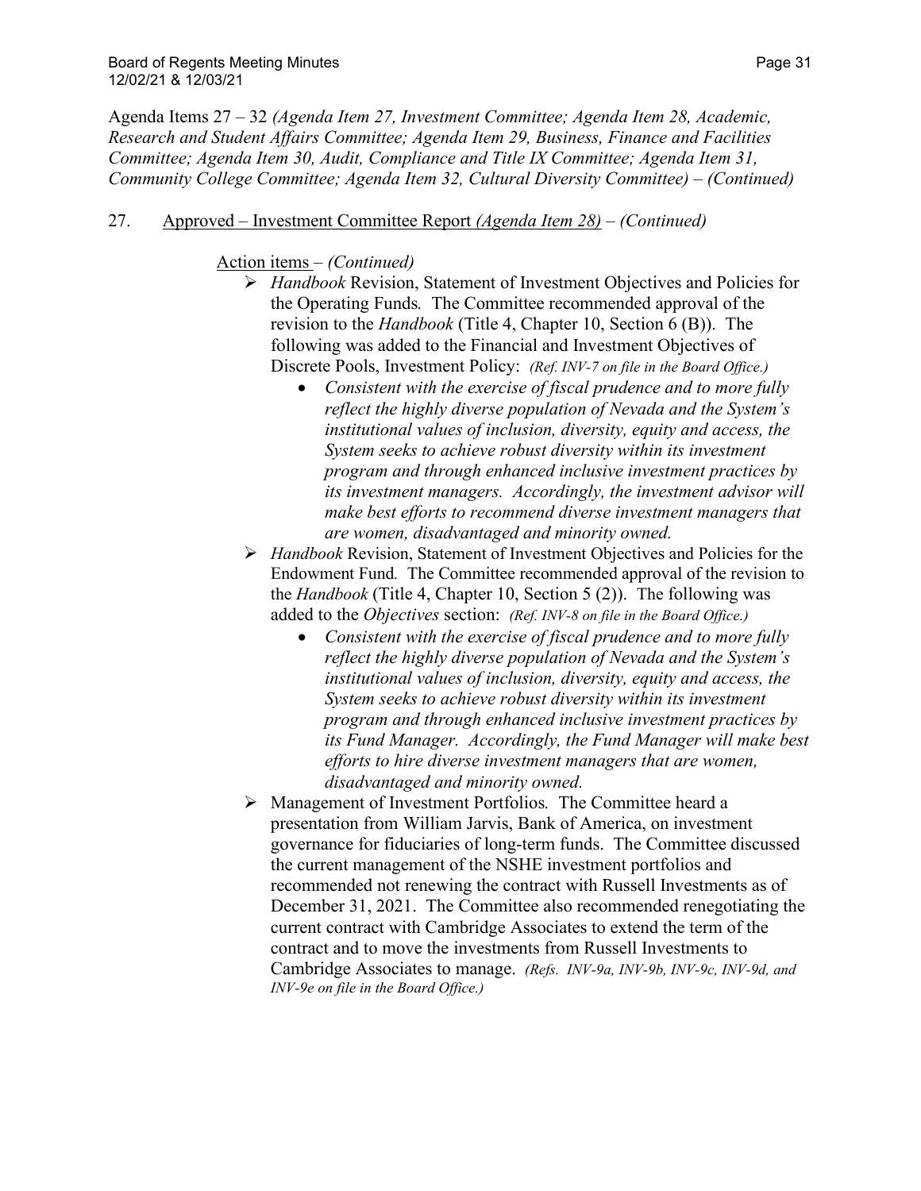Agenda Items 27 – 32 *(Agenda Item 27, Investment Committee; Agenda Item 28, Academic, Research and Student Affairs Committee; Agenda Item 29, Business, Finance and Facilities Committee; Agenda Item 30, Audit, Compliance and Title IX Committee; Agenda Item 31, Community College Committee; Agenda Item 32, Cultural Diversity Committee) – (Continued)*

27. Approved – Investment Committee Report *(Agenda Item 28) – (Continued)*

Action items – *(Continued)*

- *Handbook* Revision, Statement of Investment Objectives and Policies for the Operating Funds*.* The Committee recommended approval of the revision to the *Handbook* (Title 4, Chapter 10, Section 6 (B)). The following was added to the Financial and Investment Objectives of Discrete Pools, Investment Policy: *(Ref. INV-7 on file in the Board Office.)*
    - *Consistent with the exercise of fiscal prudence and to more fully reflect the highly diverse population of Nevada and the System's institutional values of inclusion, diversity, equity and access, the System seeks to achieve robust diversity within its investment program and through enhanced inclusive investment practices by its investment managers. Accordingly, the investment advisor will make best efforts to recommend diverse investment managers that are women, disadvantaged and minority owned.*
- *Handbook* Revision, Statement of Investment Objectives and Policies for the Endowment Fund*.* The Committee recommended approval of the revision to the *Handbook* (Title 4, Chapter 10, Section 5 (2)). The following was added to the *Objectives* section: *(Ref. INV-8 on file in the Board Office.)*
    - *Consistent with the exercise of fiscal prudence and to more fully reflect the highly diverse population of Nevada and the System's institutional values of inclusion, diversity, equity and access, the System seeks to achieve robust diversity within its investment program and through enhanced inclusive investment practices by its Fund Manager. Accordingly, the Fund Manager will make best efforts to hire diverse investment managers that are women, disadvantaged and minority owned.*
- Management of Investment Portfolios*.* The Committee heard a presentation from William Jarvis, Bank of America, on investment governance for fiduciaries of long-term funds. The Committee discussed the current management of the NSHE investment portfolios and recommended not renewing the contract with Russell Investments as of December 31, 2021. The Committee also recommended renegotiating the current contract with Cambridge Associates to extend the term of the contract and to move the investments from Russell Investments to Cambridge Associates to manage. *(Refs. INV-9a, INV-9b, INV-9c, INV-9d, and INV-9e on file in the Board Office.)*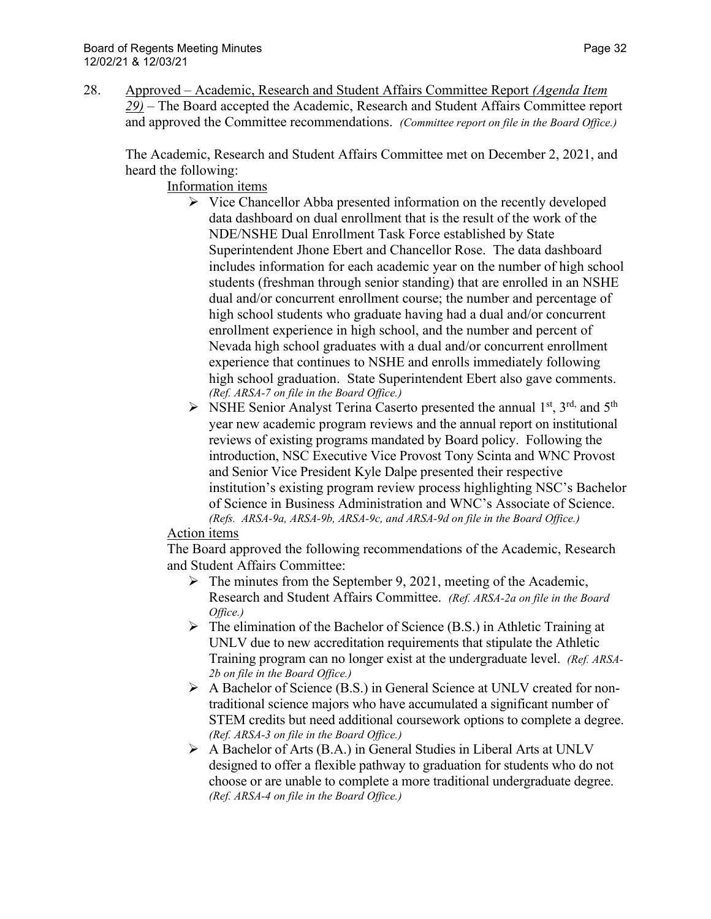28. Approved – Academic, Research and Student Affairs Committee Report *(Agenda Item 29)* – The Board accepted the Academic, Research and Student Affairs Committee report and approved the Committee recommendations. *(Committee report on file in the Board Office.)*

The Academic, Research and Student Affairs Committee met on December 2, 2021, and heard the following:

Information items

- Vice Chancellor Abba presented information on the recently developed data dashboard on dual enrollment that is the result of the work of the NDE/NSHE Dual Enrollment Task Force established by State Superintendent Jhone Ebert and Chancellor Rose. The data dashboard includes information for each academic year on the number of high school students (freshman through senior standing) that are enrolled in an NSHE dual and/or concurrent enrollment course; the number and percentage of high school students who graduate having had a dual and/or concurrent enrollment experience in high school, and the number and percent of Nevada high school graduates with a dual and/or concurrent enrollment experience that continues to NSHE and enrolls immediately following high school graduation. State Superintendent Ebert also gave comments. *(Ref. ARSA-7 on file in the Board Office.)*
- NSHE Senior Analyst Terina Caserto presented the annual 1st, 3rd, and 5th year new academic program reviews and the annual report on institutional reviews of existing programs mandated by Board policy. Following the introduction, NSC Executive Vice Provost Tony Scinta and WNC Provost and Senior Vice President Kyle Dalpe presented their respective institution's existing program review process highlighting NSC's Bachelor of Science in Business Administration and WNC's Associate of Science. *(Refs. ARSA-9a, ARSA-9b, ARSA-9c, and ARSA-9d on file in the Board Office.)*

Action items

The Board approved the following recommendations of the Academic, Research and Student Affairs Committee:

- The minutes from the September 9, 2021, meeting of the Academic, Research and Student Affairs Committee. *(Ref. ARSA-2a on file in the Board Office.)*
- The elimination of the Bachelor of Science (B.S.) in Athletic Training at UNLV due to new accreditation requirements that stipulate the Athletic Training program can no longer exist at the undergraduate level. *(Ref. ARSA-2b on file in the Board Office.)*
- A Bachelor of Science (B.S.) in General Science at UNLV created for non-traditional science majors who have accumulated a significant number of STEM credits but need additional coursework options to complete a degree. *(Ref. ARSA-3 on file in the Board Office.)*
- A Bachelor of Arts (B.A.) in General Studies in Liberal Arts at UNLV designed to offer a flexible pathway to graduation for students who do not choose or are unable to complete a more traditional undergraduate degree. *(Ref. ARSA-4 on file in the Board Office.)*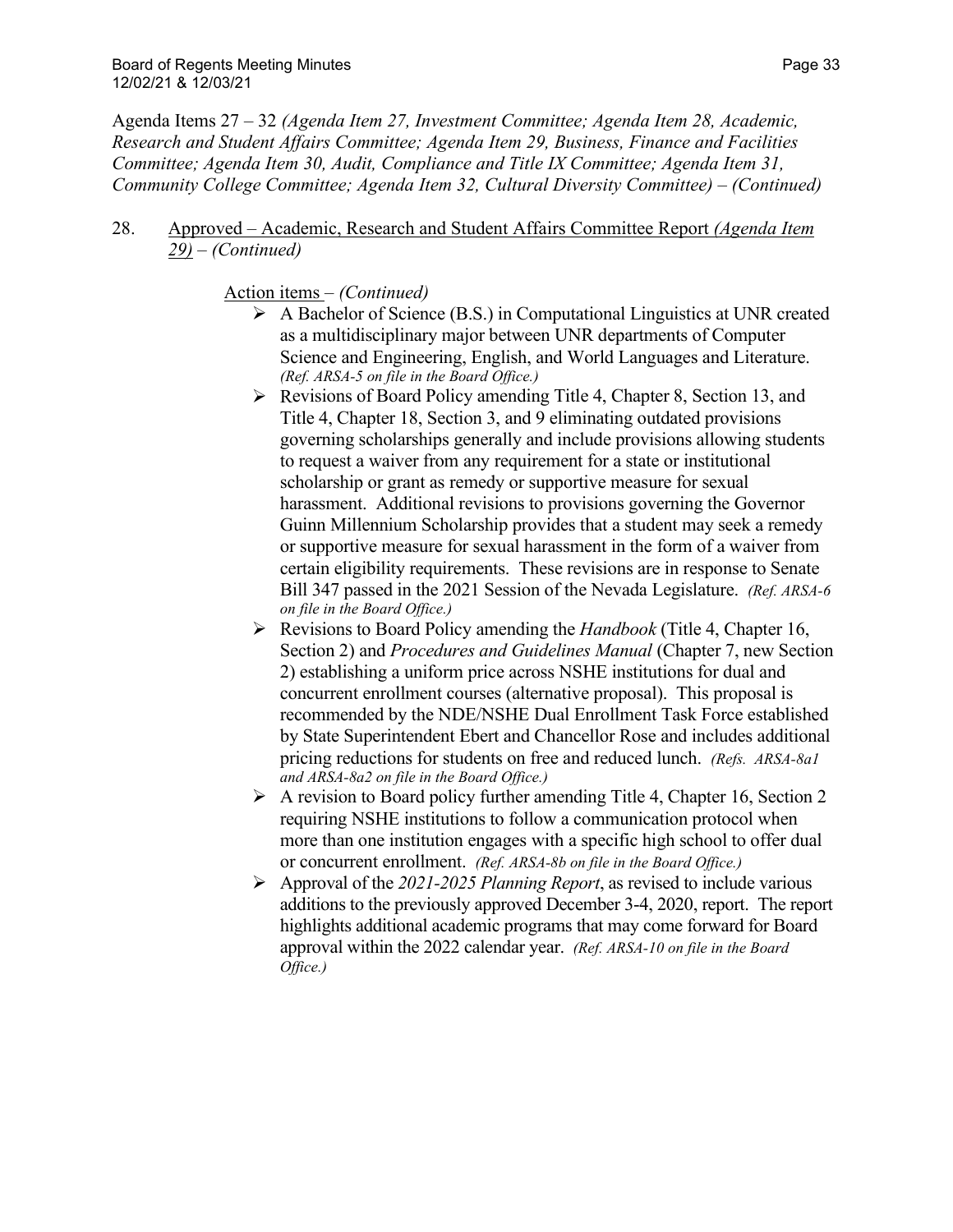Agenda Items 27 – 32 *(Agenda Item 27, Investment Committee; Agenda Item 28, Academic, Research and Student Affairs Committee; Agenda Item 29, Business, Finance and Facilities Committee; Agenda Item 30, Audit, Compliance and Title IX Committee; Agenda Item 31, Community College Committee; Agenda Item 32, Cultural Diversity Committee) – (Continued)*

28. Approved – Academic, Research and Student Affairs Committee Report *(Agenda Item 29) – (Continued)*

Action items – *(Continued)*

- A Bachelor of Science (B.S.) in Computational Linguistics at UNR created as a multidisciplinary major between UNR departments of Computer Science and Engineering, English, and World Languages and Literature. *(Ref. ARSA-5 on file in the Board Office.)*
- Revisions of Board Policy amending Title 4, Chapter 8, Section 13, and Title 4, Chapter 18, Section 3, and 9 eliminating outdated provisions governing scholarships generally and include provisions allowing students to request a waiver from any requirement for a state or institutional scholarship or grant as remedy or supportive measure for sexual harassment. Additional revisions to provisions governing the Governor Guinn Millennium Scholarship provides that a student may seek a remedy or supportive measure for sexual harassment in the form of a waiver from certain eligibility requirements. These revisions are in response to Senate Bill 347 passed in the 2021 Session of the Nevada Legislature. *(Ref. ARSA-6 on file in the Board Office.)*
- Revisions to Board Policy amending the *Handbook* (Title 4, Chapter 16, Section 2) and *Procedures and Guidelines Manual* (Chapter 7, new Section 2) establishing a uniform price across NSHE institutions for dual and concurrent enrollment courses (alternative proposal). This proposal is recommended by the NDE/NSHE Dual Enrollment Task Force established by State Superintendent Ebert and Chancellor Rose and includes additional pricing reductions for students on free and reduced lunch. *(Refs. ARSA-8a1 and ARSA-8a2 on file in the Board Office.)*
- A revision to Board policy further amending Title 4, Chapter 16, Section 2 requiring NSHE institutions to follow a communication protocol when more than one institution engages with a specific high school to offer dual or concurrent enrollment. *(Ref. ARSA-8b on file in the Board Office.)*
- Approval of the *2021-2025 Planning Report*, as revised to include various additions to the previously approved December 3-4, 2020, report. The report highlights additional academic programs that may come forward for Board approval within the 2022 calendar year. *(Ref. ARSA-10 on file in the Board Office.)*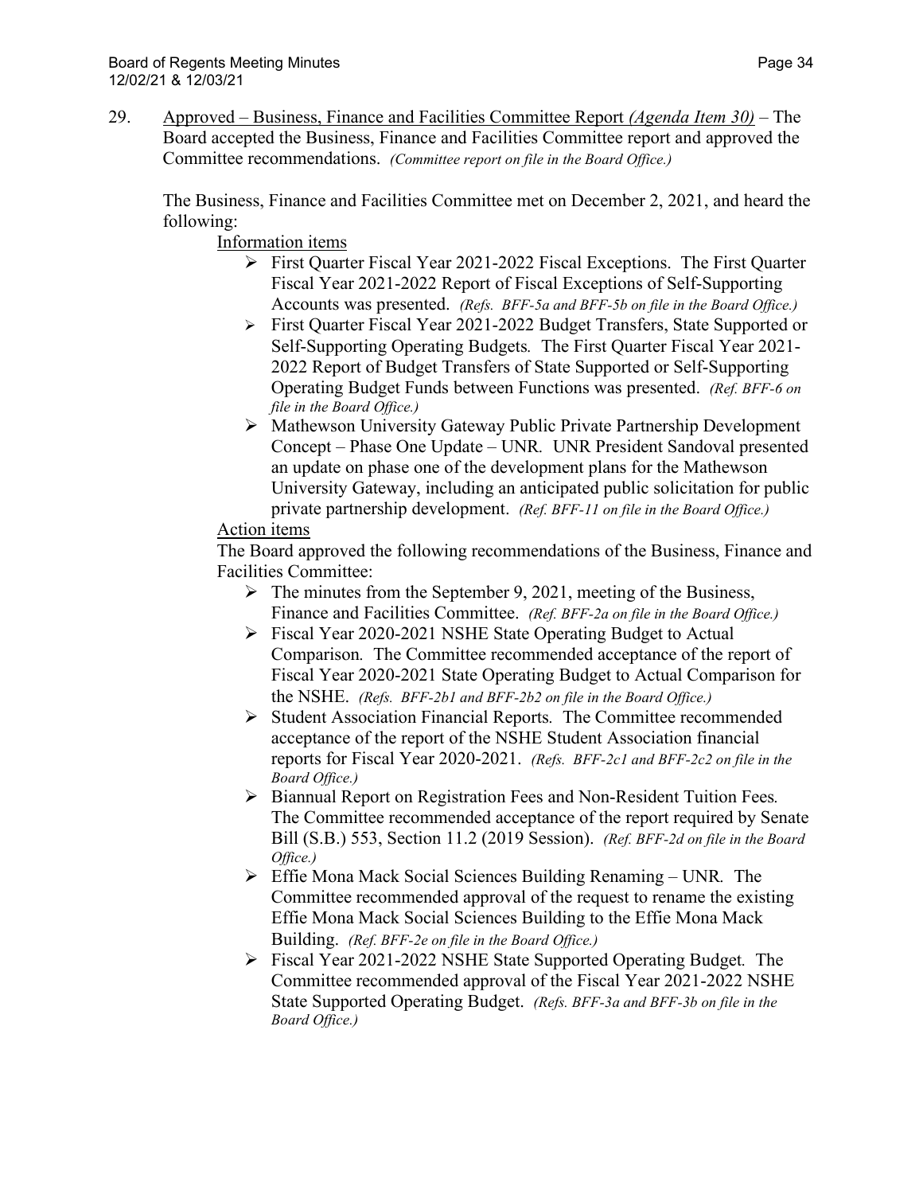29. Approved – Business, Finance and Facilities Committee Report *(Agenda Item 30)* – The Board accepted the Business, Finance and Facilities Committee report and approved the Committee recommendations. *(Committee report on file in the Board Office.)*

The Business, Finance and Facilities Committee met on December 2, 2021, and heard the following:

Information items

- First Quarter Fiscal Year 2021-2022 Fiscal Exceptions. The First Quarter Fiscal Year 2021-2022 Report of Fiscal Exceptions of Self-Supporting Accounts was presented. *(Refs. BFF-5a and BFF-5b on file in the Board Office.)*
- First Quarter Fiscal Year 2021-2022 Budget Transfers, State Supported or Self-Supporting Operating Budgets*.* The First Quarter Fiscal Year 2021-2022 Report of Budget Transfers of State Supported or Self-Supporting Operating Budget Funds between Functions was presented. *(Ref. BFF-6 on file in the Board Office.)*
- Mathewson University Gateway Public Private Partnership Development Concept – Phase One Update – UNR*.* UNR President Sandoval presented an update on phase one of the development plans for the Mathewson University Gateway, including an anticipated public solicitation for public private partnership development. *(Ref. BFF-11 on file in the Board Office.)*

Action items

The Board approved the following recommendations of the Business, Finance and Facilities Committee:

- The minutes from the September 9, 2021, meeting of the Business, Finance and Facilities Committee. *(Ref. BFF-2a on file in the Board Office.)*
- Fiscal Year 2020-2021 NSHE State Operating Budget to Actual Comparison*.* The Committee recommended acceptance of the report of Fiscal Year 2020-2021 State Operating Budget to Actual Comparison for the NSHE. *(Refs. BFF-2b1 and BFF-2b2 on file in the Board Office.)*
- Student Association Financial Reports*.* The Committee recommended acceptance of the report of the NSHE Student Association financial reports for Fiscal Year 2020-2021. *(Refs. BFF-2c1 and BFF-2c2 on file in the Board Office.)*
- Biannual Report on Registration Fees and Non-Resident Tuition Fees*.* The Committee recommended acceptance of the report required by Senate Bill (S.B.) 553, Section 11.2 (2019 Session). *(Ref. BFF-2d on file in the Board Office.)*
- Effie Mona Mack Social Sciences Building Renaming – UNR*.* The Committee recommended approval of the request to rename the existing Effie Mona Mack Social Sciences Building to the Effie Mona Mack Building. *(Ref. BFF-2e on file in the Board Office.)*
- Fiscal Year 2021-2022 NSHE State Supported Operating Budget*.* The Committee recommended approval of the Fiscal Year 2021-2022 NSHE State Supported Operating Budget. *(Refs. BFF-3a and BFF-3b on file in the Board Office.)*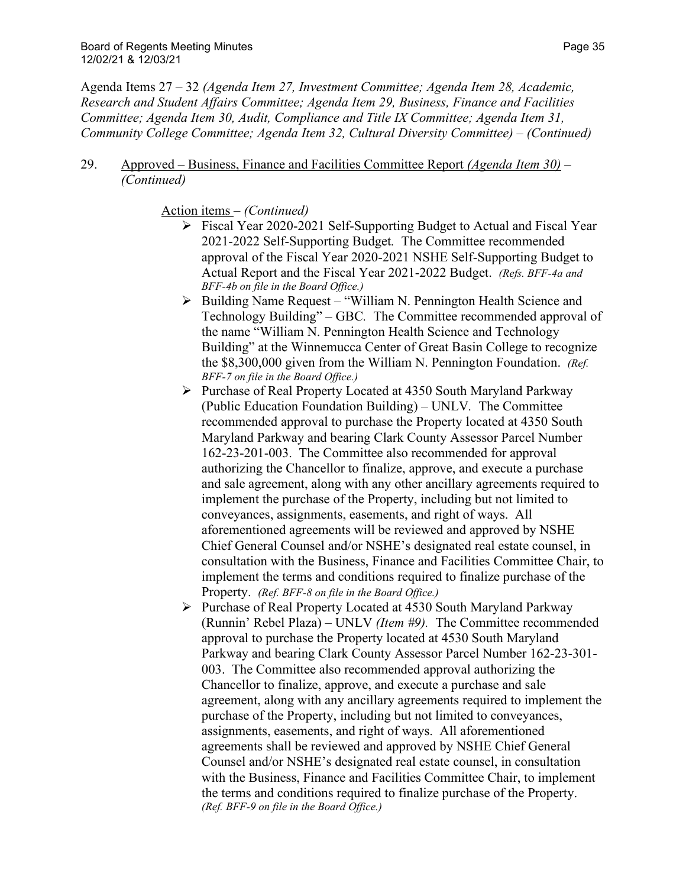Agenda Items 27 – 32 *(Agenda Item 27, Investment Committee; Agenda Item 28, Academic, Research and Student Affairs Committee; Agenda Item 29, Business, Finance and Facilities Committee; Agenda Item 30, Audit, Compliance and Title IX Committee; Agenda Item 31, Community College Committee; Agenda Item 32, Cultural Diversity Committee) – (Continued)*

29. Approved – Business, Finance and Facilities Committee Report *(Agenda Item 30)* – *(Continued)*

Action items – *(Continued)*

- Fiscal Year 2020-2021 Self-Supporting Budget to Actual and Fiscal Year 2021-2022 Self-Supporting Budget. The Committee recommended approval of the Fiscal Year 2020-2021 NSHE Self-Supporting Budget to Actual Report and the Fiscal Year 2021-2022 Budget. *(Refs. BFF-4a and BFF-4b on file in the Board Office.)*
- Building Name Request – "William N. Pennington Health Science and Technology Building" – GBC. The Committee recommended approval of the name "William N. Pennington Health Science and Technology Building" at the Winnemucca Center of Great Basin College to recognize the $8,300,000 given from the William N. Pennington Foundation. *(Ref. BFF-7 on file in the Board Office.)*
- Purchase of Real Property Located at 4350 South Maryland Parkway (Public Education Foundation Building) – UNLV. The Committee recommended approval to purchase the Property located at 4350 South Maryland Parkway and bearing Clark County Assessor Parcel Number 162-23-201-003. The Committee also recommended for approval authorizing the Chancellor to finalize, approve, and execute a purchase and sale agreement, along with any other ancillary agreements required to implement the purchase of the Property, including but not limited to conveyances, assignments, easements, and right of ways. All aforementioned agreements will be reviewed and approved by NSHE Chief General Counsel and/or NSHE's designated real estate counsel, in consultation with the Business, Finance and Facilities Committee Chair, to implement the terms and conditions required to finalize purchase of the Property. *(Ref. BFF-8 on file in the Board Office.)*
- Purchase of Real Property Located at 4530 South Maryland Parkway (Runnin' Rebel Plaza) – UNLV *(Item #9)*. The Committee recommended approval to purchase the Property located at 4530 South Maryland Parkway and bearing Clark County Assessor Parcel Number 162-23-301-003. The Committee also recommended approval authorizing the Chancellor to finalize, approve, and execute a purchase and sale agreement, along with any ancillary agreements required to implement the purchase of the Property, including but not limited to conveyances, assignments, easements, and right of ways. All aforementioned agreements shall be reviewed and approved by NSHE Chief General Counsel and/or NSHE's designated real estate counsel, in consultation with the Business, Finance and Facilities Committee Chair, to implement the terms and conditions required to finalize purchase of the Property. *(Ref. BFF-9 on file in the Board Office.)*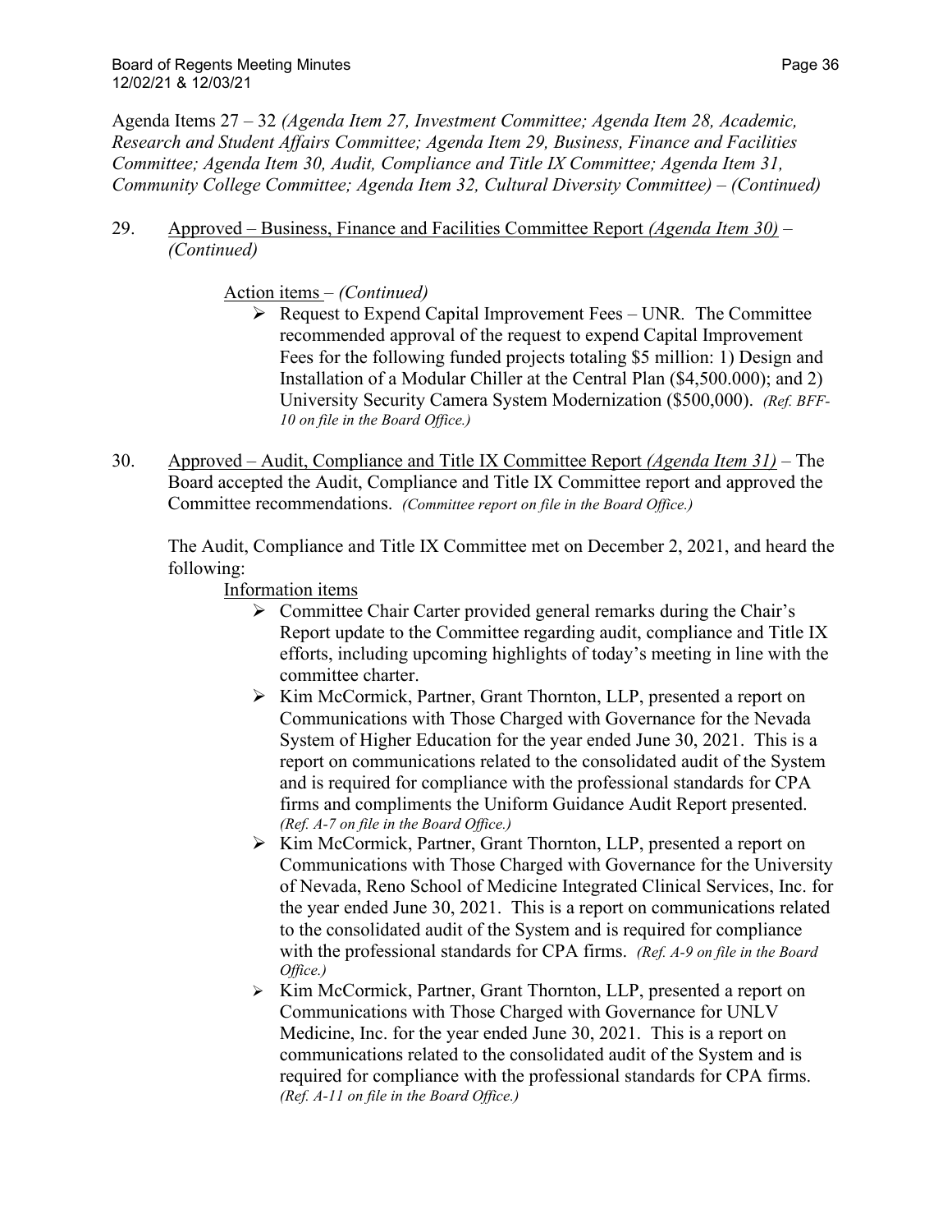Agenda Items 27 – 32 *(Agenda Item 27, Investment Committee; Agenda Item 28, Academic, Research and Student Affairs Committee; Agenda Item 29, Business, Finance and Facilities Committee; Agenda Item 30, Audit, Compliance and Title IX Committee; Agenda Item 31, Community College Committee; Agenda Item 32, Cultural Diversity Committee) – (Continued)*

29. Approved – Business, Finance and Facilities Committee Report *(Agenda Item 30)* – *(Continued)*

    Action items – *(Continued)*

    - Request to Expend Capital Improvement Fees – UNR. The Committee recommended approval of the request to expend Capital Improvement Fees for the following funded projects totaling $5 million: 1) Design and Installation of a Modular Chiller at the Central Plan ($4,500.000); and 2) University Security Camera System Modernization ($500,000). *(Ref. BFF-10 on file in the Board Office.)*

30. Approved – Audit, Compliance and Title IX Committee Report *(Agenda Item 31)* – The Board accepted the Audit, Compliance and Title IX Committee report and approved the Committee recommendations. *(Committee report on file in the Board Office.)*

    The Audit, Compliance and Title IX Committee met on December 2, 2021, and heard the following:

    Information items

    - Committee Chair Carter provided general remarks during the Chair's Report update to the Committee regarding audit, compliance and Title IX efforts, including upcoming highlights of today's meeting in line with the committee charter.
    - Kim McCormick, Partner, Grant Thornton, LLP, presented a report on Communications with Those Charged with Governance for the Nevada System of Higher Education for the year ended June 30, 2021. This is a report on communications related to the consolidated audit of the System and is required for compliance with the professional standards for CPA firms and compliments the Uniform Guidance Audit Report presented. *(Ref. A-7 on file in the Board Office.)*
    - Kim McCormick, Partner, Grant Thornton, LLP, presented a report on Communications with Those Charged with Governance for the University of Nevada, Reno School of Medicine Integrated Clinical Services, Inc. for the year ended June 30, 2021. This is a report on communications related to the consolidated audit of the System and is required for compliance with the professional standards for CPA firms. *(Ref. A-9 on file in the Board Office.)*
    - Kim McCormick, Partner, Grant Thornton, LLP, presented a report on Communications with Those Charged with Governance for UNLV Medicine, Inc. for the year ended June 30, 2021. This is a report on communications related to the consolidated audit of the System and is required for compliance with the professional standards for CPA firms. *(Ref. A-11 on file in the Board Office.)*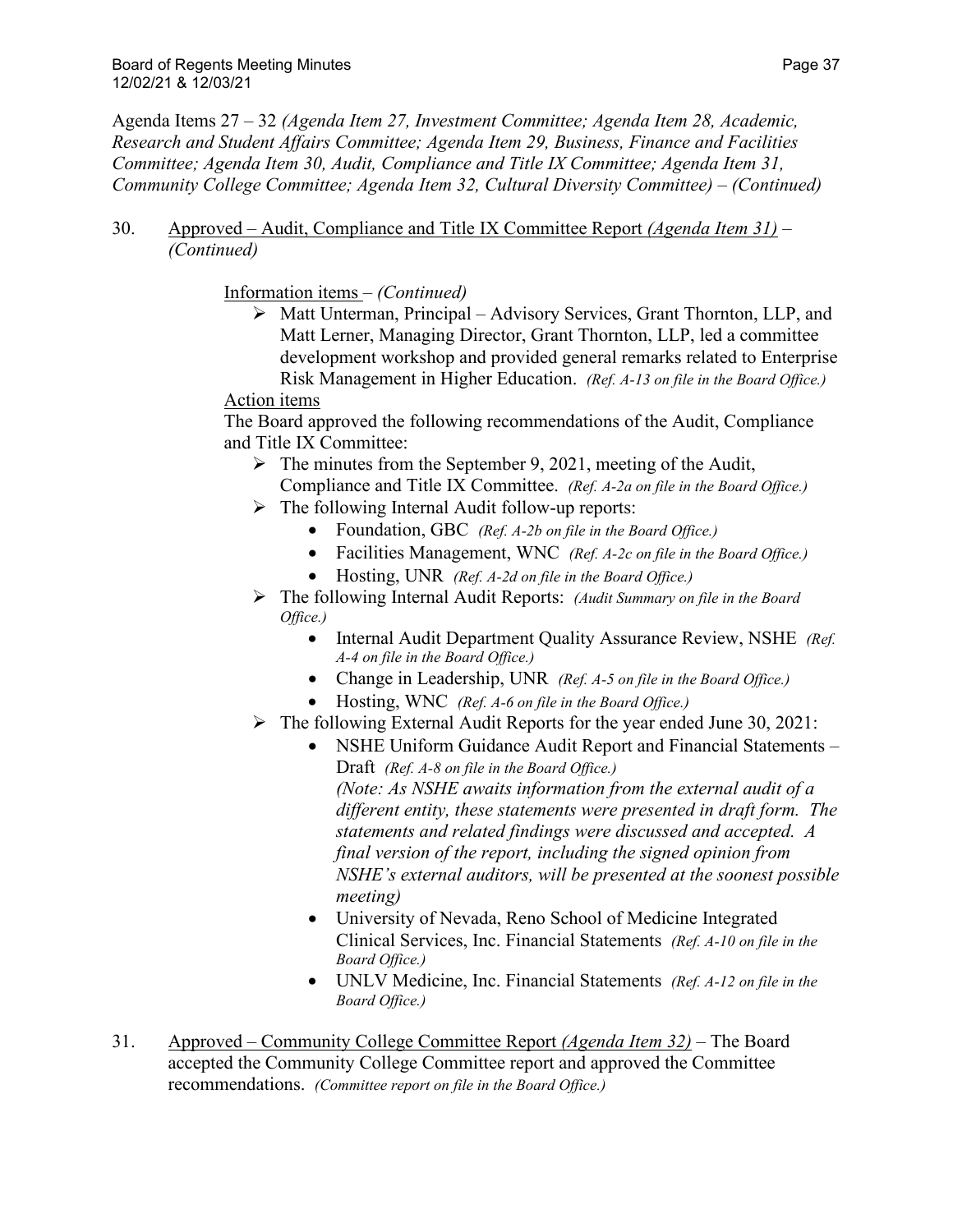Agenda Items 27 – 32 *(Agenda Item 27, Investment Committee; Agenda Item 28, Academic, Research and Student Affairs Committee; Agenda Item 29, Business, Finance and Facilities Committee; Agenda Item 30, Audit, Compliance and Title IX Committee; Agenda Item 31, Community College Committee; Agenda Item 32, Cultural Diversity Committee) – (Continued)*

30. Approved – Audit, Compliance and Title IX Committee Report *(Agenda Item 31)* – *(Continued)*

Information items – *(Continued)*

- Matt Unterman, Principal – Advisory Services, Grant Thornton, LLP, and Matt Lerner, Managing Director, Grant Thornton, LLP, led a committee development workshop and provided general remarks related to Enterprise Risk Management in Higher Education. *(Ref. A-13 on file in the Board Office.)*

Action items

The Board approved the following recommendations of the Audit, Compliance and Title IX Committee:

- The minutes from the September 9, 2021, meeting of the Audit, Compliance and Title IX Committee. *(Ref. A-2a on file in the Board Office.)*
- The following Internal Audit follow-up reports:
  - Foundation, GBC *(Ref. A-2b on file in the Board Office.)*
  - Facilities Management, WNC *(Ref. A-2c on file in the Board Office.)*
  - Hosting, UNR *(Ref. A-2d on file in the Board Office.)*
- The following Internal Audit Reports: *(Audit Summary on file in the Board Office.)*
  - Internal Audit Department Quality Assurance Review, NSHE *(Ref. A-4 on file in the Board Office.)*
  - Change in Leadership, UNR *(Ref. A-5 on file in the Board Office.)*
  - Hosting, WNC *(Ref. A-6 on file in the Board Office.)*
- The following External Audit Reports for the year ended June 30, 2021:
  - NSHE Uniform Guidance Audit Report and Financial Statements – Draft *(Ref. A-8 on file in the Board Office.)* *(Note: As NSHE awaits information from the external audit of a different entity, these statements were presented in draft form. The statements and related findings were discussed and accepted. A final version of the report, including the signed opinion from NSHE's external auditors, will be presented at the soonest possible meeting)*
  - University of Nevada, Reno School of Medicine Integrated Clinical Services, Inc. Financial Statements *(Ref. A-10 on file in the Board Office.)*
  - UNLV Medicine, Inc. Financial Statements *(Ref. A-12 on file in the Board Office.)*

31. Approved – Community College Committee Report *(Agenda Item 32)* – The Board accepted the Community College Committee report and approved the Committee recommendations. *(Committee report on file in the Board Office.)*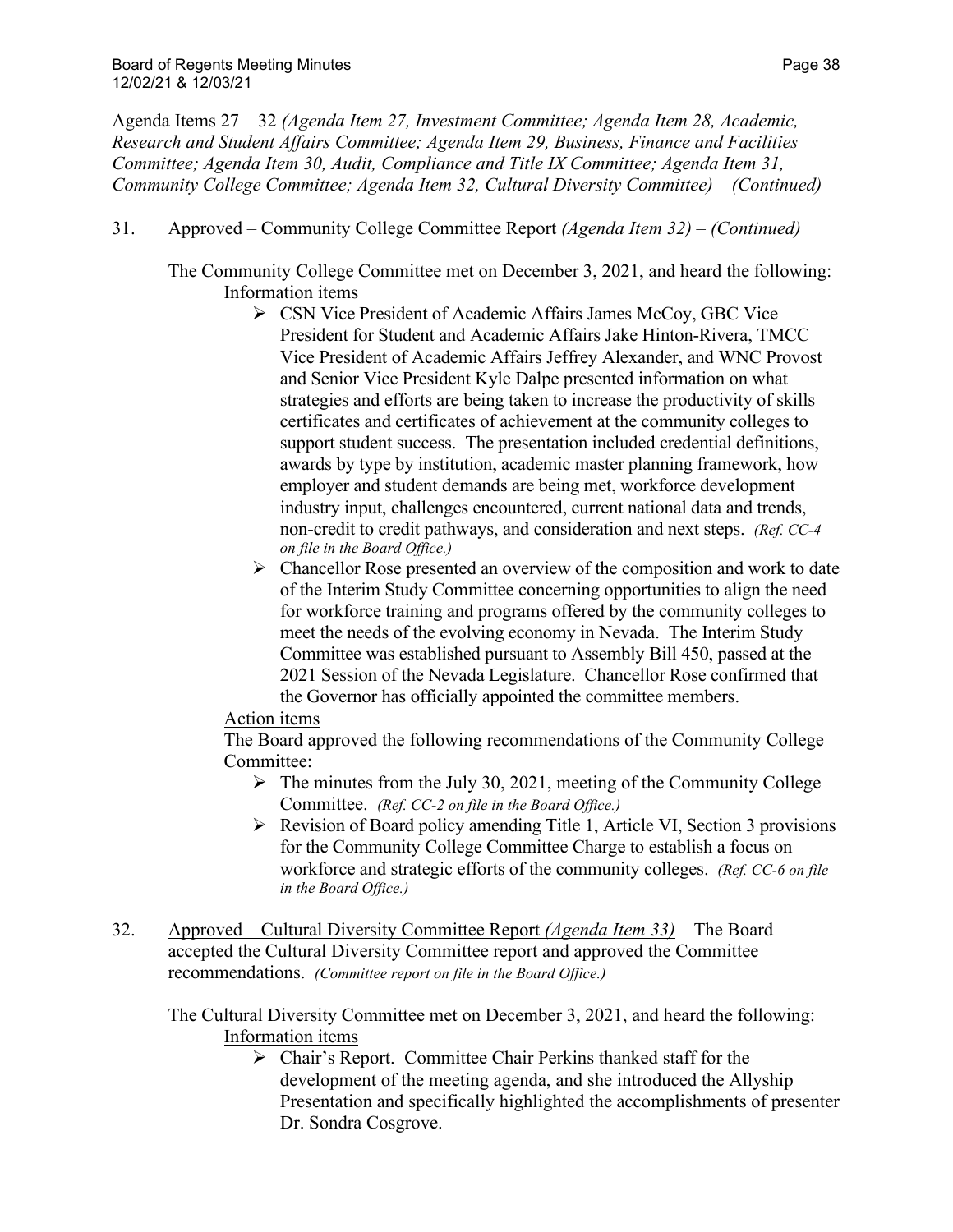Agenda Items 27 – 32 *(Agenda Item 27, Investment Committee; Agenda Item 28, Academic, Research and Student Affairs Committee; Agenda Item 29, Business, Finance and Facilities Committee; Agenda Item 30, Audit, Compliance and Title IX Committee; Agenda Item 31, Community College Committee; Agenda Item 32, Cultural Diversity Committee) – (Continued)*

31. Approved – Community College Committee Report *(Agenda Item 32)* – *(Continued)*

The Community College Committee met on December 3, 2021, and heard the following:

Information items

- CSN Vice President of Academic Affairs James McCoy, GBC Vice President for Student and Academic Affairs Jake Hinton-Rivera, TMCC Vice President of Academic Affairs Jeffrey Alexander, and WNC Provost and Senior Vice President Kyle Dalpe presented information on what strategies and efforts are being taken to increase the productivity of skills certificates and certificates of achievement at the community colleges to support student success. The presentation included credential definitions, awards by type by institution, academic master planning framework, how employer and student demands are being met, workforce development industry input, challenges encountered, current national data and trends, non-credit to credit pathways, and consideration and next steps. *(Ref. CC-4 on file in the Board Office.)*
- Chancellor Rose presented an overview of the composition and work to date of the Interim Study Committee concerning opportunities to align the need for workforce training and programs offered by the community colleges to meet the needs of the evolving economy in Nevada. The Interim Study Committee was established pursuant to Assembly Bill 450, passed at the 2021 Session of the Nevada Legislature. Chancellor Rose confirmed that the Governor has officially appointed the committee members.

Action items

The Board approved the following recommendations of the Community College Committee:

- The minutes from the July 30, 2021, meeting of the Community College Committee. *(Ref. CC-2 on file in the Board Office.)*
- Revision of Board policy amending Title 1, Article VI, Section 3 provisions for the Community College Committee Charge to establish a focus on workforce and strategic efforts of the community colleges. *(Ref. CC-6 on file in the Board Office.)*

32. Approved – Cultural Diversity Committee Report *(Agenda Item 33)* – The Board accepted the Cultural Diversity Committee report and approved the Committee recommendations. *(Committee report on file in the Board Office.)*

The Cultural Diversity Committee met on December 3, 2021, and heard the following:

Information items

- Chair's Report. Committee Chair Perkins thanked staff for the development of the meeting agenda, and she introduced the Allyship Presentation and specifically highlighted the accomplishments of presenter Dr. Sondra Cosgrove.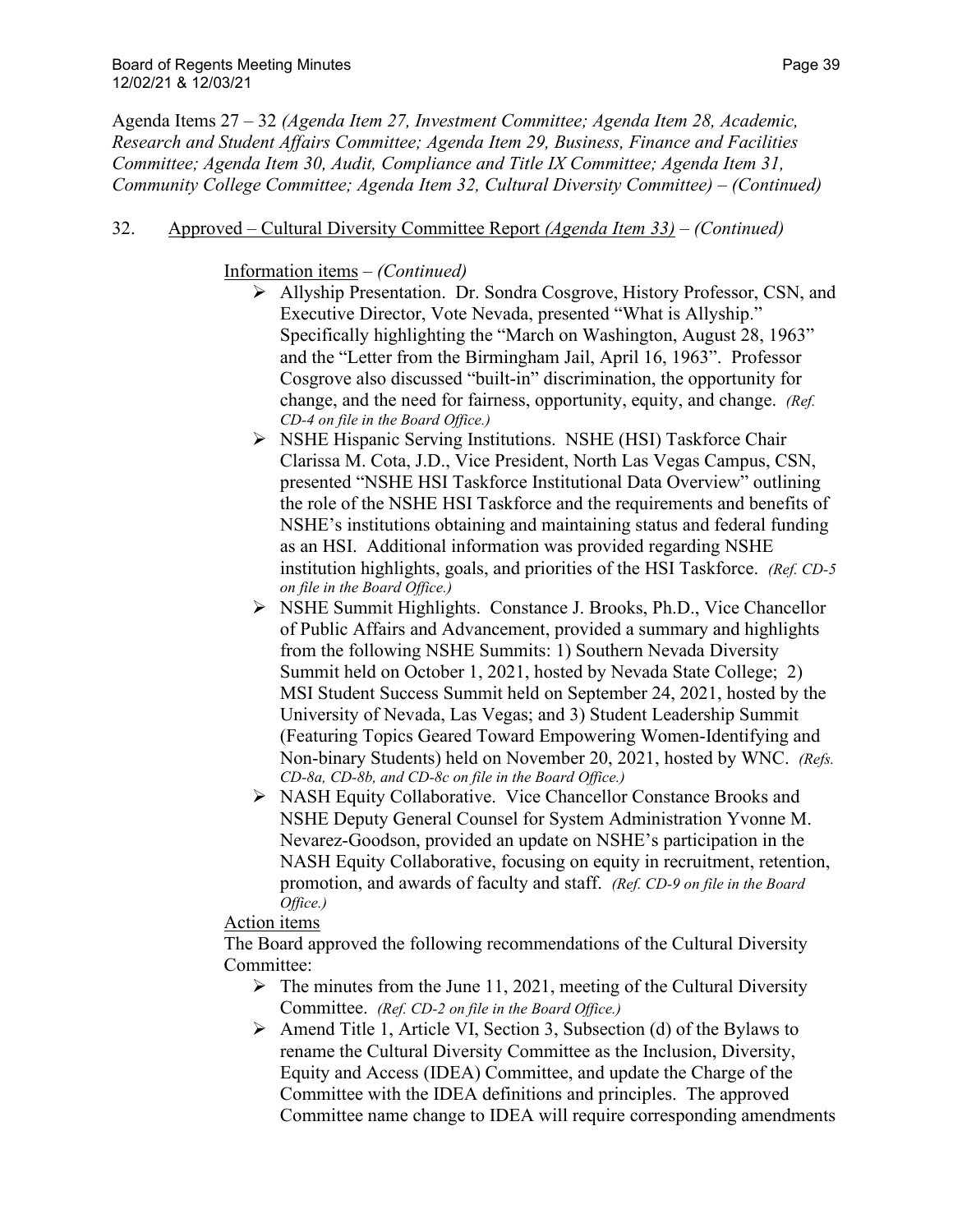Agenda Items 27 – 32 *(Agenda Item 27, Investment Committee; Agenda Item 28, Academic, Research and Student Affairs Committee; Agenda Item 29, Business, Finance and Facilities Committee; Agenda Item 30, Audit, Compliance and Title IX Committee; Agenda Item 31, Community College Committee; Agenda Item 32, Cultural Diversity Committee) – (Continued)*

32. Approved – Cultural Diversity Committee Report *(Agenda Item 33)* – *(Continued)*

Information items – *(Continued)*

- Allyship Presentation. Dr. Sondra Cosgrove, History Professor, CSN, and Executive Director, Vote Nevada, presented "What is Allyship." Specifically highlighting the "March on Washington, August 28, 1963" and the "Letter from the Birmingham Jail, April 16, 1963". Professor Cosgrove also discussed "built-in" discrimination, the opportunity for change, and the need for fairness, opportunity, equity, and change. *(Ref. CD-4 on file in the Board Office.)*
- NSHE Hispanic Serving Institutions. NSHE (HSI) Taskforce Chair Clarissa M. Cota, J.D., Vice President, North Las Vegas Campus, CSN, presented "NSHE HSI Taskforce Institutional Data Overview" outlining the role of the NSHE HSI Taskforce and the requirements and benefits of NSHE's institutions obtaining and maintaining status and federal funding as an HSI. Additional information was provided regarding NSHE institution highlights, goals, and priorities of the HSI Taskforce. *(Ref. CD-5 on file in the Board Office.)*
- NSHE Summit Highlights. Constance J. Brooks, Ph.D., Vice Chancellor of Public Affairs and Advancement, provided a summary and highlights from the following NSHE Summits: 1) Southern Nevada Diversity Summit held on October 1, 2021, hosted by Nevada State College; 2) MSI Student Success Summit held on September 24, 2021, hosted by the University of Nevada, Las Vegas; and 3) Student Leadership Summit (Featuring Topics Geared Toward Empowering Women-Identifying and Non-binary Students) held on November 20, 2021, hosted by WNC. *(Refs. CD-8a, CD-8b, and CD-8c on file in the Board Office.)*
- NASH Equity Collaborative. Vice Chancellor Constance Brooks and NSHE Deputy General Counsel for System Administration Yvonne M. Nevarez-Goodson, provided an update on NSHE's participation in the NASH Equity Collaborative, focusing on equity in recruitment, retention, promotion, and awards of faculty and staff. *(Ref. CD-9 on file in the Board Office.)*

Action items

The Board approved the following recommendations of the Cultural Diversity Committee:

- The minutes from the June 11, 2021, meeting of the Cultural Diversity Committee. *(Ref. CD-2 on file in the Board Office.)*
- Amend Title 1, Article VI, Section 3, Subsection (d) of the Bylaws to rename the Cultural Diversity Committee as the Inclusion, Diversity, Equity and Access (IDEA) Committee, and update the Charge of the Committee with the IDEA definitions and principles. The approved Committee name change to IDEA will require corresponding amendments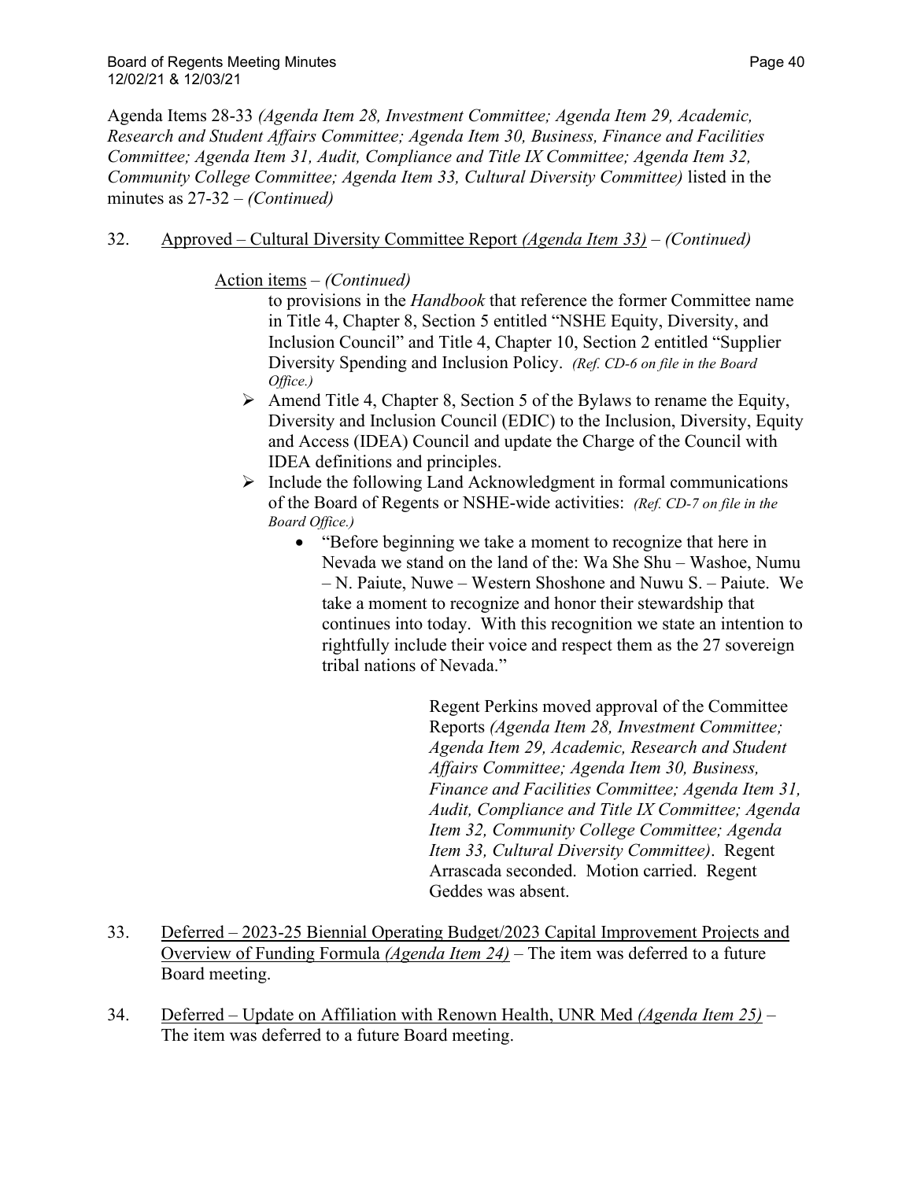Agenda Items 28-33 *(Agenda Item 28, Investment Committee; Agenda Item 29, Academic, Research and Student Affairs Committee; Agenda Item 30, Business, Finance and Facilities Committee; Agenda Item 31, Audit, Compliance and Title IX Committee; Agenda Item 32, Community College Committee; Agenda Item 33, Cultural Diversity Committee)* listed in the minutes as 27-32 – *(Continued)*

32. Approved – Cultural Diversity Committee Report *(Agenda Item 33)* – *(Continued)*

Action items – *(Continued)*

to provisions in the *Handbook* that reference the former Committee name in Title 4, Chapter 8, Section 5 entitled "NSHE Equity, Diversity, and Inclusion Council" and Title 4, Chapter 10, Section 2 entitled "Supplier Diversity Spending and Inclusion Policy. *(Ref. CD-6 on file in the Board Office.)*

- Amend Title 4, Chapter 8, Section 5 of the Bylaws to rename the Equity, Diversity and Inclusion Council (EDIC) to the Inclusion, Diversity, Equity and Access (IDEA) Council and update the Charge of the Council with IDEA definitions and principles.
- Include the following Land Acknowledgment in formal communications of the Board of Regents or NSHE-wide activities: *(Ref. CD-7 on file in the Board Office.)*
  - "Before beginning we take a moment to recognize that here in Nevada we stand on the land of the: Wa She Shu – Washoe, Numu – N. Paiute, Nuwe – Western Shoshone and Nuwu S. – Paiute. We take a moment to recognize and honor their stewardship that continues into today. With this recognition we state an intention to rightfully include their voice and respect them as the 27 sovereign tribal nations of Nevada."

Regent Perkins moved approval of the Committee Reports *(Agenda Item 28, Investment Committee; Agenda Item 29, Academic, Research and Student Affairs Committee; Agenda Item 30, Business, Finance and Facilities Committee; Agenda Item 31, Audit, Compliance and Title IX Committee; Agenda Item 32, Community College Committee; Agenda Item 33, Cultural Diversity Committee)*. Regent Arrascada seconded. Motion carried. Regent Geddes was absent.

33. Deferred – 2023-25 Biennial Operating Budget/2023 Capital Improvement Projects and Overview of Funding Formula *(Agenda Item 24)* – The item was deferred to a future Board meeting.

34. Deferred – Update on Affiliation with Renown Health, UNR Med *(Agenda Item 25)* – The item was deferred to a future Board meeting.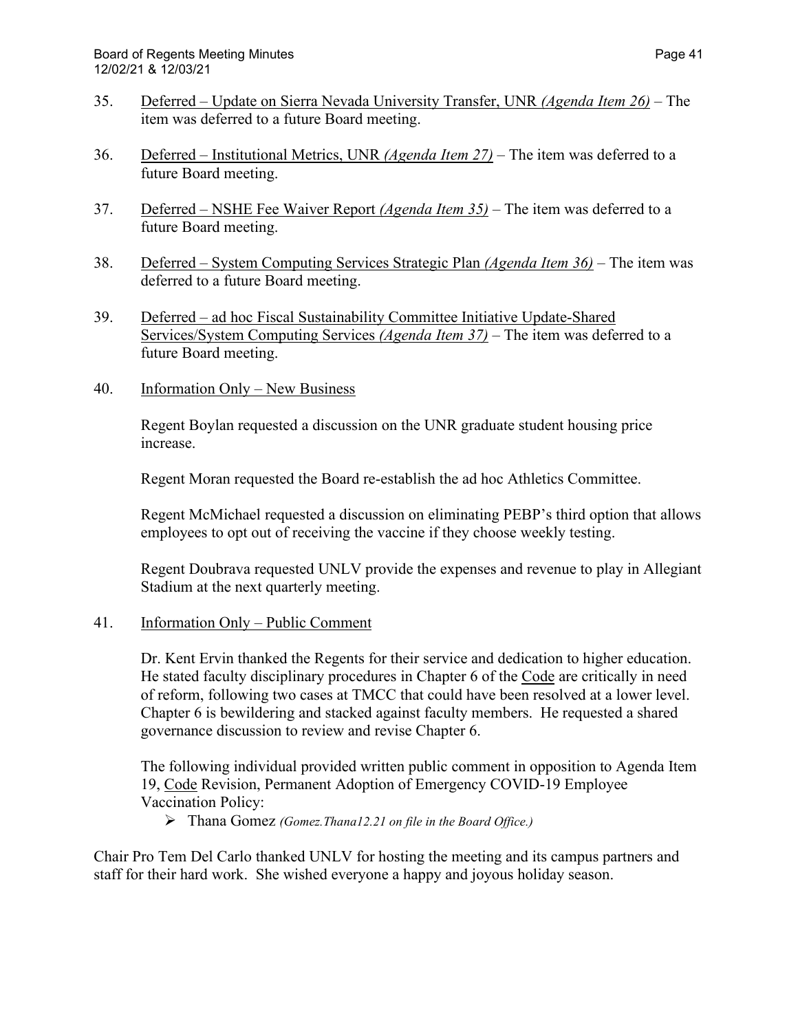35. Deferred – Update on Sierra Nevada University Transfer, UNR *(Agenda Item 26)* – The item was deferred to a future Board meeting.

36. Deferred – Institutional Metrics, UNR *(Agenda Item 27)* – The item was deferred to a future Board meeting.

37. Deferred – NSHE Fee Waiver Report *(Agenda Item 35)* – The item was deferred to a future Board meeting.

38. Deferred – System Computing Services Strategic Plan *(Agenda Item 36)* – The item was deferred to a future Board meeting.

39. Deferred – ad hoc Fiscal Sustainability Committee Initiative Update-Shared Services/System Computing Services *(Agenda Item 37)* – The item was deferred to a future Board meeting.

40. Information Only – New Business

    Regent Boylan requested a discussion on the UNR graduate student housing price increase.

    Regent Moran requested the Board re-establish the ad hoc Athletics Committee.

    Regent McMichael requested a discussion on eliminating PEBP's third option that allows employees to opt out of receiving the vaccine if they choose weekly testing.

    Regent Doubrava requested UNLV provide the expenses and revenue to play in Allegiant Stadium at the next quarterly meeting.

41. Information Only – Public Comment

    Dr. Kent Ervin thanked the Regents for their service and dedication to higher education. He stated faculty disciplinary procedures in Chapter 6 of the Code are critically in need of reform, following two cases at TMCC that could have been resolved at a lower level. Chapter 6 is bewildering and stacked against faculty members. He requested a shared governance discussion to review and revise Chapter 6.

    The following individual provided written public comment in opposition to Agenda Item 19, Code Revision, Permanent Adoption of Emergency COVID-19 Employee Vaccination Policy:

    - Thana Gomez *(Gomez.Thana12.21 on file in the Board Office.)*

Chair Pro Tem Del Carlo thanked UNLV for hosting the meeting and its campus partners and staff for their hard work. She wished everyone a happy and joyous holiday season.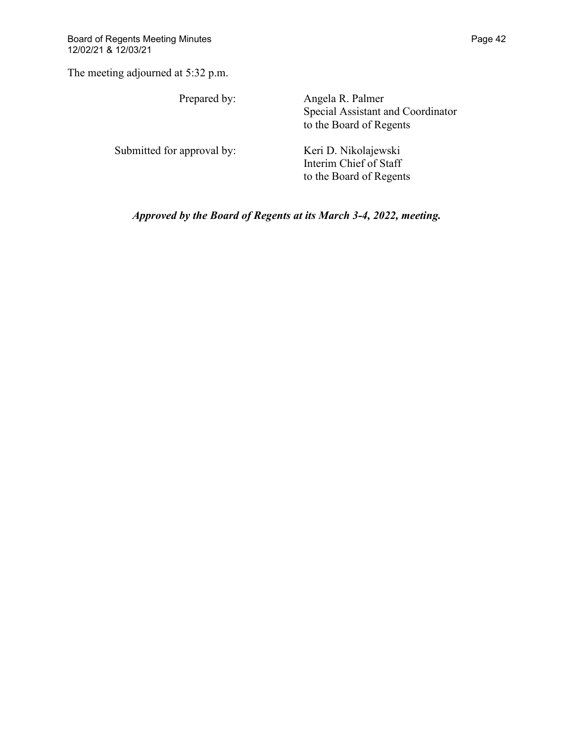The meeting adjourned at 5:32 p.m.

| | |
|---|---|
| Prepared by: | Angela R. Palmer<br>Special Assistant and Coordinator<br>to the Board of Regents |
| Submitted for approval by: | Keri D. Nikolajewski<br>Interim Chief of Staff<br>to the Board of Regents |

***Approved by the Board of Regents at its March 3-4, 2022, meeting.***